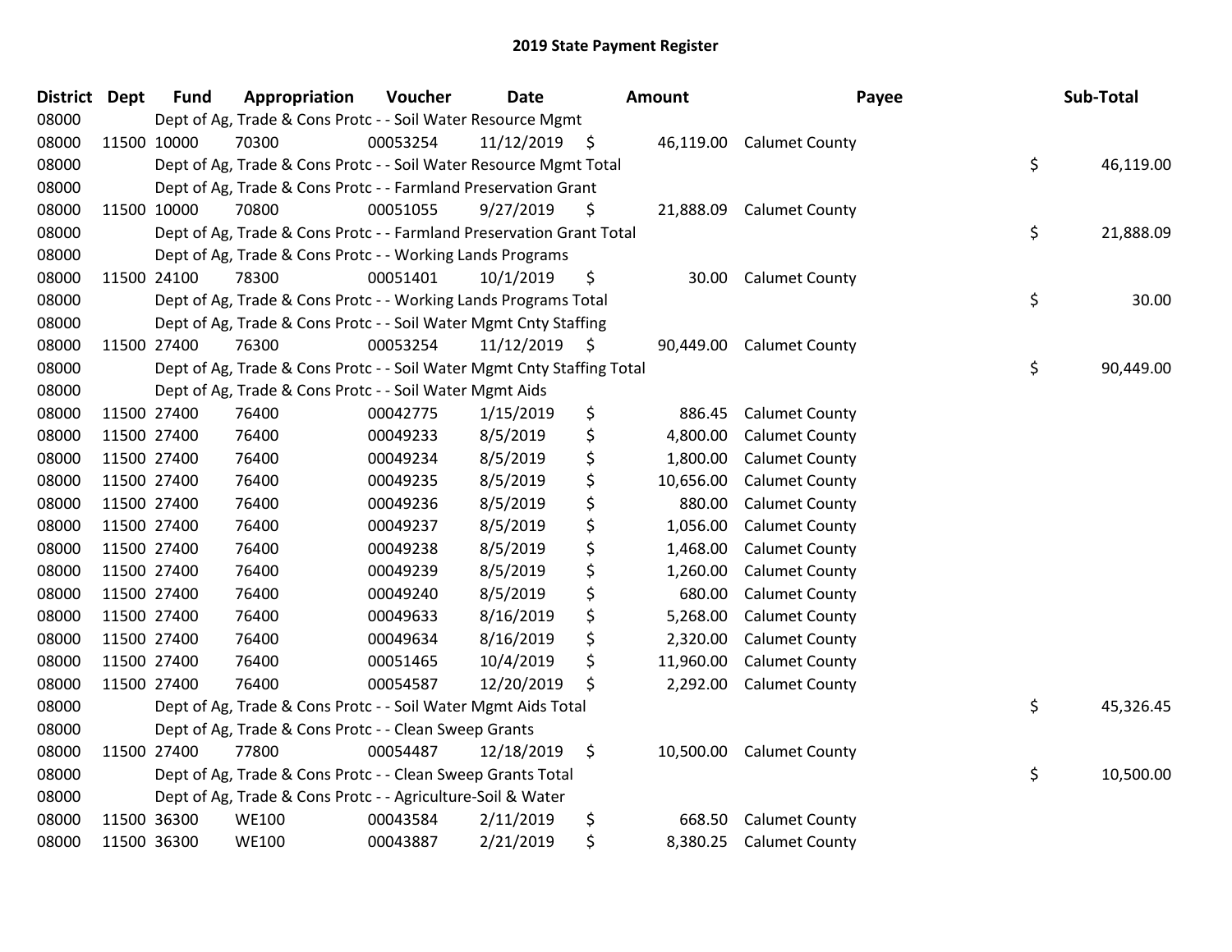# 2019 State Payment Register

| District | Dept | Fund | Appropriation | Voucher | Date | Amount | Payee | Sub-Total |
|---|---|---|---|---|---|---|---|---|
| 08000 | | Dept of Ag, Trade & Cons Protc - - Soil Water Resource Mgmt | | | | | | |
| 08000 | 11500 | 10000 | 70300 | 00053254 | 11/12/2019 | $ 46,119.00 | Calumet County | |
| 08000 | | Dept of Ag, Trade & Cons Protc - - Soil Water Resource Mgmt Total | | | | | | $ 46,119.00 |
| 08000 | | Dept of Ag, Trade & Cons Protc - - Farmland Preservation Grant | | | | | | |
| 08000 | 11500 | 10000 | 70800 | 00051055 | 9/27/2019 | $ 21,888.09 | Calumet County | |
| 08000 | | Dept of Ag, Trade & Cons Protc - - Farmland Preservation Grant Total | | | | | | $ 21,888.09 |
| 08000 | | Dept of Ag, Trade & Cons Protc - - Working Lands Programs | | | | | | |
| 08000 | 11500 | 24100 | 78300 | 00051401 | 10/1/2019 | $ 30.00 | Calumet County | |
| 08000 | | Dept of Ag, Trade & Cons Protc - - Working Lands Programs Total | | | | | | $ 30.00 |
| 08000 | | Dept of Ag, Trade & Cons Protc - - Soil Water Mgmt Cnty Staffing | | | | | | |
| 08000 | 11500 | 27400 | 76300 | 00053254 | 11/12/2019 | $ 90,449.00 | Calumet County | |
| 08000 | | Dept of Ag, Trade & Cons Protc - - Soil Water Mgmt Cnty Staffing Total | | | | | | $ 90,449.00 |
| 08000 | | Dept of Ag, Trade & Cons Protc - - Soil Water Mgmt Aids | | | | | | |
| 08000 | 11500 | 27400 | 76400 | 00042775 | 1/15/2019 | $ 886.45 | Calumet County | |
| 08000 | 11500 | 27400 | 76400 | 00049233 | 8/5/2019 | $ 4,800.00 | Calumet County | |
| 08000 | 11500 | 27400 | 76400 | 00049234 | 8/5/2019 | $ 1,800.00 | Calumet County | |
| 08000 | 11500 | 27400 | 76400 | 00049235 | 8/5/2019 | $ 10,656.00 | Calumet County | |
| 08000 | 11500 | 27400 | 76400 | 00049236 | 8/5/2019 | $ 880.00 | Calumet County | |
| 08000 | 11500 | 27400 | 76400 | 00049237 | 8/5/2019 | $ 1,056.00 | Calumet County | |
| 08000 | 11500 | 27400 | 76400 | 00049238 | 8/5/2019 | $ 1,468.00 | Calumet County | |
| 08000 | 11500 | 27400 | 76400 | 00049239 | 8/5/2019 | $ 1,260.00 | Calumet County | |
| 08000 | 11500 | 27400 | 76400 | 00049240 | 8/5/2019 | $ 680.00 | Calumet County | |
| 08000 | 11500 | 27400 | 76400 | 00049633 | 8/16/2019 | $ 5,268.00 | Calumet County | |
| 08000 | 11500 | 27400 | 76400 | 00049634 | 8/16/2019 | $ 2,320.00 | Calumet County | |
| 08000 | 11500 | 27400 | 76400 | 00051465 | 10/4/2019 | $ 11,960.00 | Calumet County | |
| 08000 | 11500 | 27400 | 76400 | 00054587 | 12/20/2019 | $ 2,292.00 | Calumet County | |
| 08000 | | Dept of Ag, Trade & Cons Protc - - Soil Water Mgmt Aids Total | | | | | | $ 45,326.45 |
| 08000 | | Dept of Ag, Trade & Cons Protc - - Clean Sweep Grants | | | | | | |
| 08000 | 11500 | 27400 | 77800 | 00054487 | 12/18/2019 | $ 10,500.00 | Calumet County | |
| 08000 | | Dept of Ag, Trade & Cons Protc - - Clean Sweep Grants Total | | | | | | $ 10,500.00 |
| 08000 | | Dept of Ag, Trade & Cons Protc - - Agriculture-Soil & Water | | | | | | |
| 08000 | 11500 | 36300 | WE100 | 00043584 | 2/11/2019 | $ 668.50 | Calumet County | |
| 08000 | 11500 | 36300 | WE100 | 00043887 | 2/21/2019 | $ 8,380.25 | Calumet County | |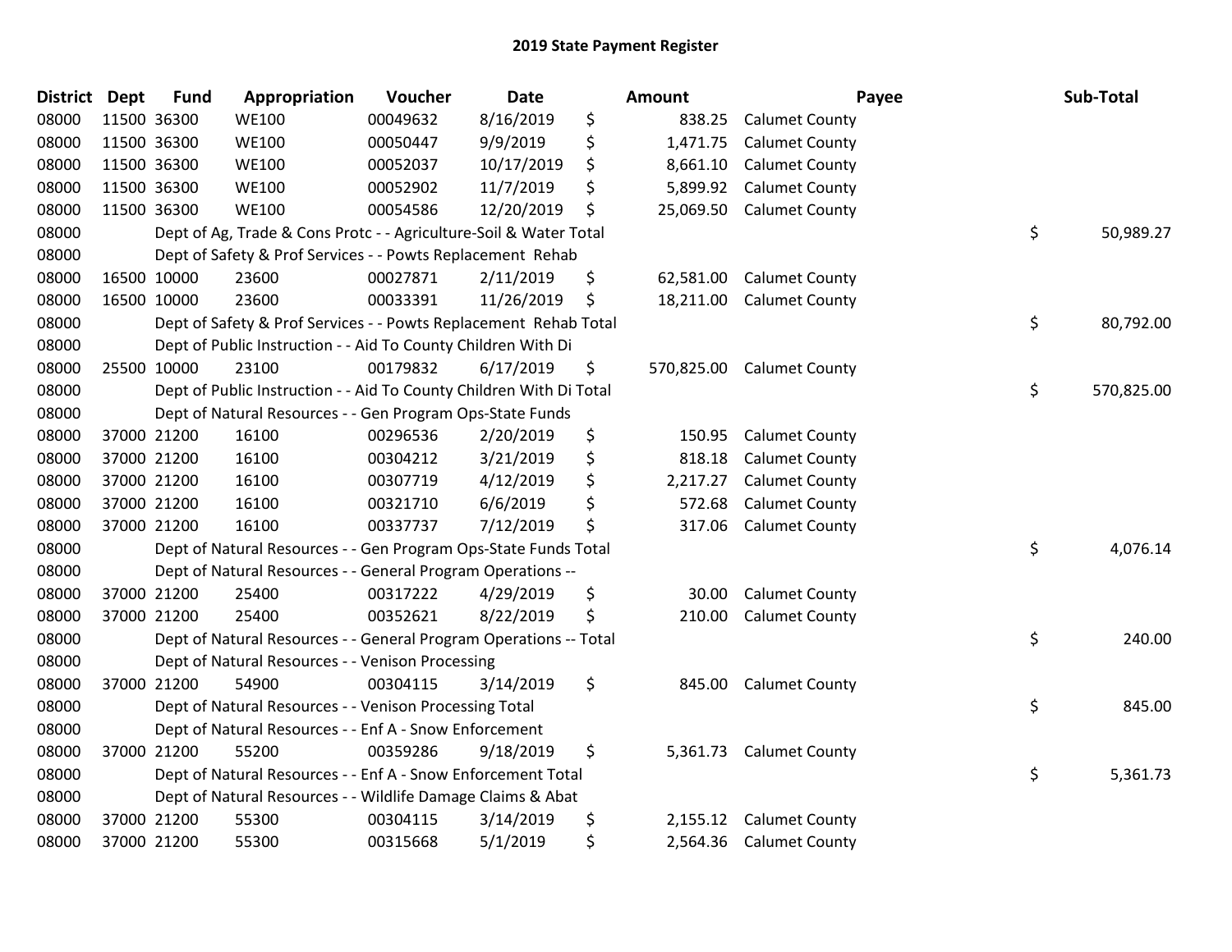## 2019 State Payment Register

| District | Dept | Fund | Appropriation | Voucher | Date | Amount | Payee | Sub-Total |
|---|---|---|---|---|---|---|---|---|
| 08000 | 11500 | 36300 | WE100 | 00049632 | 8/16/2019 | $ 838.25 | Calumet County | |
| 08000 | 11500 | 36300 | WE100 | 00050447 | 9/9/2019 | $ 1,471.75 | Calumet County | |
| 08000 | 11500 | 36300 | WE100 | 00052037 | 10/17/2019 | $ 8,661.10 | Calumet County | |
| 08000 | 11500 | 36300 | WE100 | 00052902 | 11/7/2019 | $ 5,899.92 | Calumet County | |
| 08000 | 11500 | 36300 | WE100 | 00054586 | 12/20/2019 | $ 25,069.50 | Calumet County | |
| 08000 | | | Dept of Ag, Trade & Cons Protc - - Agriculture-Soil & Water Total | | | | | $ 50,989.27 |
| 08000 | | | Dept of Safety & Prof Services - - Powts Replacement Rehab | | | | | |
| 08000 | 16500 | 10000 | 23600 | 00027871 | 2/11/2019 | $ 62,581.00 | Calumet County | |
| 08000 | 16500 | 10000 | 23600 | 00033391 | 11/26/2019 | $ 18,211.00 | Calumet County | |
| 08000 | | | Dept of Safety & Prof Services - - Powts Replacement Rehab Total | | | | | $ 80,792.00 |
| 08000 | | | Dept of Public Instruction - - Aid To County Children With Di | | | | | |
| 08000 | 25500 | 10000 | 23100 | 00179832 | 6/17/2019 | $ 570,825.00 | Calumet County | |
| 08000 | | | Dept of Public Instruction - - Aid To County Children With Di Total | | | | | $ 570,825.00 |
| 08000 | | | Dept of Natural Resources - - Gen Program Ops-State Funds | | | | | |
| 08000 | 37000 | 21200 | 16100 | 00296536 | 2/20/2019 | $ 150.95 | Calumet County | |
| 08000 | 37000 | 21200 | 16100 | 00304212 | 3/21/2019 | $ 818.18 | Calumet County | |
| 08000 | 37000 | 21200 | 16100 | 00307719 | 4/12/2019 | $ 2,217.27 | Calumet County | |
| 08000 | 37000 | 21200 | 16100 | 00321710 | 6/6/2019 | $ 572.68 | Calumet County | |
| 08000 | 37000 | 21200 | 16100 | 00337737 | 7/12/2019 | $ 317.06 | Calumet County | |
| 08000 | | | Dept of Natural Resources - - Gen Program Ops-State Funds Total | | | | | $ 4,076.14 |
| 08000 | | | Dept of Natural Resources - - General Program Operations -- | | | | | |
| 08000 | 37000 | 21200 | 25400 | 00317222 | 4/29/2019 | $ 30.00 | Calumet County | |
| 08000 | 37000 | 21200 | 25400 | 00352621 | 8/22/2019 | $ 210.00 | Calumet County | |
| 08000 | | | Dept of Natural Resources - - General Program Operations -- Total | | | | | $ 240.00 |
| 08000 | | | Dept of Natural Resources - - Venison Processing | | | | | |
| 08000 | 37000 | 21200 | 54900 | 00304115 | 3/14/2019 | $ 845.00 | Calumet County | |
| 08000 | | | Dept of Natural Resources - - Venison Processing Total | | | | | $ 845.00 |
| 08000 | | | Dept of Natural Resources - - Enf A - Snow Enforcement | | | | | |
| 08000 | 37000 | 21200 | 55200 | 00359286 | 9/18/2019 | $ 5,361.73 | Calumet County | |
| 08000 | | | Dept of Natural Resources - - Enf A - Snow Enforcement Total | | | | | $ 5,361.73 |
| 08000 | | | Dept of Natural Resources - - Wildlife Damage Claims & Abat | | | | | |
| 08000 | 37000 | 21200 | 55300 | 00304115 | 3/14/2019 | $ 2,155.12 | Calumet County | |
| 08000 | 37000 | 21200 | 55300 | 00315668 | 5/1/2019 | $ 2,564.36 | Calumet County | |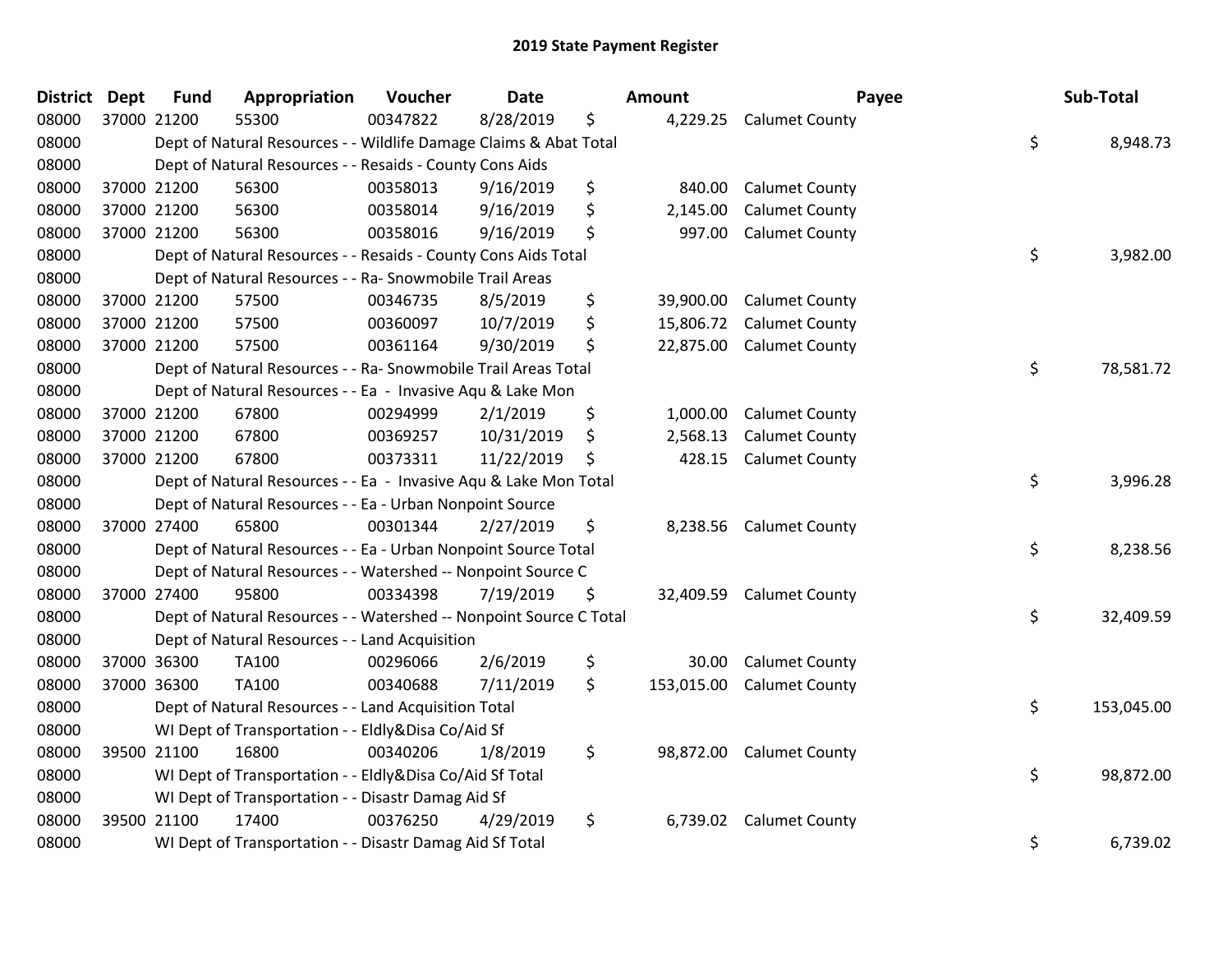## 2019 State Payment Register

| District | Dept | Fund | Appropriation | Voucher | Date | Amount | Payee | Sub-Total |
|---|---|---|---|---|---|---|---|---|
| 08000 | 37000 | 21200 | 55300 | 00347822 | 8/28/2019 | $ 4,229.25 | Calumet County | |
| 08000 | | Dept of Natural Resources - - Wildlife Damage Claims & Abat Total | | | | | | $ 8,948.73 |
| 08000 | | Dept of Natural Resources - - Resaids - County Cons Aids | | | | | | |
| 08000 | 37000 | 21200 | 56300 | 00358013 | 9/16/2019 | $ 840.00 | Calumet County | |
| 08000 | 37000 | 21200 | 56300 | 00358014 | 9/16/2019 | $ 2,145.00 | Calumet County | |
| 08000 | 37000 | 21200 | 56300 | 00358016 | 9/16/2019 | $ 997.00 | Calumet County | |
| 08000 | | Dept of Natural Resources - - Resaids - County Cons Aids Total | | | | | | $ 3,982.00 |
| 08000 | | Dept of Natural Resources - - Ra- Snowmobile Trail Areas | | | | | | |
| 08000 | 37000 | 21200 | 57500 | 00346735 | 8/5/2019 | $ 39,900.00 | Calumet County | |
| 08000 | 37000 | 21200 | 57500 | 00360097 | 10/7/2019 | $ 15,806.72 | Calumet County | |
| 08000 | 37000 | 21200 | 57500 | 00361164 | 9/30/2019 | $ 22,875.00 | Calumet County | |
| 08000 | | Dept of Natural Resources - - Ra- Snowmobile Trail Areas Total | | | | | | $ 78,581.72 |
| 08000 | | Dept of Natural Resources - - Ea - Invasive Aqu & Lake Mon | | | | | | |
| 08000 | 37000 | 21200 | 67800 | 00294999 | 2/1/2019 | $ 1,000.00 | Calumet County | |
| 08000 | 37000 | 21200 | 67800 | 00369257 | 10/31/2019 | $ 2,568.13 | Calumet County | |
| 08000 | 37000 | 21200 | 67800 | 00373311 | 11/22/2019 | $ 428.15 | Calumet County | |
| 08000 | | Dept of Natural Resources - - Ea - Invasive Aqu & Lake Mon Total | | | | | | $ 3,996.28 |
| 08000 | | Dept of Natural Resources - - Ea - Urban Nonpoint Source | | | | | | |
| 08000 | 37000 | 27400 | 65800 | 00301344 | 2/27/2019 | $ 8,238.56 | Calumet County | |
| 08000 | | Dept of Natural Resources - - Ea - Urban Nonpoint Source Total | | | | | | $ 8,238.56 |
| 08000 | | Dept of Natural Resources - - Watershed -- Nonpoint Source C | | | | | | |
| 08000 | 37000 | 27400 | 95800 | 00334398 | 7/19/2019 | $ 32,409.59 | Calumet County | |
| 08000 | | Dept of Natural Resources - - Watershed -- Nonpoint Source C Total | | | | | | $ 32,409.59 |
| 08000 | | Dept of Natural Resources - - Land Acquisition | | | | | | |
| 08000 | 37000 | 36300 | TA100 | 00296066 | 2/6/2019 | $ 30.00 | Calumet County | |
| 08000 | 37000 | 36300 | TA100 | 00340688 | 7/11/2019 | $ 153,015.00 | Calumet County | |
| 08000 | | Dept of Natural Resources - - Land Acquisition Total | | | | | | $ 153,045.00 |
| 08000 | | WI Dept of Transportation - - Eldly&Disa Co/Aid Sf | | | | | | |
| 08000 | 39500 | 21100 | 16800 | 00340206 | 1/8/2019 | $ 98,872.00 | Calumet County | |
| 08000 | | WI Dept of Transportation - - Eldly&Disa Co/Aid Sf Total | | | | | | $ 98,872.00 |
| 08000 | | WI Dept of Transportation - - Disastr Damag Aid Sf | | | | | | |
| 08000 | 39500 | 21100 | 17400 | 00376250 | 4/29/2019 | $ 6,739.02 | Calumet County | |
| 08000 | | WI Dept of Transportation - - Disastr Damag Aid Sf Total | | | | | | $ 6,739.02 |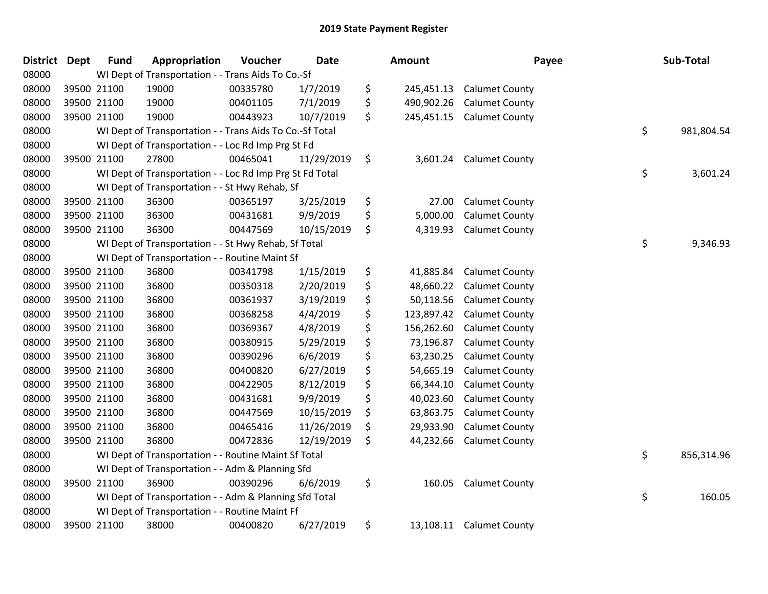# 2019 State Payment Register

| District | Dept | Fund | Appropriation | Voucher | Date | Amount | Payee | Sub-Total |
|---|---|---|---|---|---|---|---|---|
| 08000 | | WI Dept of Transportation - - Trans Aids To Co.-Sf | | | | | | |
| 08000 | 39500 | 21100 | 19000 | 00335780 | 1/7/2019 | $ 245,451.13 | Calumet County | |
| 08000 | 39500 | 21100 | 19000 | 00401105 | 7/1/2019 | $ 490,902.26 | Calumet County | |
| 08000 | 39500 | 21100 | 19000 | 00443923 | 10/7/2019 | $ 245,451.15 | Calumet County | |
| 08000 | | WI Dept of Transportation - - Trans Aids To Co.-Sf Total | | | | | | $ 981,804.54 |
| 08000 | | WI Dept of Transportation - - Loc Rd Imp Prg St Fd | | | | | | |
| 08000 | 39500 | 21100 | 27800 | 00465041 | 11/29/2019 | $ 3,601.24 | Calumet County | |
| 08000 | | WI Dept of Transportation - - Loc Rd Imp Prg St Fd Total | | | | | | $ 3,601.24 |
| 08000 | | WI Dept of Transportation - - St Hwy Rehab, Sf | | | | | | |
| 08000 | 39500 | 21100 | 36300 | 00365197 | 3/25/2019 | $ 27.00 | Calumet County | |
| 08000 | 39500 | 21100 | 36300 | 00431681 | 9/9/2019 | $ 5,000.00 | Calumet County | |
| 08000 | 39500 | 21100 | 36300 | 00447569 | 10/15/2019 | $ 4,319.93 | Calumet County | |
| 08000 | | WI Dept of Transportation - - St Hwy Rehab, Sf Total | | | | | | $ 9,346.93 |
| 08000 | | WI Dept of Transportation - - Routine Maint Sf | | | | | | |
| 08000 | 39500 | 21100 | 36800 | 00341798 | 1/15/2019 | $ 41,885.84 | Calumet County | |
| 08000 | 39500 | 21100 | 36800 | 00350318 | 2/20/2019 | $ 48,660.22 | Calumet County | |
| 08000 | 39500 | 21100 | 36800 | 00361937 | 3/19/2019 | $ 50,118.56 | Calumet County | |
| 08000 | 39500 | 21100 | 36800 | 00368258 | 4/4/2019 | $ 123,897.42 | Calumet County | |
| 08000 | 39500 | 21100 | 36800 | 00369367 | 4/8/2019 | $ 156,262.60 | Calumet County | |
| 08000 | 39500 | 21100 | 36800 | 00380915 | 5/29/2019 | $ 73,196.87 | Calumet County | |
| 08000 | 39500 | 21100 | 36800 | 00390296 | 6/6/2019 | $ 63,230.25 | Calumet County | |
| 08000 | 39500 | 21100 | 36800 | 00400820 | 6/27/2019 | $ 54,665.19 | Calumet County | |
| 08000 | 39500 | 21100 | 36800 | 00422905 | 8/12/2019 | $ 66,344.10 | Calumet County | |
| 08000 | 39500 | 21100 | 36800 | 00431681 | 9/9/2019 | $ 40,023.60 | Calumet County | |
| 08000 | 39500 | 21100 | 36800 | 00447569 | 10/15/2019 | $ 63,863.75 | Calumet County | |
| 08000 | 39500 | 21100 | 36800 | 00465416 | 11/26/2019 | $ 29,933.90 | Calumet County | |
| 08000 | 39500 | 21100 | 36800 | 00472836 | 12/19/2019 | $ 44,232.66 | Calumet County | |
| 08000 | | WI Dept of Transportation - - Routine Maint Sf Total | | | | | | $ 856,314.96 |
| 08000 | | WI Dept of Transportation - - Adm & Planning Sfd | | | | | | |
| 08000 | 39500 | 21100 | 36900 | 00390296 | 6/6/2019 | $ 160.05 | Calumet County | |
| 08000 | | WI Dept of Transportation - - Adm & Planning Sfd Total | | | | | | $ 160.05 |
| 08000 | | WI Dept of Transportation - - Routine Maint Ff | | | | | | |
| 08000 | 39500 | 21100 | 38000 | 00400820 | 6/27/2019 | $ 13,108.11 | Calumet County | |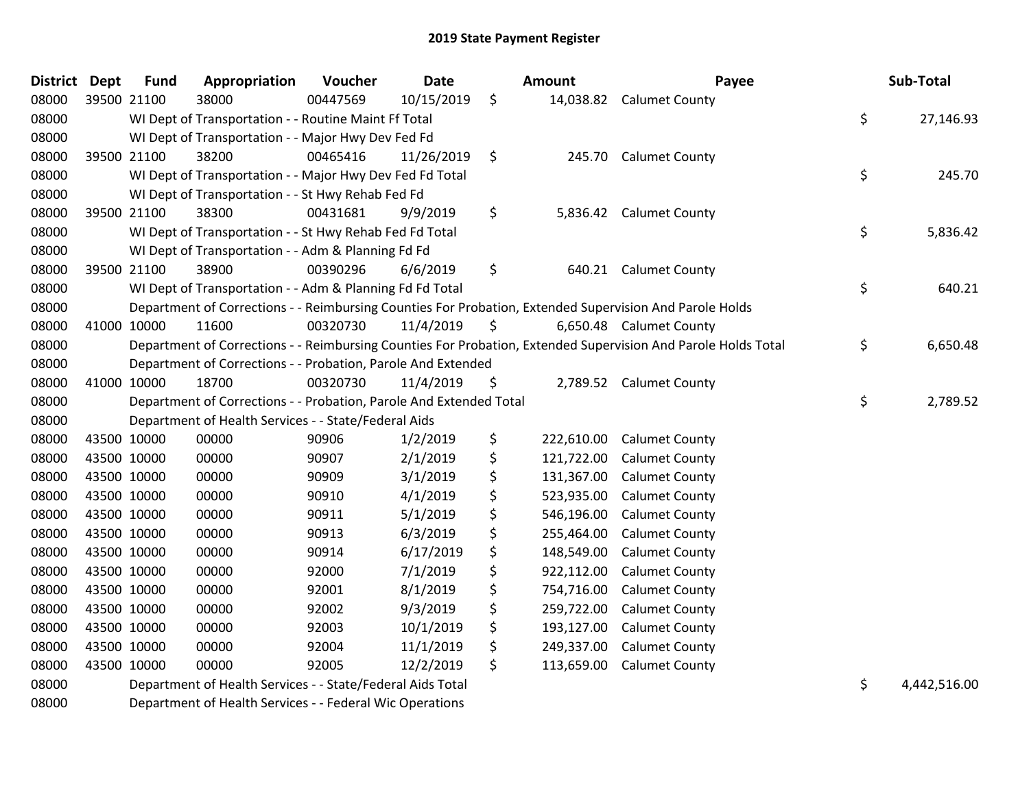## 2019 State Payment Register

| District | Dept | Fund | Appropriation | Voucher | Date | Amount | Payee | Sub-Total |
|---|---|---|---|---|---|---|---|---|
| 08000 | 39500 | 21100 | 38000 | 00447569 | 10/15/2019 | $ 14,038.82 | Calumet County | |
| 08000 | | WI Dept of Transportation - - Routine Maint Ff Total | | | | | | $ 27,146.93 |
| 08000 | | WI Dept of Transportation - - Major Hwy Dev Fed Fd | | | | | | |
| 08000 | 39500 | 21100 | 38200 | 00465416 | 11/26/2019 | $ 245.70 | Calumet County | |
| 08000 | | WI Dept of Transportation - - Major Hwy Dev Fed Fd Total | | | | | | $ 245.70 |
| 08000 | | WI Dept of Transportation - - St Hwy Rehab Fed Fd | | | | | | |
| 08000 | 39500 | 21100 | 38300 | 00431681 | 9/9/2019 | $ 5,836.42 | Calumet County | |
| 08000 | | WI Dept of Transportation - - St Hwy Rehab Fed Fd Total | | | | | | $ 5,836.42 |
| 08000 | | WI Dept of Transportation - - Adm & Planning Fd Fd | | | | | | |
| 08000 | 39500 | 21100 | 38900 | 00390296 | 6/6/2019 | $ 640.21 | Calumet County | |
| 08000 | | WI Dept of Transportation - - Adm & Planning Fd Fd Total | | | | | | $ 640.21 |
| 08000 | | Department of Corrections - - Reimbursing Counties For Probation, Extended Supervision And Parole Holds | | | | | | |
| 08000 | 41000 | 10000 | 11600 | 00320730 | 11/4/2019 | $ 6,650.48 | Calumet County | |
| 08000 | | Department of Corrections - - Reimbursing Counties For Probation, Extended Supervision And Parole Holds Total | | | | | | $ 6,650.48 |
| 08000 | | Department of Corrections - - Probation, Parole And Extended | | | | | | |
| 08000 | 41000 | 10000 | 18700 | 00320730 | 11/4/2019 | $ 2,789.52 | Calumet County | |
| 08000 | | Department of Corrections - - Probation, Parole And Extended Total | | | | | | $ 2,789.52 |
| 08000 | | Department of Health Services - - State/Federal Aids | | | | | | |
| 08000 | 43500 | 10000 | 00000 | 90906 | 1/2/2019 | $ 222,610.00 | Calumet County | |
| 08000 | 43500 | 10000 | 00000 | 90907 | 2/1/2019 | $ 121,722.00 | Calumet County | |
| 08000 | 43500 | 10000 | 00000 | 90909 | 3/1/2019 | $ 131,367.00 | Calumet County | |
| 08000 | 43500 | 10000 | 00000 | 90910 | 4/1/2019 | $ 523,935.00 | Calumet County | |
| 08000 | 43500 | 10000 | 00000 | 90911 | 5/1/2019 | $ 546,196.00 | Calumet County | |
| 08000 | 43500 | 10000 | 00000 | 90913 | 6/3/2019 | $ 255,464.00 | Calumet County | |
| 08000 | 43500 | 10000 | 00000 | 90914 | 6/17/2019 | $ 148,549.00 | Calumet County | |
| 08000 | 43500 | 10000 | 00000 | 92000 | 7/1/2019 | $ 922,112.00 | Calumet County | |
| 08000 | 43500 | 10000 | 00000 | 92001 | 8/1/2019 | $ 754,716.00 | Calumet County | |
| 08000 | 43500 | 10000 | 00000 | 92002 | 9/3/2019 | $ 259,722.00 | Calumet County | |
| 08000 | 43500 | 10000 | 00000 | 92003 | 10/1/2019 | $ 193,127.00 | Calumet County | |
| 08000 | 43500 | 10000 | 00000 | 92004 | 11/1/2019 | $ 249,337.00 | Calumet County | |
| 08000 | 43500 | 10000 | 00000 | 92005 | 12/2/2019 | $ 113,659.00 | Calumet County | |
| 08000 | | Department of Health Services - - State/Federal Aids Total | | | | | | $ 4,442,516.00 |
| 08000 | | Department of Health Services - - Federal Wic Operations | | | | | | |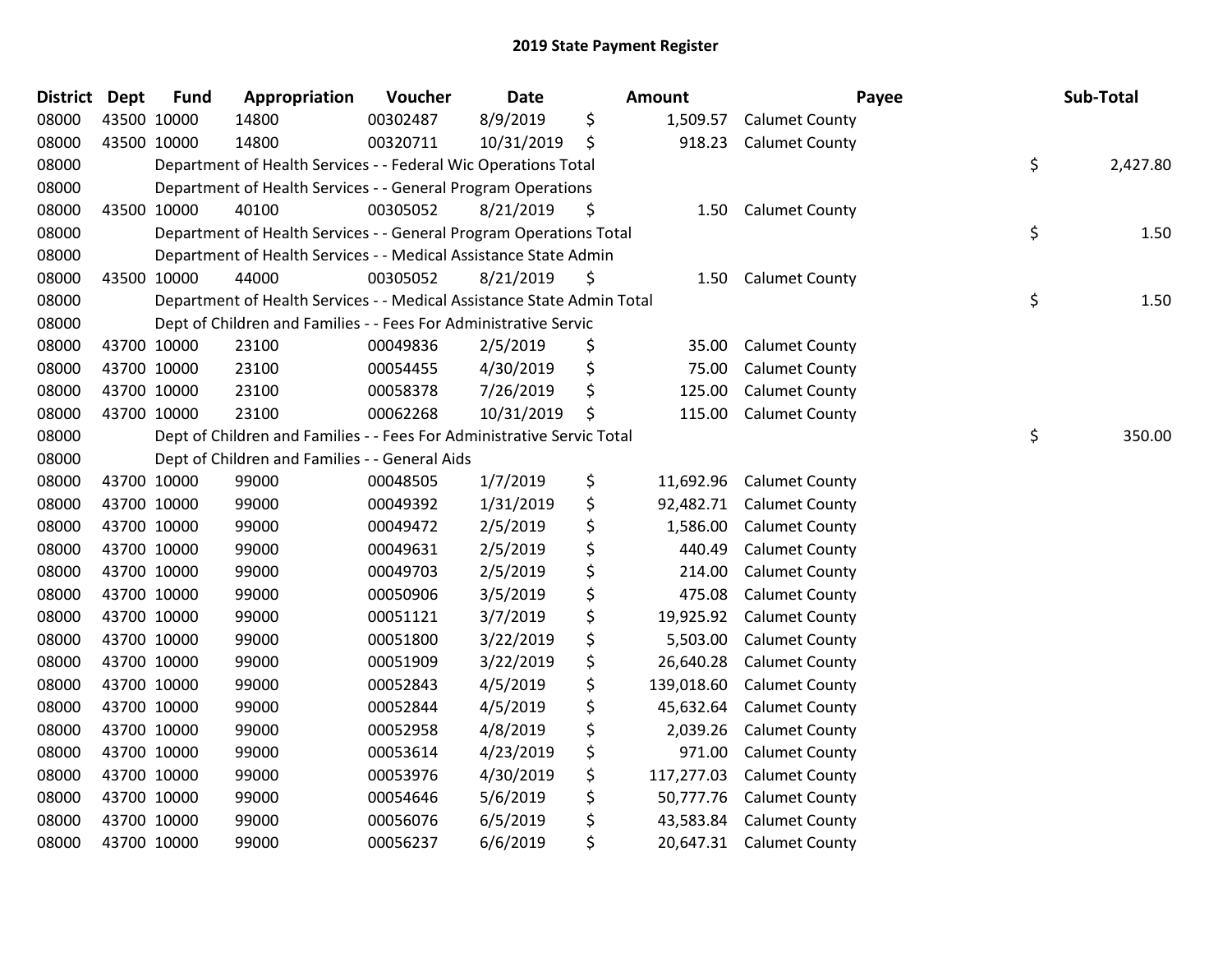# 2019 State Payment Register

| District | Dept | Fund | Appropriation | Voucher | Date | Amount | Payee | Sub-Total |
|---|---|---|---|---|---|---|---|---|
| 08000 | 43500 | 10000 | 14800 | 00302487 | 8/9/2019 | $ 1,509.57 | Calumet County | |
| 08000 | 43500 | 10000 | 14800 | 00320711 | 10/31/2019 | $ 918.23 | Calumet County | |
| 08000 | | Department of Health Services - - Federal Wic Operations Total | | | | | | $ 2,427.80 |
| 08000 | | Department of Health Services - - General Program Operations | | | | | | |
| 08000 | 43500 | 10000 | 40100 | 00305052 | 8/21/2019 | $ 1.50 | Calumet County | |
| 08000 | | Department of Health Services - - General Program Operations Total | | | | | | $ 1.50 |
| 08000 | | Department of Health Services - - Medical Assistance State Admin | | | | | | |
| 08000 | 43500 | 10000 | 44000 | 00305052 | 8/21/2019 | $ 1.50 | Calumet County | |
| 08000 | | Department of Health Services - - Medical Assistance State Admin Total | | | | | | $ 1.50 |
| 08000 | | Dept of Children and Families - - Fees For Administrative Servic | | | | | | |
| 08000 | 43700 | 10000 | 23100 | 00049836 | 2/5/2019 | $ 35.00 | Calumet County | |
| 08000 | 43700 | 10000 | 23100 | 00054455 | 4/30/2019 | $ 75.00 | Calumet County | |
| 08000 | 43700 | 10000 | 23100 | 00058378 | 7/26/2019 | $ 125.00 | Calumet County | |
| 08000 | 43700 | 10000 | 23100 | 00062268 | 10/31/2019 | $ 115.00 | Calumet County | |
| 08000 | | Dept of Children and Families - - Fees For Administrative Servic Total | | | | | | $ 350.00 |
| 08000 | | Dept of Children and Families - - General Aids | | | | | | |
| 08000 | 43700 | 10000 | 99000 | 00048505 | 1/7/2019 | $ 11,692.96 | Calumet County | |
| 08000 | 43700 | 10000 | 99000 | 00049392 | 1/31/2019 | $ 92,482.71 | Calumet County | |
| 08000 | 43700 | 10000 | 99000 | 00049472 | 2/5/2019 | $ 1,586.00 | Calumet County | |
| 08000 | 43700 | 10000 | 99000 | 00049631 | 2/5/2019 | $ 440.49 | Calumet County | |
| 08000 | 43700 | 10000 | 99000 | 00049703 | 2/5/2019 | $ 214.00 | Calumet County | |
| 08000 | 43700 | 10000 | 99000 | 00050906 | 3/5/2019 | $ 475.08 | Calumet County | |
| 08000 | 43700 | 10000 | 99000 | 00051121 | 3/7/2019 | $ 19,925.92 | Calumet County | |
| 08000 | 43700 | 10000 | 99000 | 00051800 | 3/22/2019 | $ 5,503.00 | Calumet County | |
| 08000 | 43700 | 10000 | 99000 | 00051909 | 3/22/2019 | $ 26,640.28 | Calumet County | |
| 08000 | 43700 | 10000 | 99000 | 00052843 | 4/5/2019 | $ 139,018.60 | Calumet County | |
| 08000 | 43700 | 10000 | 99000 | 00052844 | 4/5/2019 | $ 45,632.64 | Calumet County | |
| 08000 | 43700 | 10000 | 99000 | 00052958 | 4/8/2019 | $ 2,039.26 | Calumet County | |
| 08000 | 43700 | 10000 | 99000 | 00053614 | 4/23/2019 | $ 971.00 | Calumet County | |
| 08000 | 43700 | 10000 | 99000 | 00053976 | 4/30/2019 | $ 117,277.03 | Calumet County | |
| 08000 | 43700 | 10000 | 99000 | 00054646 | 5/6/2019 | $ 50,777.76 | Calumet County | |
| 08000 | 43700 | 10000 | 99000 | 00056076 | 6/5/2019 | $ 43,583.84 | Calumet County | |
| 08000 | 43700 | 10000 | 99000 | 00056237 | 6/6/2019 | $ 20,647.31 | Calumet County | |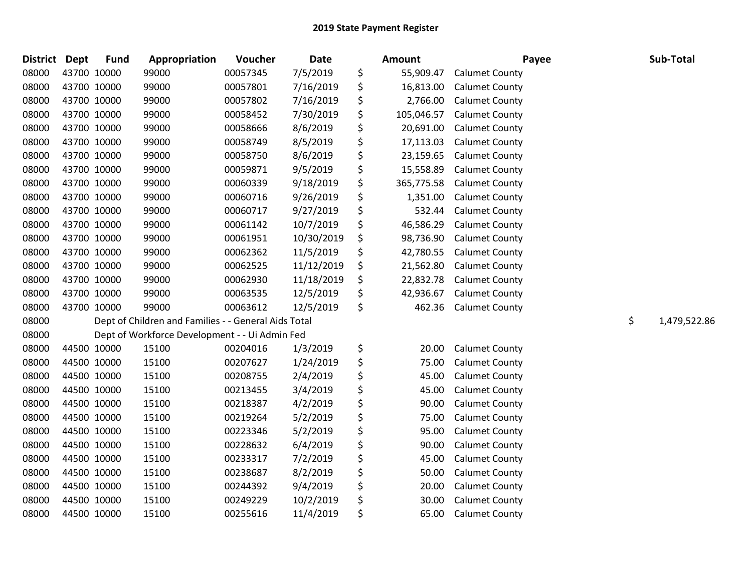# 2019 State Payment Register

| District | Dept | Fund | Appropriation | Voucher | Date | | Amount | Payee | Sub-Total |
|---|---|---|---|---|---|---|---|---|---|
| 08000 | 43700 | 10000 | 99000 | 00057345 | 7/5/2019 | $ | 55,909.47 | Calumet County | |
| 08000 | 43700 | 10000 | 99000 | 00057801 | 7/16/2019 | $ | 16,813.00 | Calumet County | |
| 08000 | 43700 | 10000 | 99000 | 00057802 | 7/16/2019 | $ | 2,766.00 | Calumet County | |
| 08000 | 43700 | 10000 | 99000 | 00058452 | 7/30/2019 | $ | 105,046.57 | Calumet County | |
| 08000 | 43700 | 10000 | 99000 | 00058666 | 8/6/2019 | $ | 20,691.00 | Calumet County | |
| 08000 | 43700 | 10000 | 99000 | 00058749 | 8/5/2019 | $ | 17,113.03 | Calumet County | |
| 08000 | 43700 | 10000 | 99000 | 00058750 | 8/6/2019 | $ | 23,159.65 | Calumet County | |
| 08000 | 43700 | 10000 | 99000 | 00059871 | 9/5/2019 | $ | 15,558.89 | Calumet County | |
| 08000 | 43700 | 10000 | 99000 | 00060339 | 9/18/2019 | $ | 365,775.58 | Calumet County | |
| 08000 | 43700 | 10000 | 99000 | 00060716 | 9/26/2019 | $ | 1,351.00 | Calumet County | |
| 08000 | 43700 | 10000 | 99000 | 00060717 | 9/27/2019 | $ | 532.44 | Calumet County | |
| 08000 | 43700 | 10000 | 99000 | 00061142 | 10/7/2019 | $ | 46,586.29 | Calumet County | |
| 08000 | 43700 | 10000 | 99000 | 00061951 | 10/30/2019 | $ | 98,736.90 | Calumet County | |
| 08000 | 43700 | 10000 | 99000 | 00062362 | 11/5/2019 | $ | 42,780.55 | Calumet County | |
| 08000 | 43700 | 10000 | 99000 | 00062525 | 11/12/2019 | $ | 21,562.80 | Calumet County | |
| 08000 | 43700 | 10000 | 99000 | 00062930 | 11/18/2019 | $ | 22,832.78 | Calumet County | |
| 08000 | 43700 | 10000 | 99000 | 00063535 | 12/5/2019 | $ | 42,936.67 | Calumet County | |
| 08000 | 43700 | 10000 | 99000 | 00063612 | 12/5/2019 | $ | 462.36 | Calumet County | |
| 08000 | | Dept of Children and Families - - General Aids Total | | | | | | | $ 1,479,522.86 |
| 08000 | | Dept of Workforce Development - - Ui Admin Fed | | | | | | | |
| 08000 | 44500 | 10000 | 15100 | 00204016 | 1/3/2019 | $ | 20.00 | Calumet County | |
| 08000 | 44500 | 10000 | 15100 | 00207627 | 1/24/2019 | $ | 75.00 | Calumet County | |
| 08000 | 44500 | 10000 | 15100 | 00208755 | 2/4/2019 | $ | 45.00 | Calumet County | |
| 08000 | 44500 | 10000 | 15100 | 00213455 | 3/4/2019 | $ | 45.00 | Calumet County | |
| 08000 | 44500 | 10000 | 15100 | 00218387 | 4/2/2019 | $ | 90.00 | Calumet County | |
| 08000 | 44500 | 10000 | 15100 | 00219264 | 5/2/2019 | $ | 75.00 | Calumet County | |
| 08000 | 44500 | 10000 | 15100 | 00223346 | 5/2/2019 | $ | 95.00 | Calumet County | |
| 08000 | 44500 | 10000 | 15100 | 00228632 | 6/4/2019 | $ | 90.00 | Calumet County | |
| 08000 | 44500 | 10000 | 15100 | 00233317 | 7/2/2019 | $ | 45.00 | Calumet County | |
| 08000 | 44500 | 10000 | 15100 | 00238687 | 8/2/2019 | $ | 50.00 | Calumet County | |
| 08000 | 44500 | 10000 | 15100 | 00244392 | 9/4/2019 | $ | 20.00 | Calumet County | |
| 08000 | 44500 | 10000 | 15100 | 00249229 | 10/2/2019 | $ | 30.00 | Calumet County | |
| 08000 | 44500 | 10000 | 15100 | 00255616 | 11/4/2019 | $ | 65.00 | Calumet County | |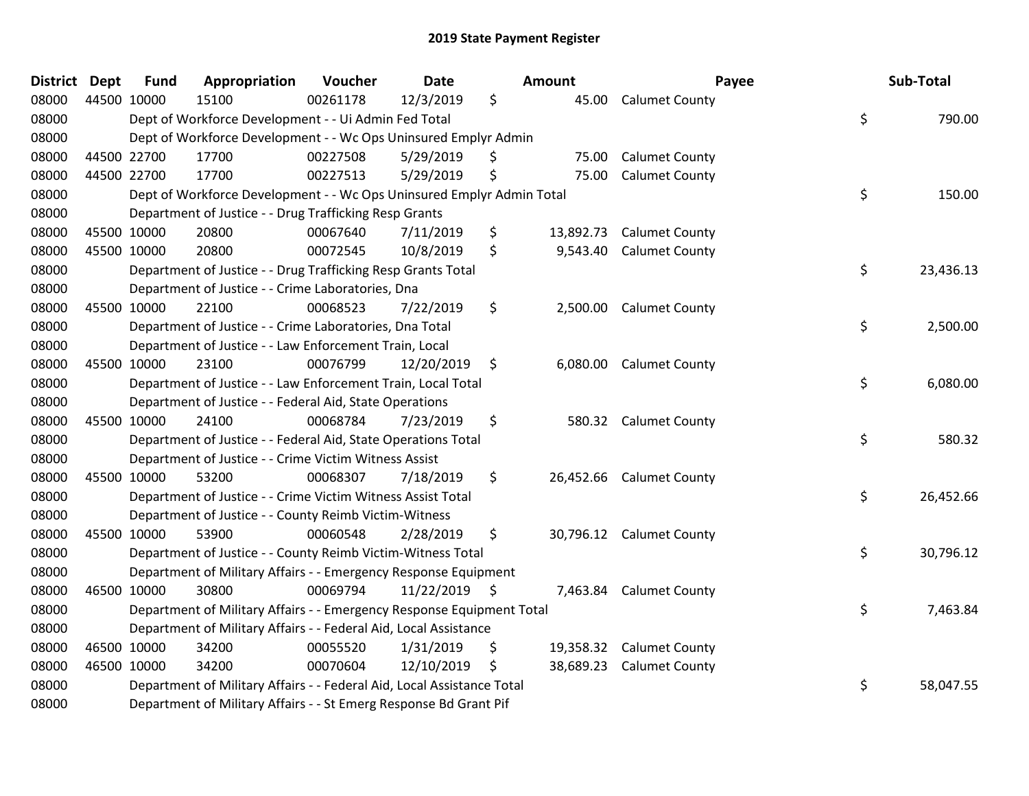# 2019 State Payment Register

| District | Dept | Fund | Appropriation | Voucher | Date | Amount | Payee | Sub-Total |
|---|---|---|---|---|---|---|---|---|
| 08000 | 44500 | 10000 | 15100 | 00261178 | 12/3/2019 | $ 45.00 | Calumet County | |
| 08000 | | Dept of Workforce Development - - Ui Admin Fed Total | | | | | | $ 790.00 |
| 08000 | | Dept of Workforce Development - - Wc Ops Uninsured Emplyr Admin | | | | | | |
| 08000 | 44500 | 22700 | 17700 | 00227508 | 5/29/2019 | $ 75.00 | Calumet County | |
| 08000 | 44500 | 22700 | 17700 | 00227513 | 5/29/2019 | $ 75.00 | Calumet County | |
| 08000 | | Dept of Workforce Development - - Wc Ops Uninsured Emplyr Admin Total | | | | | | $ 150.00 |
| 08000 | | Department of Justice - - Drug Trafficking Resp Grants | | | | | | |
| 08000 | 45500 | 10000 | 20800 | 00067640 | 7/11/2019 | $ 13,892.73 | Calumet County | |
| 08000 | 45500 | 10000 | 20800 | 00072545 | 10/8/2019 | $ 9,543.40 | Calumet County | |
| 08000 | | Department of Justice - - Drug Trafficking Resp Grants Total | | | | | | $ 23,436.13 |
| 08000 | | Department of Justice - - Crime Laboratories, Dna | | | | | | |
| 08000 | 45500 | 10000 | 22100 | 00068523 | 7/22/2019 | $ 2,500.00 | Calumet County | |
| 08000 | | Department of Justice - - Crime Laboratories, Dna Total | | | | | | $ 2,500.00 |
| 08000 | | Department of Justice - - Law Enforcement Train, Local | | | | | | |
| 08000 | 45500 | 10000 | 23100 | 00076799 | 12/20/2019 | $ 6,080.00 | Calumet County | |
| 08000 | | Department of Justice - - Law Enforcement Train, Local Total | | | | | | $ 6,080.00 |
| 08000 | | Department of Justice - - Federal Aid, State Operations | | | | | | |
| 08000 | 45500 | 10000 | 24100 | 00068784 | 7/23/2019 | $ 580.32 | Calumet County | |
| 08000 | | Department of Justice - - Federal Aid, State Operations Total | | | | | | $ 580.32 |
| 08000 | | Department of Justice - - Crime Victim Witness Assist | | | | | | |
| 08000 | 45500 | 10000 | 53200 | 00068307 | 7/18/2019 | $ 26,452.66 | Calumet County | |
| 08000 | | Department of Justice - - Crime Victim Witness Assist Total | | | | | | $ 26,452.66 |
| 08000 | | Department of Justice - - County Reimb Victim-Witness | | | | | | |
| 08000 | 45500 | 10000 | 53900 | 00060548 | 2/28/2019 | $ 30,796.12 | Calumet County | |
| 08000 | | Department of Justice - - County Reimb Victim-Witness Total | | | | | | $ 30,796.12 |
| 08000 | | Department of Military Affairs - - Emergency Response Equipment | | | | | | |
| 08000 | 46500 | 10000 | 30800 | 00069794 | 11/22/2019 | $ 7,463.84 | Calumet County | |
| 08000 | | Department of Military Affairs - - Emergency Response Equipment Total | | | | | | $ 7,463.84 |
| 08000 | | Department of Military Affairs - - Federal Aid, Local Assistance | | | | | | |
| 08000 | 46500 | 10000 | 34200 | 00055520 | 1/31/2019 | $ 19,358.32 | Calumet County | |
| 08000 | 46500 | 10000 | 34200 | 00070604 | 12/10/2019 | $ 38,689.23 | Calumet County | |
| 08000 | | Department of Military Affairs - - Federal Aid, Local Assistance Total | | | | | | $ 58,047.55 |
| 08000 | | Department of Military Affairs - - St Emerg Response Bd Grant Pif | | | | | | |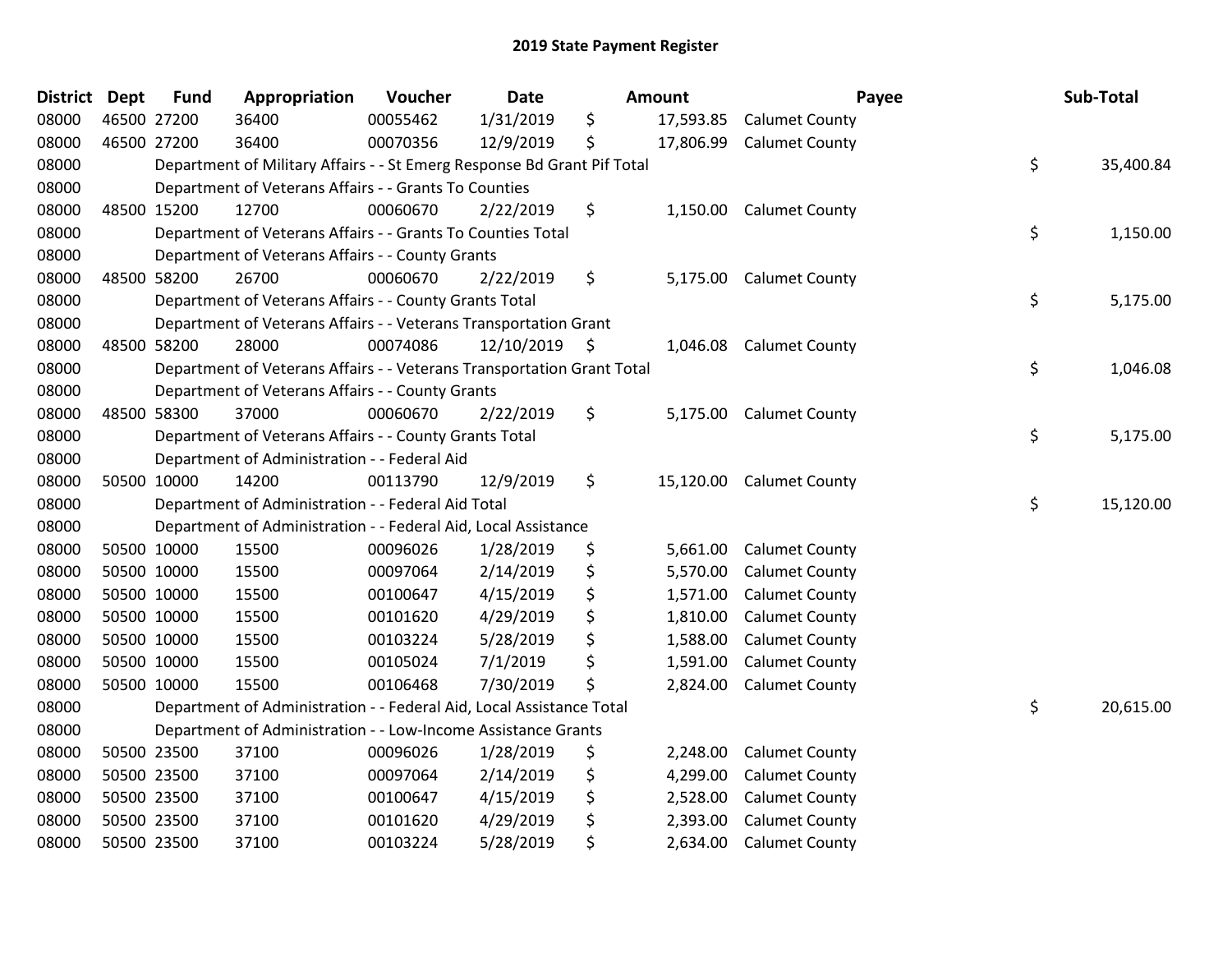# 2019 State Payment Register

| District | Dept | Fund | Appropriation | Voucher | Date | Amount | Payee | Sub-Total |
|---|---|---|---|---|---|---|---|---|
| 08000 | 46500 | 27200 | 36400 | 00055462 | 1/31/2019 | $ 17,593.85 | Calumet County | |
| 08000 | 46500 | 27200 | 36400 | 00070356 | 12/9/2019 | $ 17,806.99 | Calumet County | |
| 08000 | | Department of Military Affairs - - St Emerg Response Bd Grant Pif Total | | | | | | $ 35,400.84 |
| 08000 | | Department of Veterans Affairs - - Grants To Counties | | | | | | |
| 08000 | 48500 | 15200 | 12700 | 00060670 | 2/22/2019 | $ 1,150.00 | Calumet County | |
| 08000 | | Department of Veterans Affairs - - Grants To Counties Total | | | | | | $ 1,150.00 |
| 08000 | | Department of Veterans Affairs - - County Grants | | | | | | |
| 08000 | 48500 | 58200 | 26700 | 00060670 | 2/22/2019 | $ 5,175.00 | Calumet County | |
| 08000 | | Department of Veterans Affairs - - County Grants Total | | | | | | $ 5,175.00 |
| 08000 | | Department of Veterans Affairs - - Veterans Transportation Grant | | | | | | |
| 08000 | 48500 | 58200 | 28000 | 00074086 | 12/10/2019 | $ 1,046.08 | Calumet County | |
| 08000 | | Department of Veterans Affairs - - Veterans Transportation Grant Total | | | | | | $ 1,046.08 |
| 08000 | | Department of Veterans Affairs - - County Grants | | | | | | |
| 08000 | 48500 | 58300 | 37000 | 00060670 | 2/22/2019 | $ 5,175.00 | Calumet County | |
| 08000 | | Department of Veterans Affairs - - County Grants Total | | | | | | $ 5,175.00 |
| 08000 | | Department of Administration - - Federal Aid | | | | | | |
| 08000 | 50500 | 10000 | 14200 | 00113790 | 12/9/2019 | $ 15,120.00 | Calumet County | |
| 08000 | | Department of Administration - - Federal Aid Total | | | | | | $ 15,120.00 |
| 08000 | | Department of Administration - - Federal Aid, Local Assistance | | | | | | |
| 08000 | 50500 | 10000 | 15500 | 00096026 | 1/28/2019 | $ 5,661.00 | Calumet County | |
| 08000 | 50500 | 10000 | 15500 | 00097064 | 2/14/2019 | $ 5,570.00 | Calumet County | |
| 08000 | 50500 | 10000 | 15500 | 00100647 | 4/15/2019 | $ 1,571.00 | Calumet County | |
| 08000 | 50500 | 10000 | 15500 | 00101620 | 4/29/2019 | $ 1,810.00 | Calumet County | |
| 08000 | 50500 | 10000 | 15500 | 00103224 | 5/28/2019 | $ 1,588.00 | Calumet County | |
| 08000 | 50500 | 10000 | 15500 | 00105024 | 7/1/2019 | $ 1,591.00 | Calumet County | |
| 08000 | 50500 | 10000 | 15500 | 00106468 | 7/30/2019 | $ 2,824.00 | Calumet County | |
| 08000 | | Department of Administration - - Federal Aid, Local Assistance Total | | | | | | $ 20,615.00 |
| 08000 | | Department of Administration - - Low-Income Assistance Grants | | | | | | |
| 08000 | 50500 | 23500 | 37100 | 00096026 | 1/28/2019 | $ 2,248.00 | Calumet County | |
| 08000 | 50500 | 23500 | 37100 | 00097064 | 2/14/2019 | $ 4,299.00 | Calumet County | |
| 08000 | 50500 | 23500 | 37100 | 00100647 | 4/15/2019 | $ 2,528.00 | Calumet County | |
| 08000 | 50500 | 23500 | 37100 | 00101620 | 4/29/2019 | $ 2,393.00 | Calumet County | |
| 08000 | 50500 | 23500 | 37100 | 00103224 | 5/28/2019 | $ 2,634.00 | Calumet County | |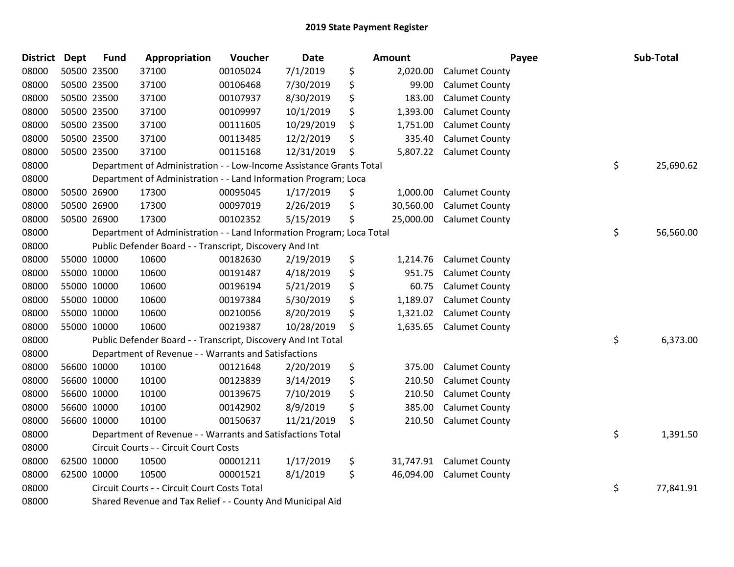# 2019 State Payment Register

| District | Dept | Fund | Appropriation | Voucher | Date | Amount | Payee | Sub-Total |
|---|---|---|---|---|---|---|---|---|
| 08000 | 50500 | 23500 | 37100 | 00105024 | 7/1/2019 | $ 2,020.00 | Calumet County | |
| 08000 | 50500 | 23500 | 37100 | 00106468 | 7/30/2019 | $ 99.00 | Calumet County | |
| 08000 | 50500 | 23500 | 37100 | 00107937 | 8/30/2019 | $ 183.00 | Calumet County | |
| 08000 | 50500 | 23500 | 37100 | 00109997 | 10/1/2019 | $ 1,393.00 | Calumet County | |
| 08000 | 50500 | 23500 | 37100 | 00111605 | 10/29/2019 | $ 1,751.00 | Calumet County | |
| 08000 | 50500 | 23500 | 37100 | 00113485 | 12/2/2019 | $ 335.40 | Calumet County | |
| 08000 | 50500 | 23500 | 37100 | 00115168 | 12/31/2019 | $ 5,807.22 | Calumet County | |
| 08000 | | Department of Administration - - Low-Income Assistance Grants Total | | | | | | $ 25,690.62 |
| 08000 | | Department of Administration - - Land Information Program; Loca | | | | | | |
| 08000 | 50500 | 26900 | 17300 | 00095045 | 1/17/2019 | $ 1,000.00 | Calumet County | |
| 08000 | 50500 | 26900 | 17300 | 00097019 | 2/26/2019 | $ 30,560.00 | Calumet County | |
| 08000 | 50500 | 26900 | 17300 | 00102352 | 5/15/2019 | $ 25,000.00 | Calumet County | |
| 08000 | | Department of Administration - - Land Information Program; Loca Total | | | | | | $ 56,560.00 |
| 08000 | | Public Defender Board - - Transcript, Discovery And Int | | | | | | |
| 08000 | 55000 | 10000 | 10600 | 00182630 | 2/19/2019 | $ 1,214.76 | Calumet County | |
| 08000 | 55000 | 10000 | 10600 | 00191487 | 4/18/2019 | $ 951.75 | Calumet County | |
| 08000 | 55000 | 10000 | 10600 | 00196194 | 5/21/2019 | $ 60.75 | Calumet County | |
| 08000 | 55000 | 10000 | 10600 | 00197384 | 5/30/2019 | $ 1,189.07 | Calumet County | |
| 08000 | 55000 | 10000 | 10600 | 00210056 | 8/20/2019 | $ 1,321.02 | Calumet County | |
| 08000 | 55000 | 10000 | 10600 | 00219387 | 10/28/2019 | $ 1,635.65 | Calumet County | |
| 08000 | | Public Defender Board - - Transcript, Discovery And Int Total | | | | | | $ 6,373.00 |
| 08000 | | Department of Revenue - - Warrants and Satisfactions | | | | | | |
| 08000 | 56600 | 10000 | 10100 | 00121648 | 2/20/2019 | $ 375.00 | Calumet County | |
| 08000 | 56600 | 10000 | 10100 | 00123839 | 3/14/2019 | $ 210.50 | Calumet County | |
| 08000 | 56600 | 10000 | 10100 | 00139675 | 7/10/2019 | $ 210.50 | Calumet County | |
| 08000 | 56600 | 10000 | 10100 | 00142902 | 8/9/2019 | $ 385.00 | Calumet County | |
| 08000 | 56600 | 10000 | 10100 | 00150637 | 11/21/2019 | $ 210.50 | Calumet County | |
| 08000 | | Department of Revenue - - Warrants and Satisfactions Total | | | | | | $ 1,391.50 |
| 08000 | | Circuit Courts - - Circuit Court Costs | | | | | | |
| 08000 | 62500 | 10000 | 10500 | 00001211 | 1/17/2019 | $ 31,747.91 | Calumet County | |
| 08000 | 62500 | 10000 | 10500 | 00001521 | 8/1/2019 | $ 46,094.00 | Calumet County | |
| 08000 | | Circuit Courts - - Circuit Court Costs Total | | | | | | $ 77,841.91 |
| 08000 | | Shared Revenue and Tax Relief - - County And Municipal Aid | | | | | | |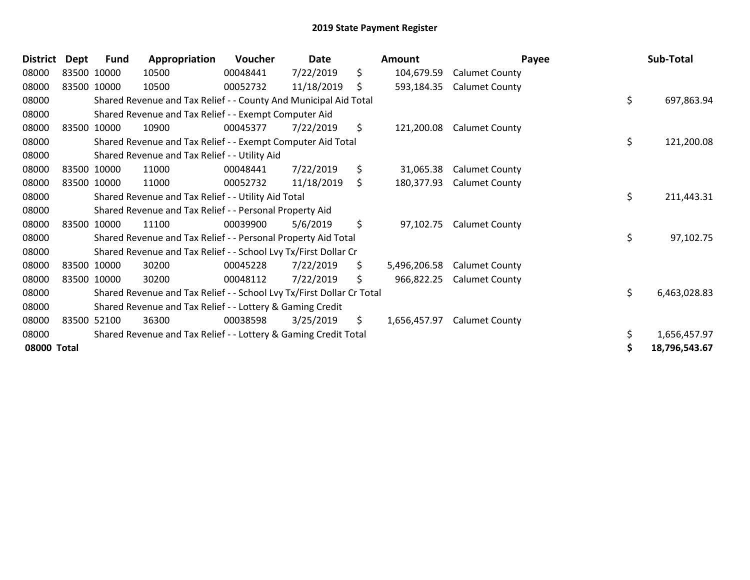# 2019 State Payment Register

| District | Dept | Fund | Appropriation | Voucher | Date | Amount | Payee | Sub-Total |
|---|---|---|---|---|---|---|---|---|
| 08000 | 83500 | 10000 | 10500 | 00048441 | 7/22/2019 | $ 104,679.59 | Calumet County | |
| 08000 | 83500 | 10000 | 10500 | 00052732 | 11/18/2019 | $ 593,184.35 | Calumet County | |
| 08000 | | Shared Revenue and Tax Relief - - County And Municipal Aid Total | | | | | | $ 697,863.94 |
| 08000 | | Shared Revenue and Tax Relief - - Exempt Computer Aid | | | | | | |
| 08000 | 83500 | 10000 | 10900 | 00045377 | 7/22/2019 | $ 121,200.08 | Calumet County | |
| 08000 | | Shared Revenue and Tax Relief - - Exempt Computer Aid Total | | | | | | $ 121,200.08 |
| 08000 | | Shared Revenue and Tax Relief - - Utility Aid | | | | | | |
| 08000 | 83500 | 10000 | 11000 | 00048441 | 7/22/2019 | $ 31,065.38 | Calumet County | |
| 08000 | 83500 | 10000 | 11000 | 00052732 | 11/18/2019 | $ 180,377.93 | Calumet County | |
| 08000 | | Shared Revenue and Tax Relief - - Utility Aid Total | | | | | | $ 211,443.31 |
| 08000 | | Shared Revenue and Tax Relief - - Personal Property Aid | | | | | | |
| 08000 | 83500 | 10000 | 11100 | 00039900 | 5/6/2019 | $ 97,102.75 | Calumet County | |
| 08000 | | Shared Revenue and Tax Relief - - Personal Property Aid Total | | | | | | $ 97,102.75 |
| 08000 | | Shared Revenue and Tax Relief - - School Lvy Tx/First Dollar Cr | | | | | | |
| 08000 | 83500 | 10000 | 30200 | 00045228 | 7/22/2019 | $ 5,496,206.58 | Calumet County | |
| 08000 | 83500 | 10000 | 30200 | 00048112 | 7/22/2019 | $ 966,822.25 | Calumet County | |
| 08000 | | Shared Revenue and Tax Relief - - School Lvy Tx/First Dollar Cr Total | | | | | | $ 6,463,028.83 |
| 08000 | | Shared Revenue and Tax Relief - - Lottery & Gaming Credit | | | | | | |
| 08000 | 83500 | 52100 | 36300 | 00038598 | 3/25/2019 | $ 1,656,457.97 | Calumet County | |
| 08000 | | Shared Revenue and Tax Relief - - Lottery & Gaming Credit Total | | | | | | $ 1,656,457.97 |
| **08000 Total** | | | | | | | | **$ 18,796,543.67** |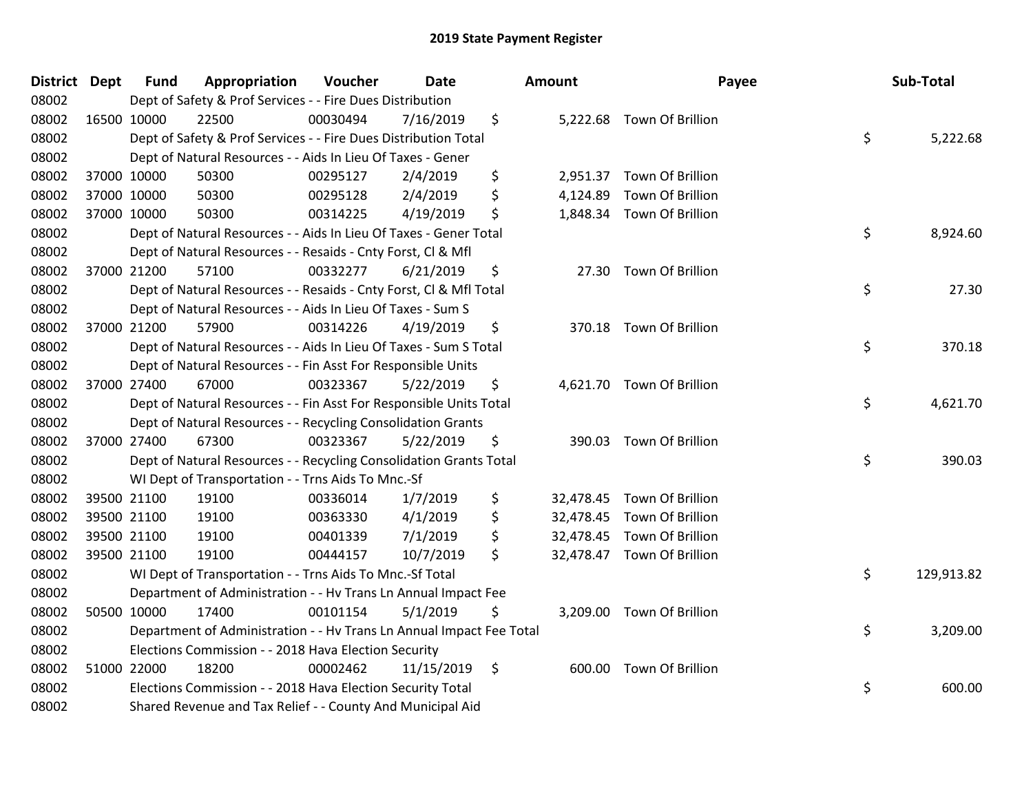# 2019 State Payment Register

| District | Dept | Fund | Appropriation | Voucher | Date | Amount | Payee | Sub-Total |
|---|---|---|---|---|---|---|---|---|
| 08002 | Dept of Safety & Prof Services - - Fire Dues Distribution | | | | | | | |
| 08002 | 16500 | 10000 | 22500 | 00030494 | 7/16/2019 | $ 5,222.68 | Town Of Brillion | |
| 08002 | Dept of Safety & Prof Services - - Fire Dues Distribution Total | | | | | | | $ 5,222.68 |
| 08002 | Dept of Natural Resources - - Aids In Lieu Of Taxes - Gener | | | | | | | |
| 08002 | 37000 | 10000 | 50300 | 00295127 | 2/4/2019 | $ 2,951.37 | Town Of Brillion | |
| 08002 | 37000 | 10000 | 50300 | 00295128 | 2/4/2019 | $ 4,124.89 | Town Of Brillion | |
| 08002 | 37000 | 10000 | 50300 | 00314225 | 4/19/2019 | $ 1,848.34 | Town Of Brillion | |
| 08002 | Dept of Natural Resources - - Aids In Lieu Of Taxes - Gener Total | | | | | | | $ 8,924.60 |
| 08002 | Dept of Natural Resources - - Resaids - Cnty Forst, Cl & Mfl | | | | | | | |
| 08002 | 37000 | 21200 | 57100 | 00332277 | 6/21/2019 | $ 27.30 | Town Of Brillion | |
| 08002 | Dept of Natural Resources - - Resaids - Cnty Forst, Cl & Mfl Total | | | | | | | $ 27.30 |
| 08002 | Dept of Natural Resources - - Aids In Lieu Of Taxes - Sum S | | | | | | | |
| 08002 | 37000 | 21200 | 57900 | 00314226 | 4/19/2019 | $ 370.18 | Town Of Brillion | |
| 08002 | Dept of Natural Resources - - Aids In Lieu Of Taxes - Sum S Total | | | | | | | $ 370.18 |
| 08002 | Dept of Natural Resources - - Fin Asst For Responsible Units | | | | | | | |
| 08002 | 37000 | 27400 | 67000 | 00323367 | 5/22/2019 | $ 4,621.70 | Town Of Brillion | |
| 08002 | Dept of Natural Resources - - Fin Asst For Responsible Units Total | | | | | | | $ 4,621.70 |
| 08002 | Dept of Natural Resources - - Recycling Consolidation Grants | | | | | | | |
| 08002 | 37000 | 27400 | 67300 | 00323367 | 5/22/2019 | $ 390.03 | Town Of Brillion | |
| 08002 | Dept of Natural Resources - - Recycling Consolidation Grants Total | | | | | | | $ 390.03 |
| 08002 | WI Dept of Transportation - - Trns Aids To Mnc.-Sf | | | | | | | |
| 08002 | 39500 | 21100 | 19100 | 00336014 | 1/7/2019 | $ 32,478.45 | Town Of Brillion | |
| 08002 | 39500 | 21100 | 19100 | 00363330 | 4/1/2019 | $ 32,478.45 | Town Of Brillion | |
| 08002 | 39500 | 21100 | 19100 | 00401339 | 7/1/2019 | $ 32,478.45 | Town Of Brillion | |
| 08002 | 39500 | 21100 | 19100 | 00444157 | 10/7/2019 | $ 32,478.47 | Town Of Brillion | |
| 08002 | WI Dept of Transportation - - Trns Aids To Mnc.-Sf Total | | | | | | | $ 129,913.82 |
| 08002 | Department of Administration - - Hv Trans Ln Annual Impact Fee | | | | | | | |
| 08002 | 50500 | 10000 | 17400 | 00101154 | 5/1/2019 | $ 3,209.00 | Town Of Brillion | |
| 08002 | Department of Administration - - Hv Trans Ln Annual Impact Fee Total | | | | | | | $ 3,209.00 |
| 08002 | Elections Commission - - 2018 Hava Election Security | | | | | | | |
| 08002 | 51000 | 22000 | 18200 | 00002462 | 11/15/2019 | $ 600.00 | Town Of Brillion | |
| 08002 | Elections Commission - - 2018 Hava Election Security Total | | | | | | | $ 600.00 |
| 08002 | Shared Revenue and Tax Relief - - County And Municipal Aid | | | | | | | |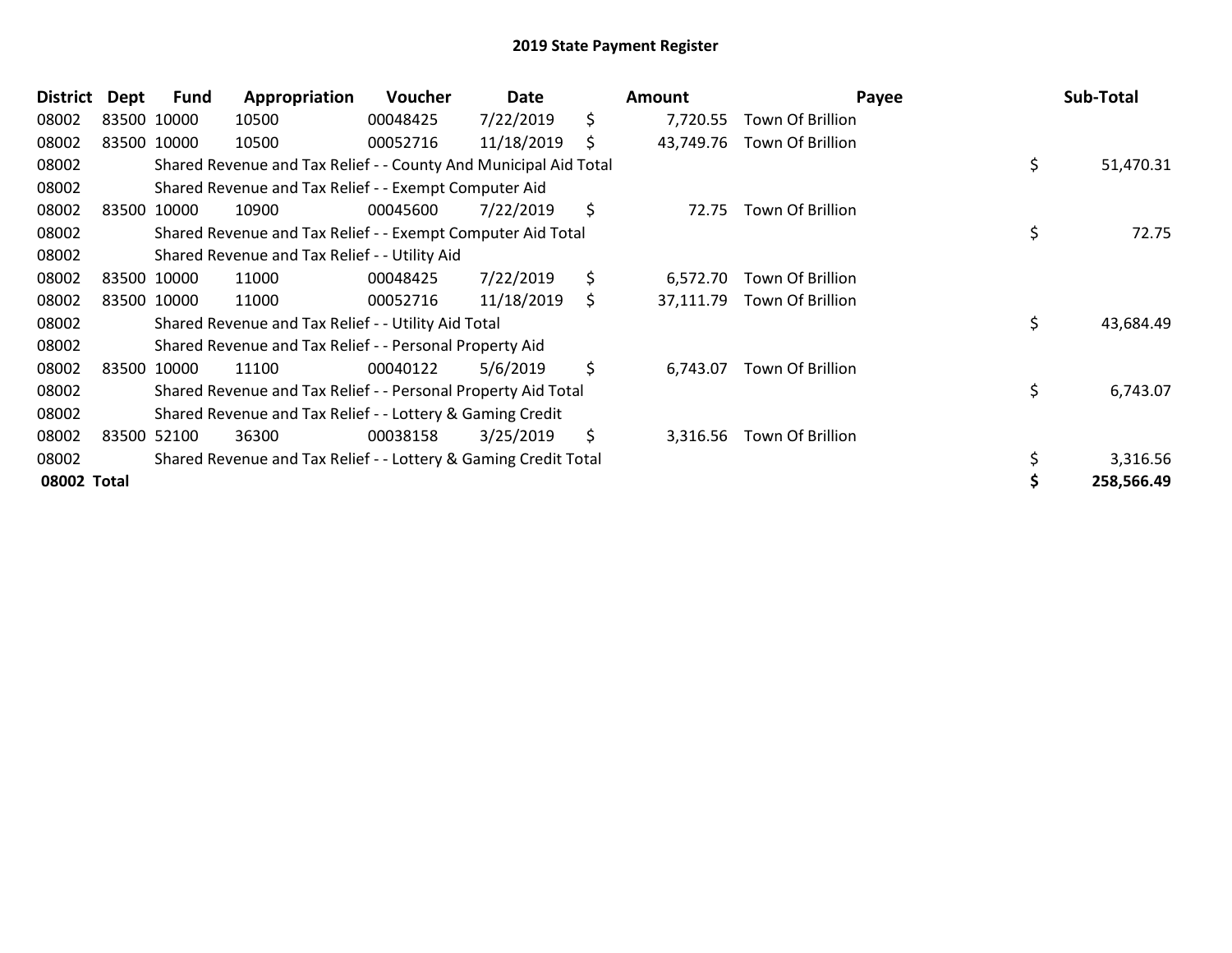# 2019 State Payment Register

| District | Dept | Fund | Appropriation | Voucher | Date | Amount | Payee | Sub-Total |
|---|---|---|---|---|---|---|---|---|
| 08002 | 83500 | 10000 | 10500 | 00048425 | 7/22/2019 | $ 7,720.55 | Town Of Brillion | |
| 08002 | 83500 | 10000 | 10500 | 00052716 | 11/18/2019 | $ 43,749.76 | Town Of Brillion | |
| 08002 | | Shared Revenue and Tax Relief - - County And Municipal Aid Total | | | | | | $ 51,470.31 |
| 08002 | | Shared Revenue and Tax Relief - - Exempt Computer Aid | | | | | | |
| 08002 | 83500 | 10000 | 10900 | 00045600 | 7/22/2019 | $ 72.75 | Town Of Brillion | |
| 08002 | | Shared Revenue and Tax Relief - - Exempt Computer Aid Total | | | | | | $ 72.75 |
| 08002 | | Shared Revenue and Tax Relief - - Utility Aid | | | | | | |
| 08002 | 83500 | 10000 | 11000 | 00048425 | 7/22/2019 | $ 6,572.70 | Town Of Brillion | |
| 08002 | 83500 | 10000 | 11000 | 00052716 | 11/18/2019 | $ 37,111.79 | Town Of Brillion | |
| 08002 | | Shared Revenue and Tax Relief - - Utility Aid Total | | | | | | $ 43,684.49 |
| 08002 | | Shared Revenue and Tax Relief - - Personal Property Aid | | | | | | |
| 08002 | 83500 | 10000 | 11100 | 00040122 | 5/6/2019 | $ 6,743.07 | Town Of Brillion | |
| 08002 | | Shared Revenue and Tax Relief - - Personal Property Aid Total | | | | | | $ 6,743.07 |
| 08002 | | Shared Revenue and Tax Relief - - Lottery & Gaming Credit | | | | | | |
| 08002 | 83500 | 52100 | 36300 | 00038158 | 3/25/2019 | $ 3,316.56 | Town Of Brillion | |
| 08002 | | Shared Revenue and Tax Relief - - Lottery & Gaming Credit Total | | | | | | $ 3,316.56 |
| **08002 Total** | | | | | | | | **$ 258,566.49** |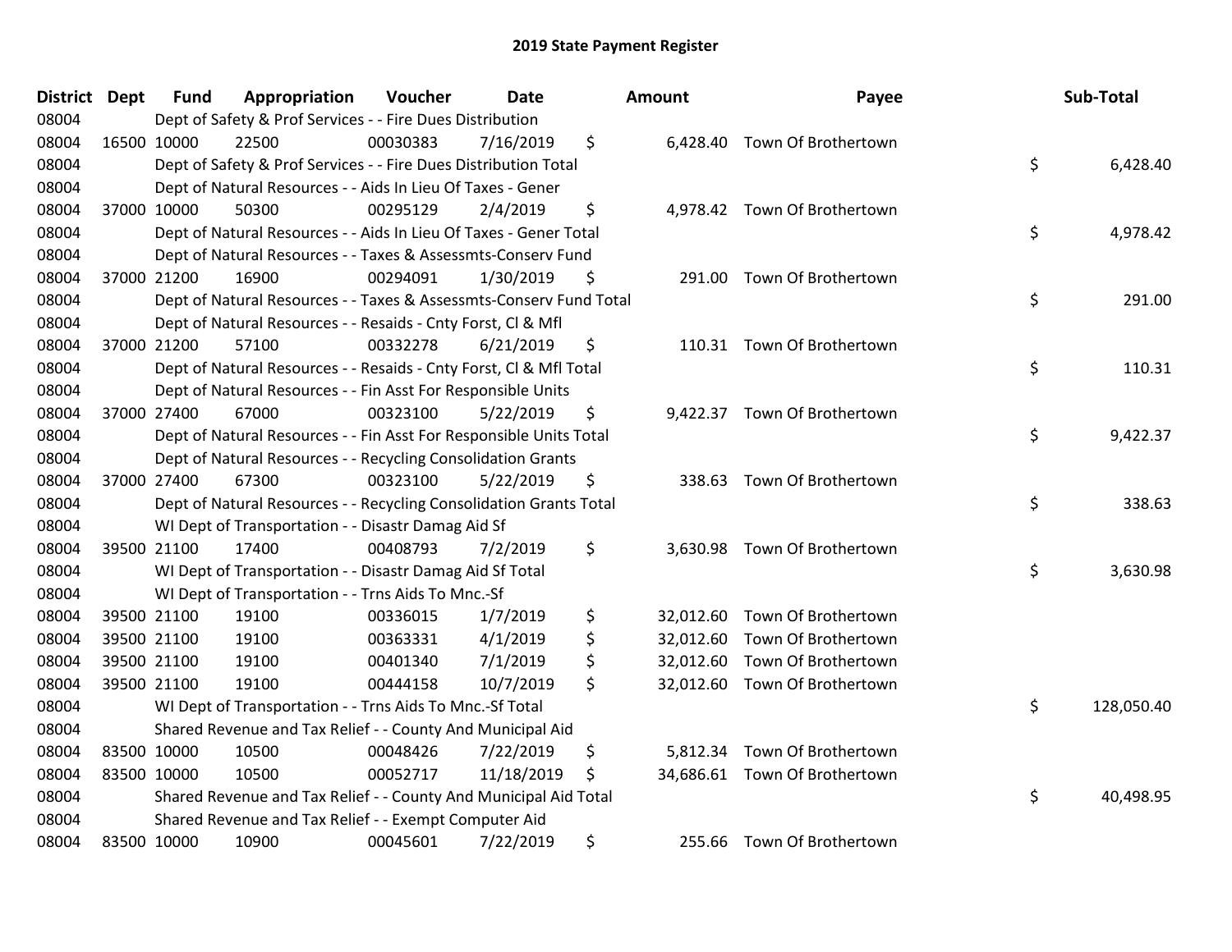# 2019 State Payment Register

| District | Dept | Fund | Appropriation | Voucher | Date | Amount | Payee | Sub-Total |
|---|---|---|---|---|---|---|---|---|
| 08004 | | Dept of Safety & Prof Services - - Fire Dues Distribution | | | | | | |
| 08004 | 16500 | 10000 | 22500 | 00030383 | 7/16/2019 | $ 6,428.40 | Town Of Brothertown | |
| 08004 | | Dept of Safety & Prof Services - - Fire Dues Distribution Total | | | | | | $ 6,428.40 |
| 08004 | | Dept of Natural Resources - - Aids In Lieu Of Taxes - Gener | | | | | | |
| 08004 | 37000 | 10000 | 50300 | 00295129 | 2/4/2019 | $ 4,978.42 | Town Of Brothertown | |
| 08004 | | Dept of Natural Resources - - Aids In Lieu Of Taxes - Gener Total | | | | | | $ 4,978.42 |
| 08004 | | Dept of Natural Resources - - Taxes & Assessmts-Conserv Fund | | | | | | |
| 08004 | 37000 | 21200 | 16900 | 00294091 | 1/30/2019 | $ 291.00 | Town Of Brothertown | |
| 08004 | | Dept of Natural Resources - - Taxes & Assessmts-Conserv Fund Total | | | | | | $ 291.00 |
| 08004 | | Dept of Natural Resources - - Resaids - Cnty Forst, Cl & Mfl | | | | | | |
| 08004 | 37000 | 21200 | 57100 | 00332278 | 6/21/2019 | $ 110.31 | Town Of Brothertown | |
| 08004 | | Dept of Natural Resources - - Resaids - Cnty Forst, Cl & Mfl Total | | | | | | $ 110.31 |
| 08004 | | Dept of Natural Resources - - Fin Asst For Responsible Units | | | | | | |
| 08004 | 37000 | 27400 | 67000 | 00323100 | 5/22/2019 | $ 9,422.37 | Town Of Brothertown | |
| 08004 | | Dept of Natural Resources - - Fin Asst For Responsible Units Total | | | | | | $ 9,422.37 |
| 08004 | | Dept of Natural Resources - - Recycling Consolidation Grants | | | | | | |
| 08004 | 37000 | 27400 | 67300 | 00323100 | 5/22/2019 | $ 338.63 | Town Of Brothertown | |
| 08004 | | Dept of Natural Resources - - Recycling Consolidation Grants Total | | | | | | $ 338.63 |
| 08004 | | WI Dept of Transportation - - Disastr Damag Aid Sf | | | | | | |
| 08004 | 39500 | 21100 | 17400 | 00408793 | 7/2/2019 | $ 3,630.98 | Town Of Brothertown | |
| 08004 | | WI Dept of Transportation - - Disastr Damag Aid Sf Total | | | | | | $ 3,630.98 |
| 08004 | | WI Dept of Transportation - - Trns Aids To Mnc.-Sf | | | | | | |
| 08004 | 39500 | 21100 | 19100 | 00336015 | 1/7/2019 | $ 32,012.60 | Town Of Brothertown | |
| 08004 | 39500 | 21100 | 19100 | 00363331 | 4/1/2019 | $ 32,012.60 | Town Of Brothertown | |
| 08004 | 39500 | 21100 | 19100 | 00401340 | 7/1/2019 | $ 32,012.60 | Town Of Brothertown | |
| 08004 | 39500 | 21100 | 19100 | 00444158 | 10/7/2019 | $ 32,012.60 | Town Of Brothertown | |
| 08004 | | WI Dept of Transportation - - Trns Aids To Mnc.-Sf Total | | | | | | $ 128,050.40 |
| 08004 | | Shared Revenue and Tax Relief - - County And Municipal Aid | | | | | | |
| 08004 | 83500 | 10000 | 10500 | 00048426 | 7/22/2019 | $ 5,812.34 | Town Of Brothertown | |
| 08004 | 83500 | 10000 | 10500 | 00052717 | 11/18/2019 | $ 34,686.61 | Town Of Brothertown | |
| 08004 | | Shared Revenue and Tax Relief - - County And Municipal Aid Total | | | | | | $ 40,498.95 |
| 08004 | | Shared Revenue and Tax Relief - - Exempt Computer Aid | | | | | | |
| 08004 | 83500 | 10000 | 10900 | 00045601 | 7/22/2019 | $ 255.66 | Town Of Brothertown | |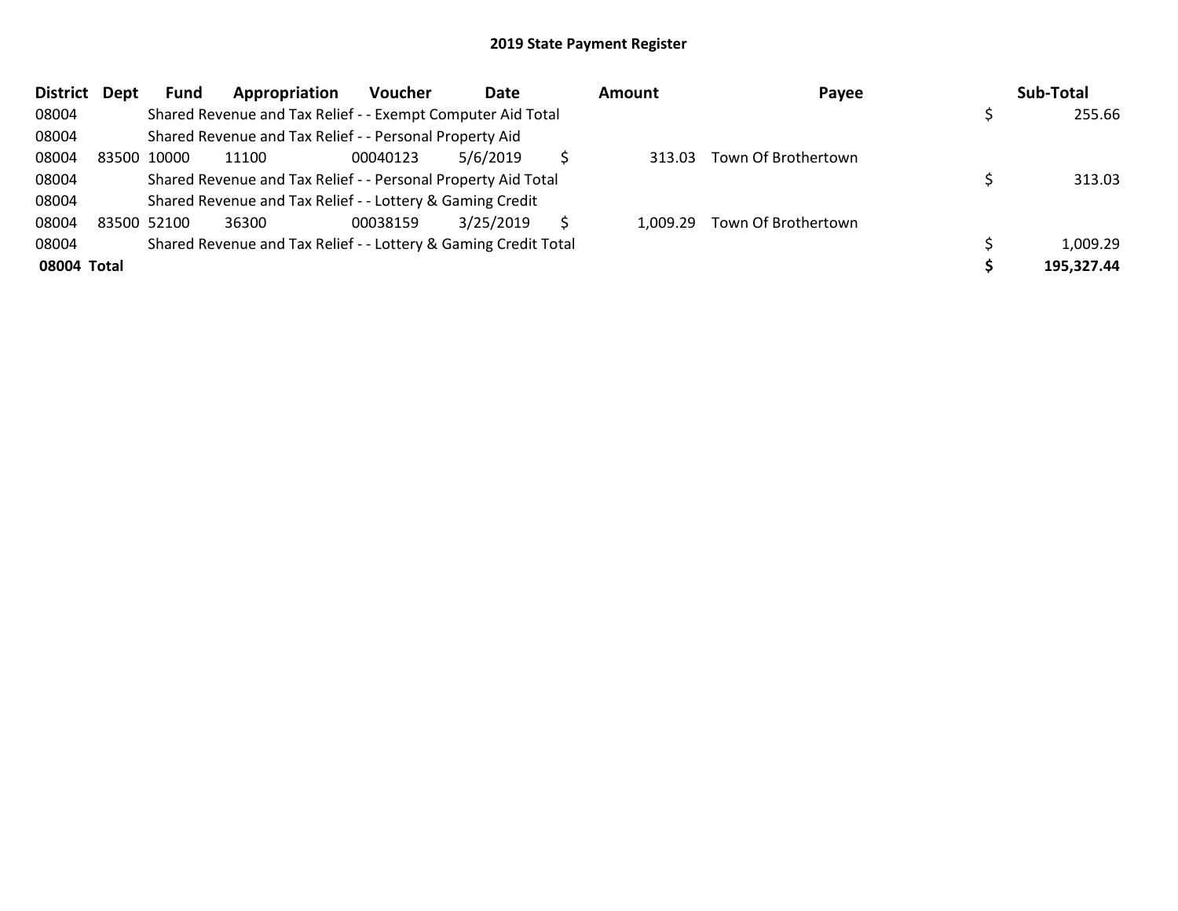## 2019 State Payment Register

| District | Dept | Fund | Appropriation | Voucher | Date | Amount | Payee | Sub-Total |
|---|---|---|---|---|---|---|---|---|
| 08004 | | Shared Revenue and Tax Relief - - Exempt Computer Aid Total | | | | | | $ 255.66 |
| 08004 | | Shared Revenue and Tax Relief - - Personal Property Aid | | | | | | |
| 08004 | 83500 | 10000 | 11100 | 00040123 | 5/6/2019 | $ 313.03 | Town Of Brothertown | |
| 08004 | | Shared Revenue and Tax Relief - - Personal Property Aid Total | | | | | | $ 313.03 |
| 08004 | | Shared Revenue and Tax Relief - - Lottery & Gaming Credit | | | | | | |
| 08004 | 83500 | 52100 | 36300 | 00038159 | 3/25/2019 | $ 1,009.29 | Town Of Brothertown | |
| 08004 | | Shared Revenue and Tax Relief - - Lottery & Gaming Credit Total | | | | | | $ 1,009.29 |
| **08004 Total** | | | | | | | | **$ 195,327.44** |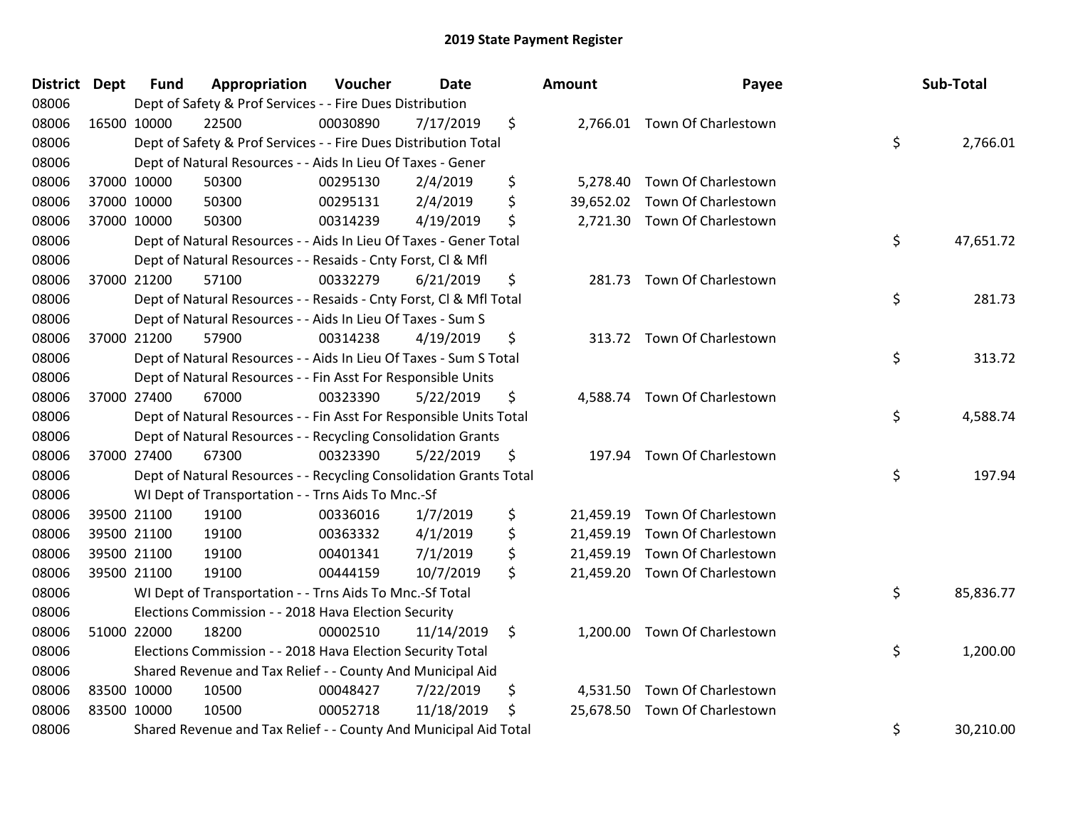# 2019 State Payment Register

| District | Dept | Fund | Appropriation | Voucher | Date | Amount | Payee | Sub-Total |
|---|---|---|---|---|---|---|---|---|
| 08006 | | Dept of Safety & Prof Services - - Fire Dues Distribution | | | | | | |
| 08006 | 16500 | 10000 | 22500 | 00030890 | 7/17/2019 | $ 2,766.01 | Town Of Charlestown | |
| 08006 | | Dept of Safety & Prof Services - - Fire Dues Distribution Total | | | | | | $ 2,766.01 |
| 08006 | | Dept of Natural Resources - - Aids In Lieu Of Taxes - Gener | | | | | | |
| 08006 | 37000 | 10000 | 50300 | 00295130 | 2/4/2019 | $ 5,278.40 | Town Of Charlestown | |
| 08006 | 37000 | 10000 | 50300 | 00295131 | 2/4/2019 | $ 39,652.02 | Town Of Charlestown | |
| 08006 | 37000 | 10000 | 50300 | 00314239 | 4/19/2019 | $ 2,721.30 | Town Of Charlestown | |
| 08006 | | Dept of Natural Resources - - Aids In Lieu Of Taxes - Gener Total | | | | | | $ 47,651.72 |
| 08006 | | Dept of Natural Resources - - Resaids - Cnty Forst, Cl & Mfl | | | | | | |
| 08006 | 37000 | 21200 | 57100 | 00332279 | 6/21/2019 | $ 281.73 | Town Of Charlestown | |
| 08006 | | Dept of Natural Resources - - Resaids - Cnty Forst, Cl & Mfl Total | | | | | | $ 281.73 |
| 08006 | | Dept of Natural Resources - - Aids In Lieu Of Taxes - Sum S | | | | | | |
| 08006 | 37000 | 21200 | 57900 | 00314238 | 4/19/2019 | $ 313.72 | Town Of Charlestown | |
| 08006 | | Dept of Natural Resources - - Aids In Lieu Of Taxes - Sum S Total | | | | | | $ 313.72 |
| 08006 | | Dept of Natural Resources - - Fin Asst For Responsible Units | | | | | | |
| 08006 | 37000 | 27400 | 67000 | 00323390 | 5/22/2019 | $ 4,588.74 | Town Of Charlestown | |
| 08006 | | Dept of Natural Resources - - Fin Asst For Responsible Units Total | | | | | | $ 4,588.74 |
| 08006 | | Dept of Natural Resources - - Recycling Consolidation Grants | | | | | | |
| 08006 | 37000 | 27400 | 67300 | 00323390 | 5/22/2019 | $ 197.94 | Town Of Charlestown | |
| 08006 | | Dept of Natural Resources - - Recycling Consolidation Grants Total | | | | | | $ 197.94 |
| 08006 | | WI Dept of Transportation - - Trns Aids To Mnc.-Sf | | | | | | |
| 08006 | 39500 | 21100 | 19100 | 00336016 | 1/7/2019 | $ 21,459.19 | Town Of Charlestown | |
| 08006 | 39500 | 21100 | 19100 | 00363332 | 4/1/2019 | $ 21,459.19 | Town Of Charlestown | |
| 08006 | 39500 | 21100 | 19100 | 00401341 | 7/1/2019 | $ 21,459.19 | Town Of Charlestown | |
| 08006 | 39500 | 21100 | 19100 | 00444159 | 10/7/2019 | $ 21,459.20 | Town Of Charlestown | |
| 08006 | | WI Dept of Transportation - - Trns Aids To Mnc.-Sf Total | | | | | | $ 85,836.77 |
| 08006 | | Elections Commission - - 2018 Hava Election Security | | | | | | |
| 08006 | 51000 | 22000 | 18200 | 00002510 | 11/14/2019 | $ 1,200.00 | Town Of Charlestown | |
| 08006 | | Elections Commission - - 2018 Hava Election Security Total | | | | | | $ 1,200.00 |
| 08006 | | Shared Revenue and Tax Relief - - County And Municipal Aid | | | | | | |
| 08006 | 83500 | 10000 | 10500 | 00048427 | 7/22/2019 | $ 4,531.50 | Town Of Charlestown | |
| 08006 | 83500 | 10000 | 10500 | 00052718 | 11/18/2019 | $ 25,678.50 | Town Of Charlestown | |
| 08006 | | Shared Revenue and Tax Relief - - County And Municipal Aid Total | | | | | | $ 30,210.00 |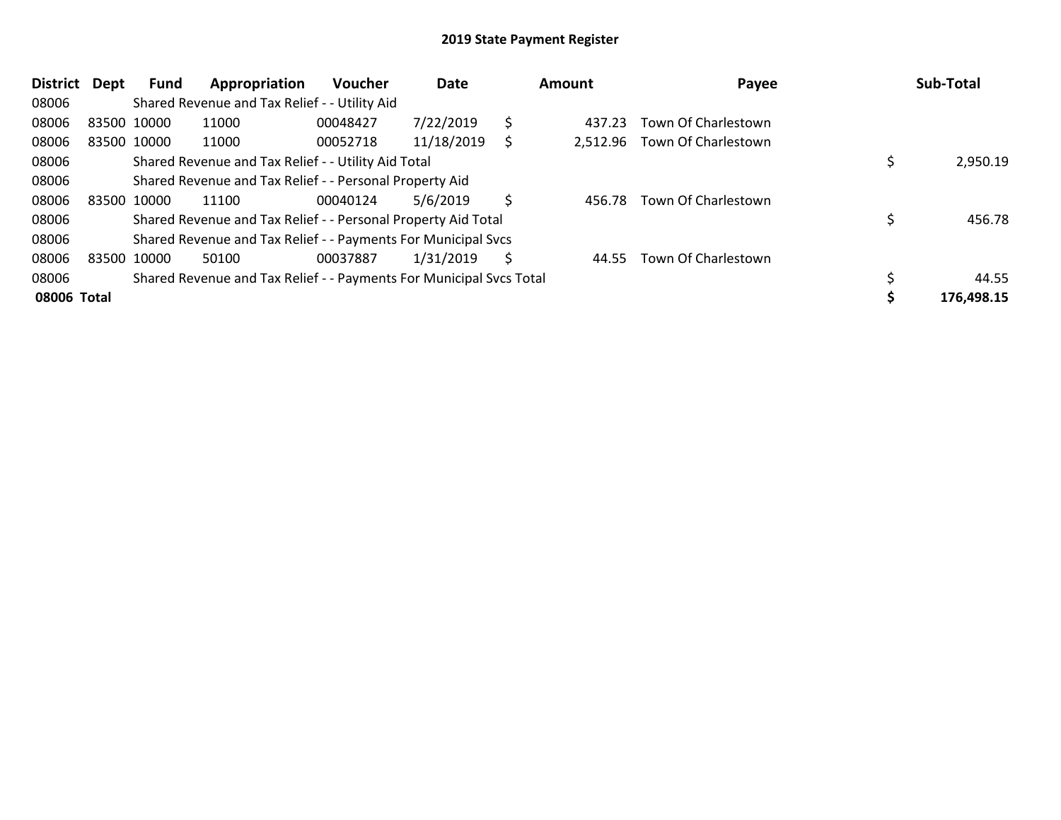# 2019 State Payment Register

| District | Dept | Fund | Appropriation | Voucher | Date | Amount | Payee | Sub-Total |
|---|---|---|---|---|---|---|---|---|
| 08006 | | Shared Revenue and Tax Relief - - Utility Aid | | | | | | |
| 08006 | 83500 | 10000 | 11000 | 00048427 | 7/22/2019 | $ 437.23 | Town Of Charlestown | |
| 08006 | 83500 | 10000 | 11000 | 00052718 | 11/18/2019 | $ 2,512.96 | Town Of Charlestown | |
| 08006 | | Shared Revenue and Tax Relief - - Utility Aid Total | | | | | | $ 2,950.19 |
| 08006 | | Shared Revenue and Tax Relief - - Personal Property Aid | | | | | | |
| 08006 | 83500 | 10000 | 11100 | 00040124 | 5/6/2019 | $ 456.78 | Town Of Charlestown | |
| 08006 | | Shared Revenue and Tax Relief - - Personal Property Aid Total | | | | | | $ 456.78 |
| 08006 | | Shared Revenue and Tax Relief - - Payments For Municipal Svcs | | | | | | |
| 08006 | 83500 | 10000 | 50100 | 00037887 | 1/31/2019 | $ 44.55 | Town Of Charlestown | |
| 08006 | | Shared Revenue and Tax Relief - - Payments For Municipal Svcs Total | | | | | | $ 44.55 |
| **08006 Total** | | | | | | | | **$ 176,498.15** |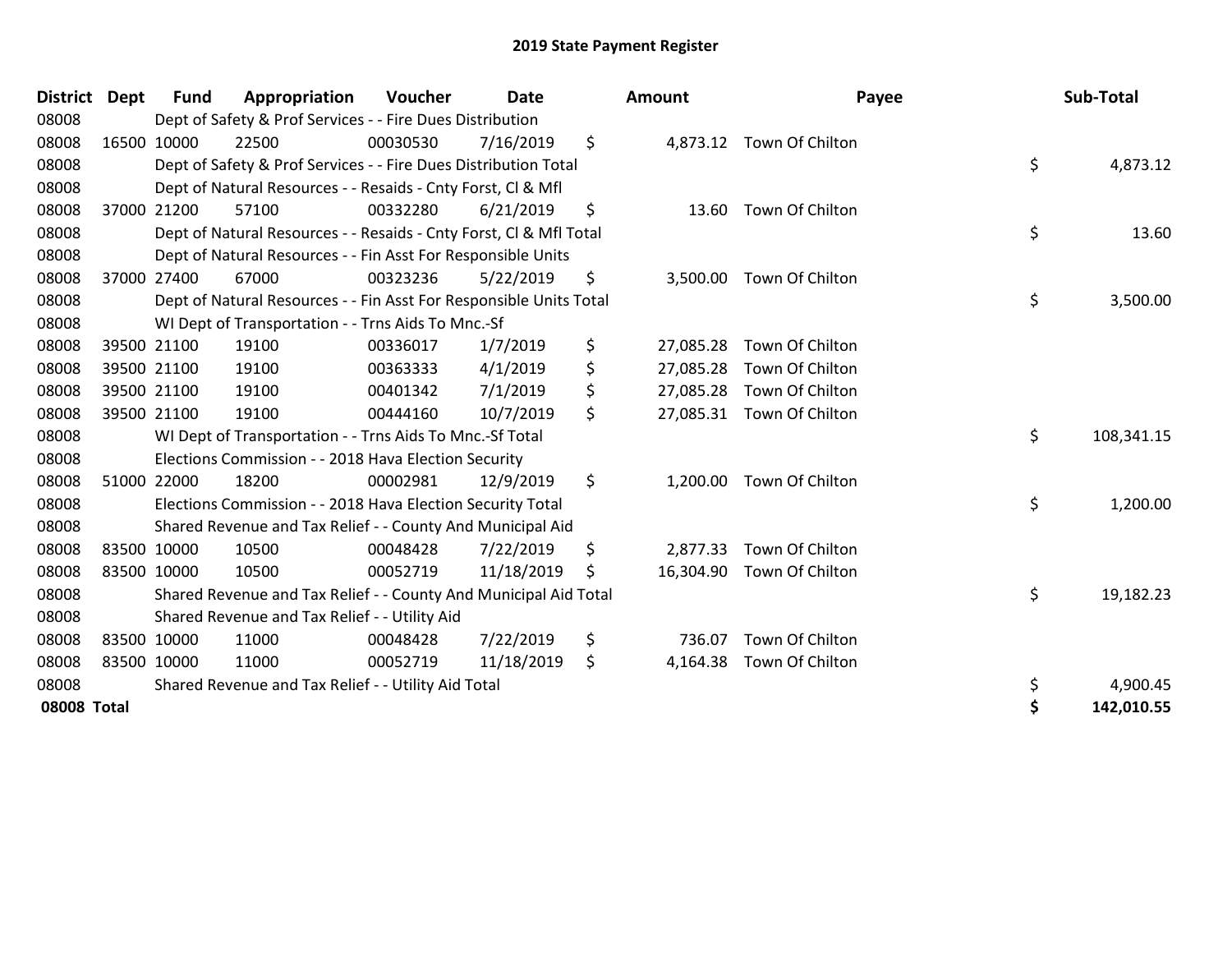# 2019 State Payment Register

| District | Dept | Fund | Appropriation | Voucher | Date | Amount | Payee | Sub-Total |
|---|---|---|---|---|---|---|---|---|
| 08008 | | Dept of Safety & Prof Services - - Fire Dues Distribution | | | | | | |
| 08008 | 16500 | 10000 | 22500 | 00030530 | 7/16/2019 | $ 4,873.12 | Town Of Chilton | |
| 08008 | | Dept of Safety & Prof Services - - Fire Dues Distribution Total | | | | | | $ 4,873.12 |
| 08008 | | Dept of Natural Resources - - Resaids - Cnty Forst, Cl & Mfl | | | | | | |
| 08008 | 37000 | 21200 | 57100 | 00332280 | 6/21/2019 | $ 13.60 | Town Of Chilton | |
| 08008 | | Dept of Natural Resources - - Resaids - Cnty Forst, Cl & Mfl Total | | | | | | $ 13.60 |
| 08008 | | Dept of Natural Resources - - Fin Asst For Responsible Units | | | | | | |
| 08008 | 37000 | 27400 | 67000 | 00323236 | 5/22/2019 | $ 3,500.00 | Town Of Chilton | |
| 08008 | | Dept of Natural Resources - - Fin Asst For Responsible Units Total | | | | | | $ 3,500.00 |
| 08008 | | WI Dept of Transportation - - Trns Aids To Mnc.-Sf | | | | | | |
| 08008 | 39500 | 21100 | 19100 | 00336017 | 1/7/2019 | $ 27,085.28 | Town Of Chilton | |
| 08008 | 39500 | 21100 | 19100 | 00363333 | 4/1/2019 | $ 27,085.28 | Town Of Chilton | |
| 08008 | 39500 | 21100 | 19100 | 00401342 | 7/1/2019 | $ 27,085.28 | Town Of Chilton | |
| 08008 | 39500 | 21100 | 19100 | 00444160 | 10/7/2019 | $ 27,085.31 | Town Of Chilton | |
| 08008 | | WI Dept of Transportation - - Trns Aids To Mnc.-Sf Total | | | | | | $ 108,341.15 |
| 08008 | | Elections Commission - - 2018 Hava Election Security | | | | | | |
| 08008 | 51000 | 22000 | 18200 | 00002981 | 12/9/2019 | $ 1,200.00 | Town Of Chilton | |
| 08008 | | Elections Commission - - 2018 Hava Election Security Total | | | | | | $ 1,200.00 |
| 08008 | | Shared Revenue and Tax Relief - - County And Municipal Aid | | | | | | |
| 08008 | 83500 | 10000 | 10500 | 00048428 | 7/22/2019 | $ 2,877.33 | Town Of Chilton | |
| 08008 | 83500 | 10000 | 10500 | 00052719 | 11/18/2019 | $ 16,304.90 | Town Of Chilton | |
| 08008 | | Shared Revenue and Tax Relief - - County And Municipal Aid Total | | | | | | $ 19,182.23 |
| 08008 | | Shared Revenue and Tax Relief - - Utility Aid | | | | | | |
| 08008 | 83500 | 10000 | 11000 | 00048428 | 7/22/2019 | $ 736.07 | Town Of Chilton | |
| 08008 | 83500 | 10000 | 11000 | 00052719 | 11/18/2019 | $ 4,164.38 | Town Of Chilton | |
| 08008 | | Shared Revenue and Tax Relief - - Utility Aid Total | | | | | | $ 4,900.45 |
| **08008 Total** | | | | | | | | **$ 142,010.55** |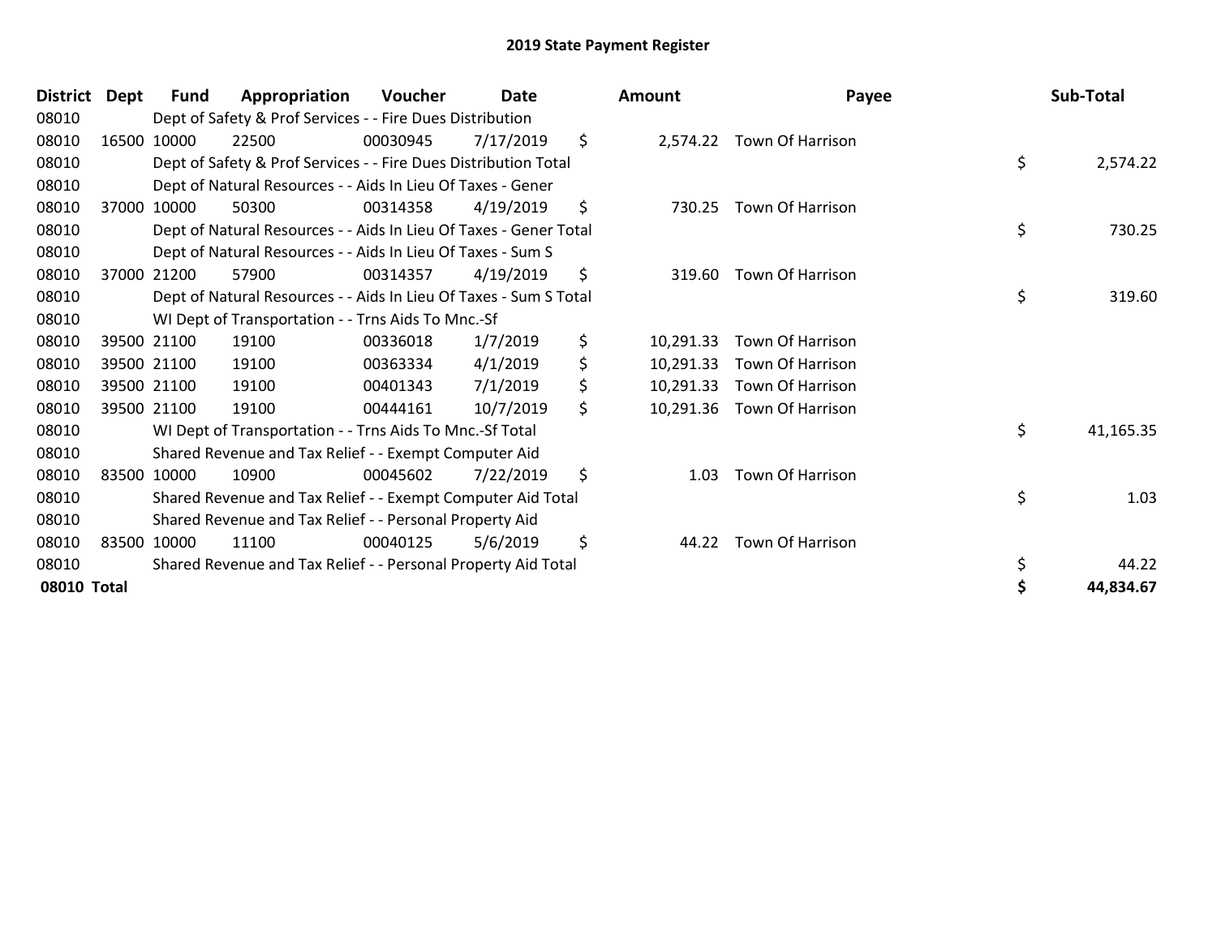# 2019 State Payment Register

| District | Dept | Fund | Appropriation | Voucher | Date | Amount | Payee | Sub-Total |
|---|---|---|---|---|---|---|---|---|
| 08010 | | Dept of Safety & Prof Services - - Fire Dues Distribution | | | | | | |
| 08010 | 16500 | 10000 | 22500 | 00030945 | 7/17/2019 | $ 2,574.22 | Town Of Harrison | |
| 08010 | | Dept of Safety & Prof Services - - Fire Dues Distribution Total | | | | | | $ 2,574.22 |
| 08010 | | Dept of Natural Resources - - Aids In Lieu Of Taxes - Gener | | | | | | |
| 08010 | 37000 | 10000 | 50300 | 00314358 | 4/19/2019 | $ 730.25 | Town Of Harrison | |
| 08010 | | Dept of Natural Resources - - Aids In Lieu Of Taxes - Gener Total | | | | | | $ 730.25 |
| 08010 | | Dept of Natural Resources - - Aids In Lieu Of Taxes - Sum S | | | | | | |
| 08010 | 37000 | 21200 | 57900 | 00314357 | 4/19/2019 | $ 319.60 | Town Of Harrison | |
| 08010 | | Dept of Natural Resources - - Aids In Lieu Of Taxes - Sum S Total | | | | | | $ 319.60 |
| 08010 | | WI Dept of Transportation - - Trns Aids To Mnc.-Sf | | | | | | |
| 08010 | 39500 | 21100 | 19100 | 00336018 | 1/7/2019 | $ 10,291.33 | Town Of Harrison | |
| 08010 | 39500 | 21100 | 19100 | 00363334 | 4/1/2019 | $ 10,291.33 | Town Of Harrison | |
| 08010 | 39500 | 21100 | 19100 | 00401343 | 7/1/2019 | $ 10,291.33 | Town Of Harrison | |
| 08010 | 39500 | 21100 | 19100 | 00444161 | 10/7/2019 | $ 10,291.36 | Town Of Harrison | |
| 08010 | | WI Dept of Transportation - - Trns Aids To Mnc.-Sf Total | | | | | | $ 41,165.35 |
| 08010 | | Shared Revenue and Tax Relief - - Exempt Computer Aid | | | | | | |
| 08010 | 83500 | 10000 | 10900 | 00045602 | 7/22/2019 | $ 1.03 | Town Of Harrison | |
| 08010 | | Shared Revenue and Tax Relief - - Exempt Computer Aid Total | | | | | | $ 1.03 |
| 08010 | | Shared Revenue and Tax Relief - - Personal Property Aid | | | | | | |
| 08010 | 83500 | 10000 | 11100 | 00040125 | 5/6/2019 | $ 44.22 | Town Of Harrison | |
| 08010 | | Shared Revenue and Tax Relief - - Personal Property Aid Total | | | | | | $ 44.22 |
| **08010 Total** | | | | | | | | **$ 44,834.67** |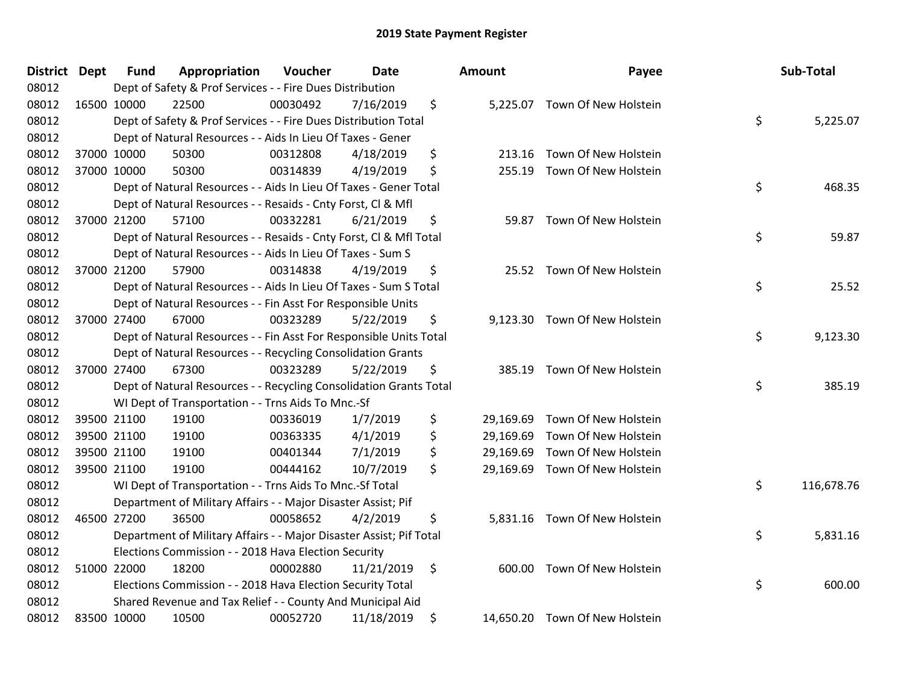# 2019 State Payment Register

| District | Dept | Fund | Appropriation | Voucher | Date | | Amount | Payee | | Sub-Total |
|---|---|---|---|---|---|---|---|---|---|---|
| 08012 | | Dept of Safety & Prof Services - - Fire Dues Distribution | | | | | | | | |
| 08012 | 16500 | 10000 | 22500 | 00030492 | 7/16/2019 | $ | 5,225.07 | Town Of New Holstein | | |
| 08012 | | Dept of Safety & Prof Services - - Fire Dues Distribution Total | | | | | | | $ | 5,225.07 |
| 08012 | | Dept of Natural Resources - - Aids In Lieu Of Taxes - Gener | | | | | | | | |
| 08012 | 37000 | 10000 | 50300 | 00312808 | 4/18/2019 | $ | 213.16 | Town Of New Holstein | | |
| 08012 | 37000 | 10000 | 50300 | 00314839 | 4/19/2019 | $ | 255.19 | Town Of New Holstein | | |
| 08012 | | Dept of Natural Resources - - Aids In Lieu Of Taxes - Gener Total | | | | | | | $ | 468.35 |
| 08012 | | Dept of Natural Resources - - Resaids - Cnty Forst, Cl & Mfl | | | | | | | | |
| 08012 | 37000 | 21200 | 57100 | 00332281 | 6/21/2019 | $ | 59.87 | Town Of New Holstein | | |
| 08012 | | Dept of Natural Resources - - Resaids - Cnty Forst, Cl & Mfl Total | | | | | | | $ | 59.87 |
| 08012 | | Dept of Natural Resources - - Aids In Lieu Of Taxes - Sum S | | | | | | | | |
| 08012 | 37000 | 21200 | 57900 | 00314838 | 4/19/2019 | $ | 25.52 | Town Of New Holstein | | |
| 08012 | | Dept of Natural Resources - - Aids In Lieu Of Taxes - Sum S Total | | | | | | | $ | 25.52 |
| 08012 | | Dept of Natural Resources - - Fin Asst For Responsible Units | | | | | | | | |
| 08012 | 37000 | 27400 | 67000 | 00323289 | 5/22/2019 | $ | 9,123.30 | Town Of New Holstein | | |
| 08012 | | Dept of Natural Resources - - Fin Asst For Responsible Units Total | | | | | | | $ | 9,123.30 |
| 08012 | | Dept of Natural Resources - - Recycling Consolidation Grants | | | | | | | | |
| 08012 | 37000 | 27400 | 67300 | 00323289 | 5/22/2019 | $ | 385.19 | Town Of New Holstein | | |
| 08012 | | Dept of Natural Resources - - Recycling Consolidation Grants Total | | | | | | | $ | 385.19 |
| 08012 | | WI Dept of Transportation - - Trns Aids To Mnc.-Sf | | | | | | | | |
| 08012 | 39500 | 21100 | 19100 | 00336019 | 1/7/2019 | $ | 29,169.69 | Town Of New Holstein | | |
| 08012 | 39500 | 21100 | 19100 | 00363335 | 4/1/2019 | $ | 29,169.69 | Town Of New Holstein | | |
| 08012 | 39500 | 21100 | 19100 | 00401344 | 7/1/2019 | $ | 29,169.69 | Town Of New Holstein | | |
| 08012 | 39500 | 21100 | 19100 | 00444162 | 10/7/2019 | $ | 29,169.69 | Town Of New Holstein | | |
| 08012 | | WI Dept of Transportation - - Trns Aids To Mnc.-Sf Total | | | | | | | $ | 116,678.76 |
| 08012 | | Department of Military Affairs - - Major Disaster Assist; Pif | | | | | | | | |
| 08012 | 46500 | 27200 | 36500 | 00058652 | 4/2/2019 | $ | 5,831.16 | Town Of New Holstein | | |
| 08012 | | Department of Military Affairs - - Major Disaster Assist; Pif Total | | | | | | | $ | 5,831.16 |
| 08012 | | Elections Commission - - 2018 Hava Election Security | | | | | | | | |
| 08012 | 51000 | 22000 | 18200 | 00002880 | 11/21/2019 | $ | 600.00 | Town Of New Holstein | | |
| 08012 | | Elections Commission - - 2018 Hava Election Security Total | | | | | | | $ | 600.00 |
| 08012 | | Shared Revenue and Tax Relief - - County And Municipal Aid | | | | | | | | |
| 08012 | 83500 | 10000 | 10500 | 00052720 | 11/18/2019 | $ | 14,650.20 | Town Of New Holstein | | |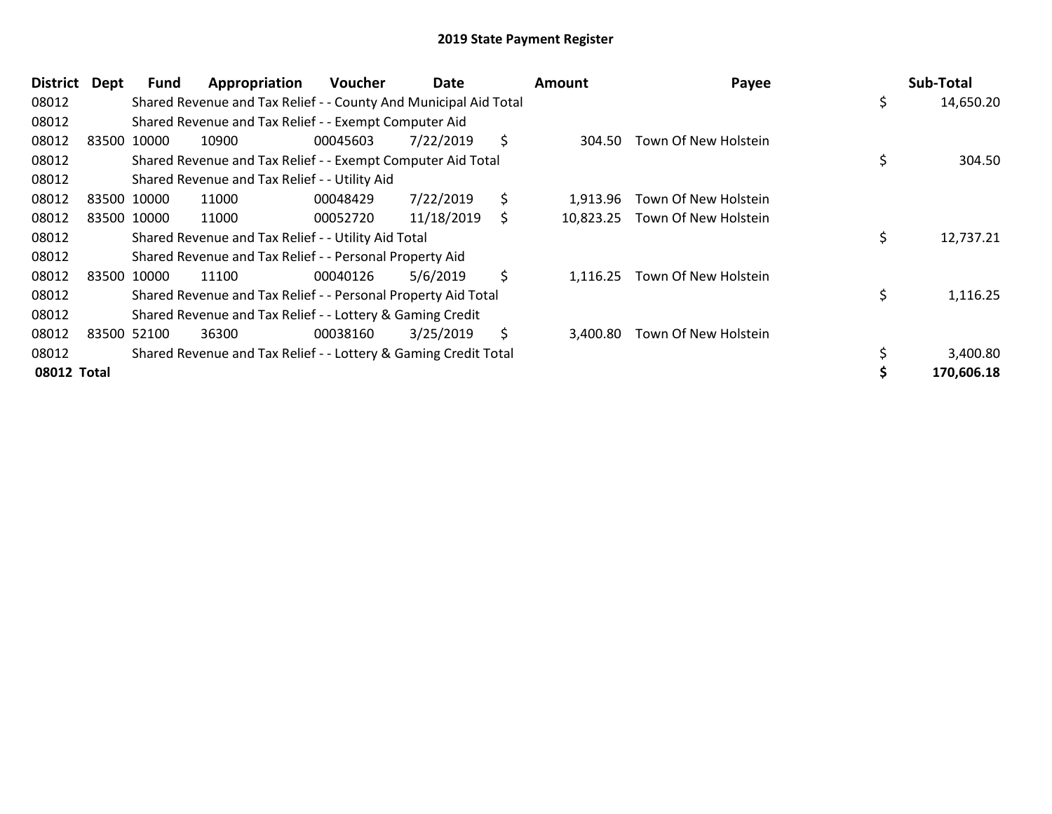## 2019 State Payment Register

| District | Dept | Fund | Appropriation | Voucher | Date | Amount | Payee | Sub-Total |
|---|---|---|---|---|---|---|---|---|
| 08012 | | Shared Revenue and Tax Relief - - County And Municipal Aid Total | | | | | | $ 14,650.20 |
| 08012 | | Shared Revenue and Tax Relief - - Exempt Computer Aid | | | | | | |
| 08012 | 83500 | 10000 | 10900 | 00045603 | 7/22/2019 | $ 304.50 | Town Of New Holstein | |
| 08012 | | Shared Revenue and Tax Relief - - Exempt Computer Aid Total | | | | | | $ 304.50 |
| 08012 | | Shared Revenue and Tax Relief - - Utility Aid | | | | | | |
| 08012 | 83500 | 10000 | 11000 | 00048429 | 7/22/2019 | $ 1,913.96 | Town Of New Holstein | |
| 08012 | 83500 | 10000 | 11000 | 00052720 | 11/18/2019 | $ 10,823.25 | Town Of New Holstein | |
| 08012 | | Shared Revenue and Tax Relief - - Utility Aid Total | | | | | | $ 12,737.21 |
| 08012 | | Shared Revenue and Tax Relief - - Personal Property Aid | | | | | | |
| 08012 | 83500 | 10000 | 11100 | 00040126 | 5/6/2019 | $ 1,116.25 | Town Of New Holstein | |
| 08012 | | Shared Revenue and Tax Relief - - Personal Property Aid Total | | | | | | $ 1,116.25 |
| 08012 | | Shared Revenue and Tax Relief - - Lottery & Gaming Credit | | | | | | |
| 08012 | 83500 | 52100 | 36300 | 00038160 | 3/25/2019 | $ 3,400.80 | Town Of New Holstein | |
| 08012 | | Shared Revenue and Tax Relief - - Lottery & Gaming Credit Total | | | | | | $ 3,400.80 |
| **08012 Total** | | | | | | | | **$ 170,606.18** |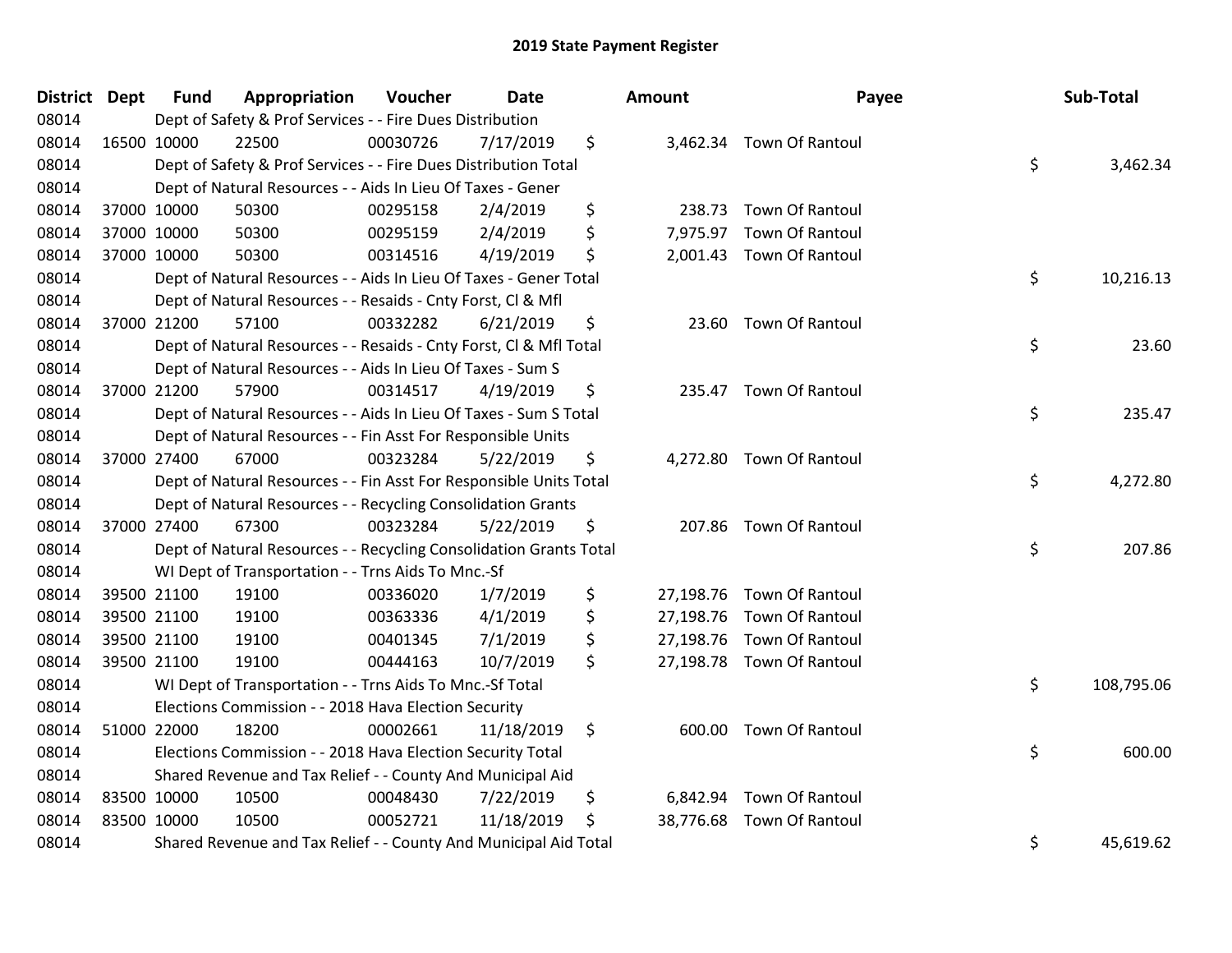# 2019 State Payment Register

| District | Dept | Fund | Appropriation | Voucher | Date | Amount | Payee | Sub-Total |
|---|---|---|---|---|---|---|---|---|
| 08014 | Dept of Safety & Prof Services - - Fire Dues Distribution | | | | | | | |
| 08014 | 16500 | 10000 | 22500 | 00030726 | 7/17/2019 | $ 3,462.34 | Town Of Rantoul | |
| 08014 | Dept of Safety & Prof Services - - Fire Dues Distribution Total | | | | | | | $ 3,462.34 |
| 08014 | Dept of Natural Resources - - Aids In Lieu Of Taxes - Gener | | | | | | | |
| 08014 | 37000 | 10000 | 50300 | 00295158 | 2/4/2019 | $ 238.73 | Town Of Rantoul | |
| 08014 | 37000 | 10000 | 50300 | 00295159 | 2/4/2019 | $ 7,975.97 | Town Of Rantoul | |
| 08014 | 37000 | 10000 | 50300 | 00314516 | 4/19/2019 | $ 2,001.43 | Town Of Rantoul | |
| 08014 | Dept of Natural Resources - - Aids In Lieu Of Taxes - Gener Total | | | | | | | $ 10,216.13 |
| 08014 | Dept of Natural Resources - - Resaids - Cnty Forst, Cl & Mfl | | | | | | | |
| 08014 | 37000 | 21200 | 57100 | 00332282 | 6/21/2019 | $ 23.60 | Town Of Rantoul | |
| 08014 | Dept of Natural Resources - - Resaids - Cnty Forst, Cl & Mfl Total | | | | | | | $ 23.60 |
| 08014 | Dept of Natural Resources - - Aids In Lieu Of Taxes - Sum S | | | | | | | |
| 08014 | 37000 | 21200 | 57900 | 00314517 | 4/19/2019 | $ 235.47 | Town Of Rantoul | |
| 08014 | Dept of Natural Resources - - Aids In Lieu Of Taxes - Sum S Total | | | | | | | $ 235.47 |
| 08014 | Dept of Natural Resources - - Fin Asst For Responsible Units | | | | | | | |
| 08014 | 37000 | 27400 | 67000 | 00323284 | 5/22/2019 | $ 4,272.80 | Town Of Rantoul | |
| 08014 | Dept of Natural Resources - - Fin Asst For Responsible Units Total | | | | | | | $ 4,272.80 |
| 08014 | Dept of Natural Resources - - Recycling Consolidation Grants | | | | | | | |
| 08014 | 37000 | 27400 | 67300 | 00323284 | 5/22/2019 | $ 207.86 | Town Of Rantoul | |
| 08014 | Dept of Natural Resources - - Recycling Consolidation Grants Total | | | | | | | $ 207.86 |
| 08014 | WI Dept of Transportation - - Trns Aids To Mnc.-Sf | | | | | | | |
| 08014 | 39500 | 21100 | 19100 | 00336020 | 1/7/2019 | $ 27,198.76 | Town Of Rantoul | |
| 08014 | 39500 | 21100 | 19100 | 00363336 | 4/1/2019 | $ 27,198.76 | Town Of Rantoul | |
| 08014 | 39500 | 21100 | 19100 | 00401345 | 7/1/2019 | $ 27,198.76 | Town Of Rantoul | |
| 08014 | 39500 | 21100 | 19100 | 00444163 | 10/7/2019 | $ 27,198.78 | Town Of Rantoul | |
| 08014 | WI Dept of Transportation - - Trns Aids To Mnc.-Sf Total | | | | | | | $ 108,795.06 |
| 08014 | Elections Commission - - 2018 Hava Election Security | | | | | | | |
| 08014 | 51000 | 22000 | 18200 | 00002661 | 11/18/2019 | $ 600.00 | Town Of Rantoul | |
| 08014 | Elections Commission - - 2018 Hava Election Security Total | | | | | | | $ 600.00 |
| 08014 | Shared Revenue and Tax Relief - - County And Municipal Aid | | | | | | | |
| 08014 | 83500 | 10000 | 10500 | 00048430 | 7/22/2019 | $ 6,842.94 | Town Of Rantoul | |
| 08014 | 83500 | 10000 | 10500 | 00052721 | 11/18/2019 | $ 38,776.68 | Town Of Rantoul | |
| 08014 | Shared Revenue and Tax Relief - - County And Municipal Aid Total | | | | | | | $ 45,619.62 |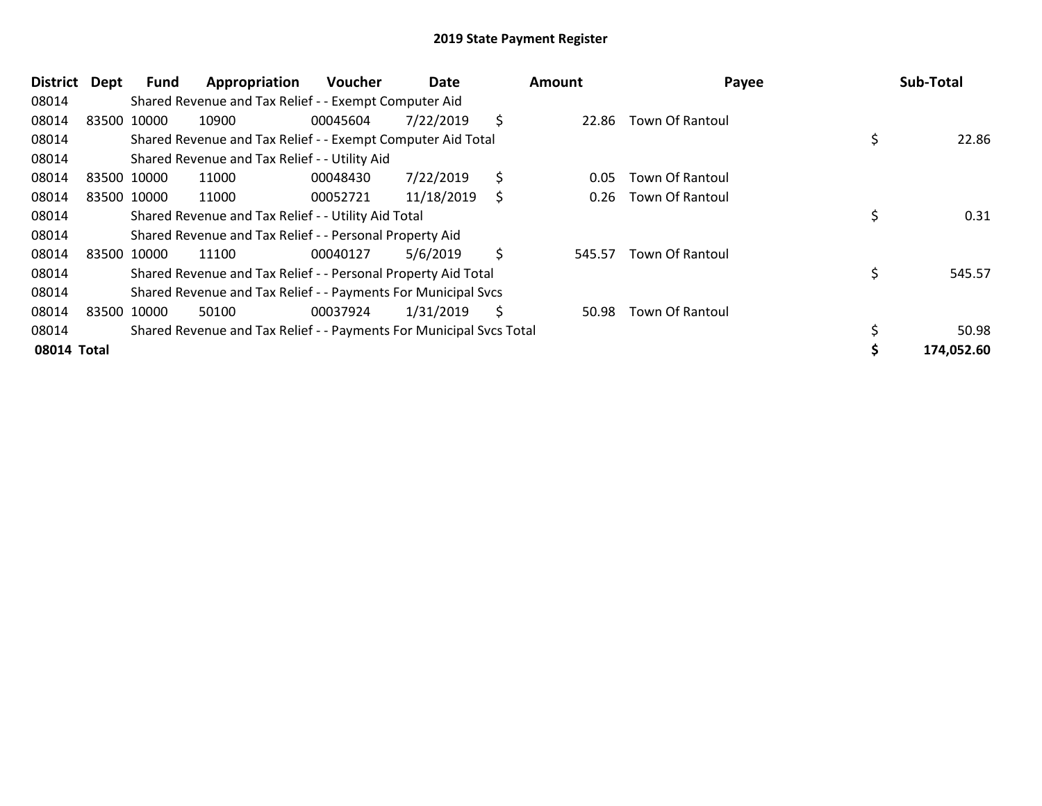## 2019 State Payment Register

| District | Dept | Fund | Appropriation | Voucher | Date | Amount | Payee | Sub-Total |
|---|---|---|---|---|---|---|---|---|
| 08014 | | Shared Revenue and Tax Relief - - Exempt Computer Aid | | | | | | |
| 08014 | 83500 | 10000 | 10900 | 00045604 | 7/22/2019 | $ 22.86 | Town Of Rantoul | |
| 08014 | | Shared Revenue and Tax Relief - - Exempt Computer Aid Total | | | | | | $ 22.86 |
| 08014 | | Shared Revenue and Tax Relief - - Utility Aid | | | | | | |
| 08014 | 83500 | 10000 | 11000 | 00048430 | 7/22/2019 | $ 0.05 | Town Of Rantoul | |
| 08014 | 83500 | 10000 | 11000 | 00052721 | 11/18/2019 | $ 0.26 | Town Of Rantoul | |
| 08014 | | Shared Revenue and Tax Relief - - Utility Aid Total | | | | | | $ 0.31 |
| 08014 | | Shared Revenue and Tax Relief - - Personal Property Aid | | | | | | |
| 08014 | 83500 | 10000 | 11100 | 00040127 | 5/6/2019 | $ 545.57 | Town Of Rantoul | |
| 08014 | | Shared Revenue and Tax Relief - - Personal Property Aid Total | | | | | | $ 545.57 |
| 08014 | | Shared Revenue and Tax Relief - - Payments For Municipal Svcs | | | | | | |
| 08014 | 83500 | 10000 | 50100 | 00037924 | 1/31/2019 | $ 50.98 | Town Of Rantoul | |
| 08014 | | Shared Revenue and Tax Relief - - Payments For Municipal Svcs Total | | | | | | $ 50.98 |
| **08014 Total** | | | | | | | | **$ 174,052.60** |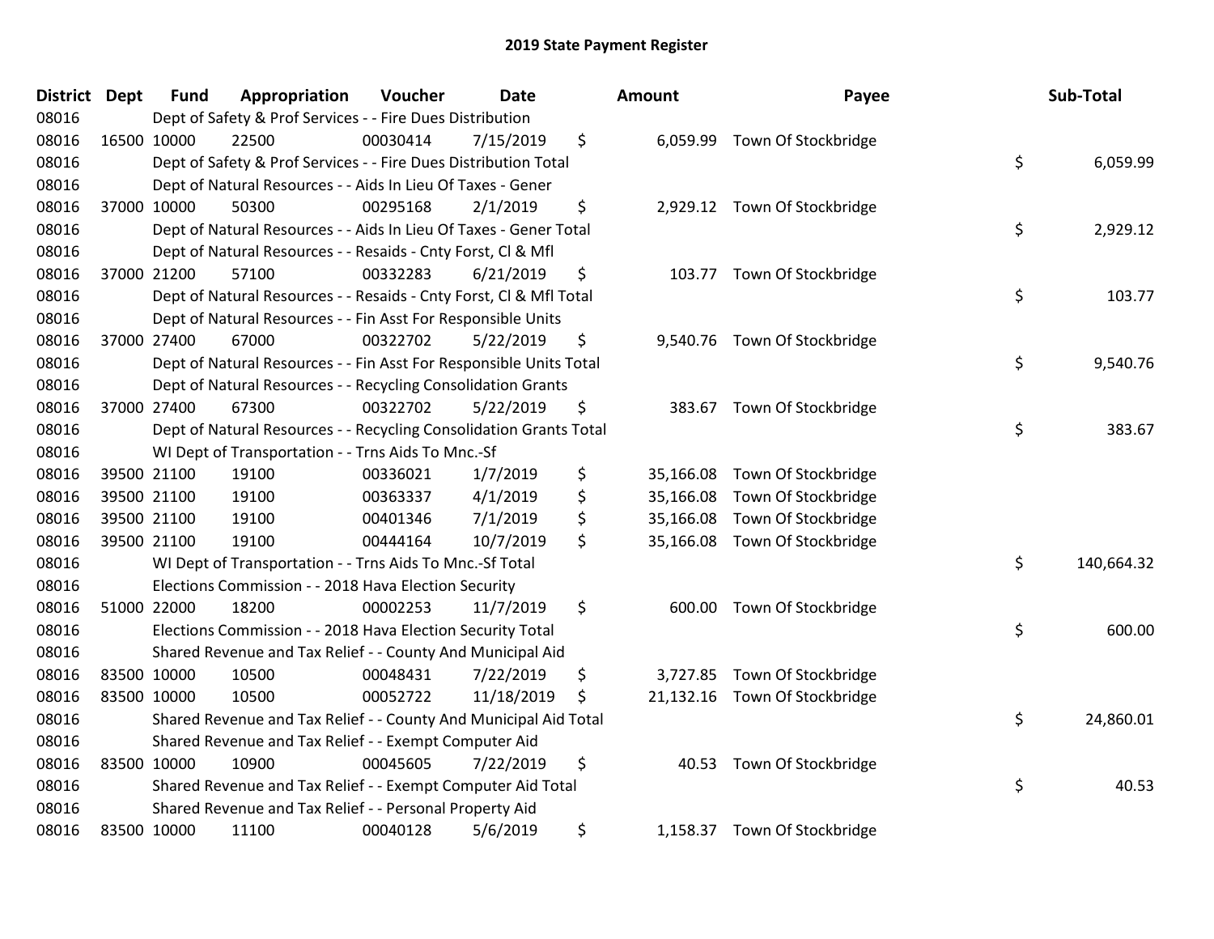# 2019 State Payment Register

| District | Dept | Fund | Appropriation | Voucher | Date | Amount | Payee | Sub-Total |
|---|---|---|---|---|---|---|---|---|
| 08016 | | Dept of Safety & Prof Services - - Fire Dues Distribution | | | | | | |
| 08016 | 16500 | 10000 | 22500 | 00030414 | 7/15/2019 | $ 6,059.99 | Town Of Stockbridge | |
| 08016 | | Dept of Safety & Prof Services - - Fire Dues Distribution Total | | | | | | $ 6,059.99 |
| 08016 | | Dept of Natural Resources - - Aids In Lieu Of Taxes - Gener | | | | | | |
| 08016 | 37000 | 10000 | 50300 | 00295168 | 2/1/2019 | $ 2,929.12 | Town Of Stockbridge | |
| 08016 | | Dept of Natural Resources - - Aids In Lieu Of Taxes - Gener Total | | | | | | $ 2,929.12 |
| 08016 | | Dept of Natural Resources - - Resaids - Cnty Forst, Cl & Mfl | | | | | | |
| 08016 | 37000 | 21200 | 57100 | 00332283 | 6/21/2019 | $ 103.77 | Town Of Stockbridge | |
| 08016 | | Dept of Natural Resources - - Resaids - Cnty Forst, Cl & Mfl Total | | | | | | $ 103.77 |
| 08016 | | Dept of Natural Resources - - Fin Asst For Responsible Units | | | | | | |
| 08016 | 37000 | 27400 | 67000 | 00322702 | 5/22/2019 | $ 9,540.76 | Town Of Stockbridge | |
| 08016 | | Dept of Natural Resources - - Fin Asst For Responsible Units Total | | | | | | $ 9,540.76 |
| 08016 | | Dept of Natural Resources - - Recycling Consolidation Grants | | | | | | |
| 08016 | 37000 | 27400 | 67300 | 00322702 | 5/22/2019 | $ 383.67 | Town Of Stockbridge | |
| 08016 | | Dept of Natural Resources - - Recycling Consolidation Grants Total | | | | | | $ 383.67 |
| 08016 | | WI Dept of Transportation - - Trns Aids To Mnc.-Sf | | | | | | |
| 08016 | 39500 | 21100 | 19100 | 00336021 | 1/7/2019 | $ 35,166.08 | Town Of Stockbridge | |
| 08016 | 39500 | 21100 | 19100 | 00363337 | 4/1/2019 | $ 35,166.08 | Town Of Stockbridge | |
| 08016 | 39500 | 21100 | 19100 | 00401346 | 7/1/2019 | $ 35,166.08 | Town Of Stockbridge | |
| 08016 | 39500 | 21100 | 19100 | 00444164 | 10/7/2019 | $ 35,166.08 | Town Of Stockbridge | |
| 08016 | | WI Dept of Transportation - - Trns Aids To Mnc.-Sf Total | | | | | | $ 140,664.32 |
| 08016 | | Elections Commission - - 2018 Hava Election Security | | | | | | |
| 08016 | 51000 | 22000 | 18200 | 00002253 | 11/7/2019 | $ 600.00 | Town Of Stockbridge | |
| 08016 | | Elections Commission - - 2018 Hava Election Security Total | | | | | | $ 600.00 |
| 08016 | | Shared Revenue and Tax Relief - - County And Municipal Aid | | | | | | |
| 08016 | 83500 | 10000 | 10500 | 00048431 | 7/22/2019 | $ 3,727.85 | Town Of Stockbridge | |
| 08016 | 83500 | 10000 | 10500 | 00052722 | 11/18/2019 | $ 21,132.16 | Town Of Stockbridge | |
| 08016 | | Shared Revenue and Tax Relief - - County And Municipal Aid Total | | | | | | $ 24,860.01 |
| 08016 | | Shared Revenue and Tax Relief - - Exempt Computer Aid | | | | | | |
| 08016 | 83500 | 10000 | 10900 | 00045605 | 7/22/2019 | $ 40.53 | Town Of Stockbridge | |
| 08016 | | Shared Revenue and Tax Relief - - Exempt Computer Aid Total | | | | | | $ 40.53 |
| 08016 | | Shared Revenue and Tax Relief - - Personal Property Aid | | | | | | |
| 08016 | 83500 | 10000 | 11100 | 00040128 | 5/6/2019 | $ 1,158.37 | Town Of Stockbridge | |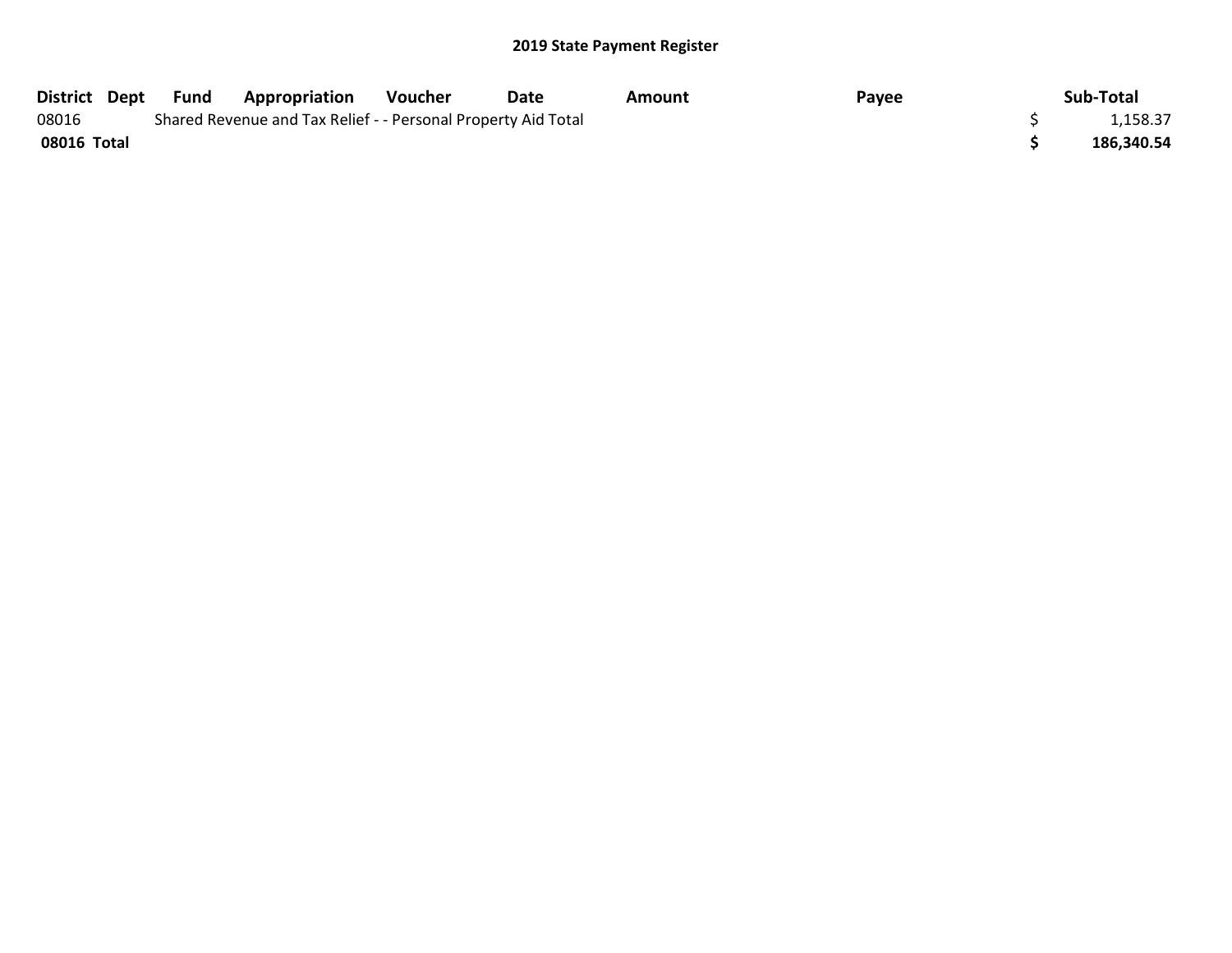## 2019 State Payment Register

| District | Dept | Fund | Appropriation | Voucher | Date | Amount | Payee | Sub-Total |
|---|---|---|---|---|---|---|---|---|
| 08016 | | Shared Revenue and Tax Relief - - Personal Property Aid Total | | | | | | $ 1,158.37 |
| **08016 Total** | | | | | | | | **$ 186,340.54** |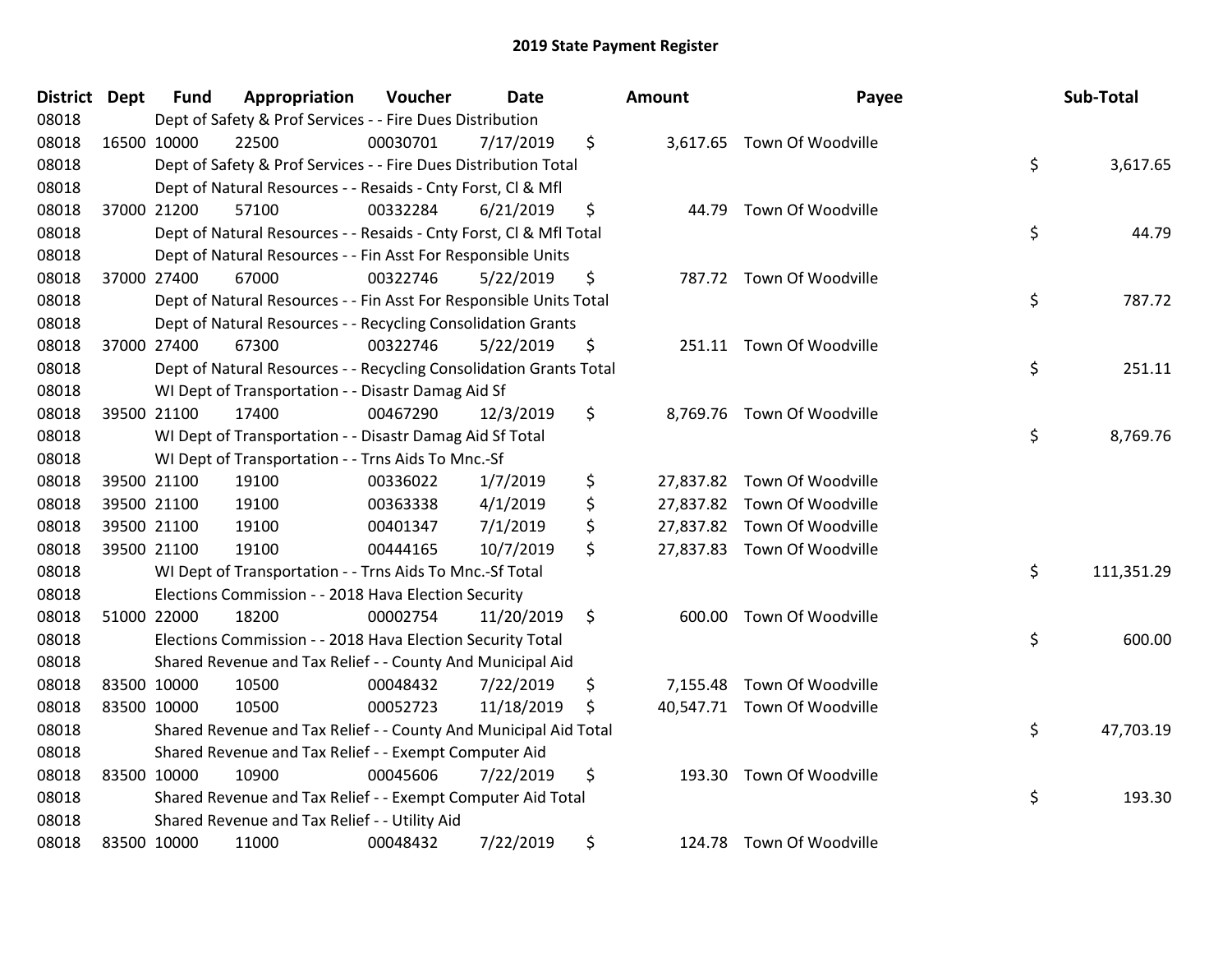# 2019 State Payment Register

| District | Dept | Fund | Appropriation | Voucher | Date | Amount | Payee | Sub-Total |
|---|---|---|---|---|---|---|---|---|
| 08018 | | Dept of Safety & Prof Services - - Fire Dues Distribution | | | | | | |
| 08018 | 16500 | 10000 | 22500 | 00030701 | 7/17/2019 | $ 3,617.65 | Town Of Woodville | |
| 08018 | | Dept of Safety & Prof Services - - Fire Dues Distribution Total | | | | | | $ 3,617.65 |
| 08018 | | Dept of Natural Resources - - Resaids - Cnty Forst, Cl & Mfl | | | | | | |
| 08018 | 37000 | 21200 | 57100 | 00332284 | 6/21/2019 | $ 44.79 | Town Of Woodville | |
| 08018 | | Dept of Natural Resources - - Resaids - Cnty Forst, Cl & Mfl Total | | | | | | $ 44.79 |
| 08018 | | Dept of Natural Resources - - Fin Asst For Responsible Units | | | | | | |
| 08018 | 37000 | 27400 | 67000 | 00322746 | 5/22/2019 | $ 787.72 | Town Of Woodville | |
| 08018 | | Dept of Natural Resources - - Fin Asst For Responsible Units Total | | | | | | $ 787.72 |
| 08018 | | Dept of Natural Resources - - Recycling Consolidation Grants | | | | | | |
| 08018 | 37000 | 27400 | 67300 | 00322746 | 5/22/2019 | $ 251.11 | Town Of Woodville | |
| 08018 | | Dept of Natural Resources - - Recycling Consolidation Grants Total | | | | | | $ 251.11 |
| 08018 | | WI Dept of Transportation - - Disastr Damag Aid Sf | | | | | | |
| 08018 | 39500 | 21100 | 17400 | 00467290 | 12/3/2019 | $ 8,769.76 | Town Of Woodville | |
| 08018 | | WI Dept of Transportation - - Disastr Damag Aid Sf Total | | | | | | $ 8,769.76 |
| 08018 | | WI Dept of Transportation - - Trns Aids To Mnc.-Sf | | | | | | |
| 08018 | 39500 | 21100 | 19100 | 00336022 | 1/7/2019 | $ 27,837.82 | Town Of Woodville | |
| 08018 | 39500 | 21100 | 19100 | 00363338 | 4/1/2019 | $ 27,837.82 | Town Of Woodville | |
| 08018 | 39500 | 21100 | 19100 | 00401347 | 7/1/2019 | $ 27,837.82 | Town Of Woodville | |
| 08018 | 39500 | 21100 | 19100 | 00444165 | 10/7/2019 | $ 27,837.83 | Town Of Woodville | |
| 08018 | | WI Dept of Transportation - - Trns Aids To Mnc.-Sf Total | | | | | | $ 111,351.29 |
| 08018 | | Elections Commission - - 2018 Hava Election Security | | | | | | |
| 08018 | 51000 | 22000 | 18200 | 00002754 | 11/20/2019 | $ 600.00 | Town Of Woodville | |
| 08018 | | Elections Commission - - 2018 Hava Election Security Total | | | | | | $ 600.00 |
| 08018 | | Shared Revenue and Tax Relief - - County And Municipal Aid | | | | | | |
| 08018 | 83500 | 10000 | 10500 | 00048432 | 7/22/2019 | $ 7,155.48 | Town Of Woodville | |
| 08018 | 83500 | 10000 | 10500 | 00052723 | 11/18/2019 | $ 40,547.71 | Town Of Woodville | |
| 08018 | | Shared Revenue and Tax Relief - - County And Municipal Aid Total | | | | | | $ 47,703.19 |
| 08018 | | Shared Revenue and Tax Relief - - Exempt Computer Aid | | | | | | |
| 08018 | 83500 | 10000 | 10900 | 00045606 | 7/22/2019 | $ 193.30 | Town Of Woodville | |
| 08018 | | Shared Revenue and Tax Relief - - Exempt Computer Aid Total | | | | | | $ 193.30 |
| 08018 | | Shared Revenue and Tax Relief - - Utility Aid | | | | | | |
| 08018 | 83500 | 10000 | 11000 | 00048432 | 7/22/2019 | $ 124.78 | Town Of Woodville | |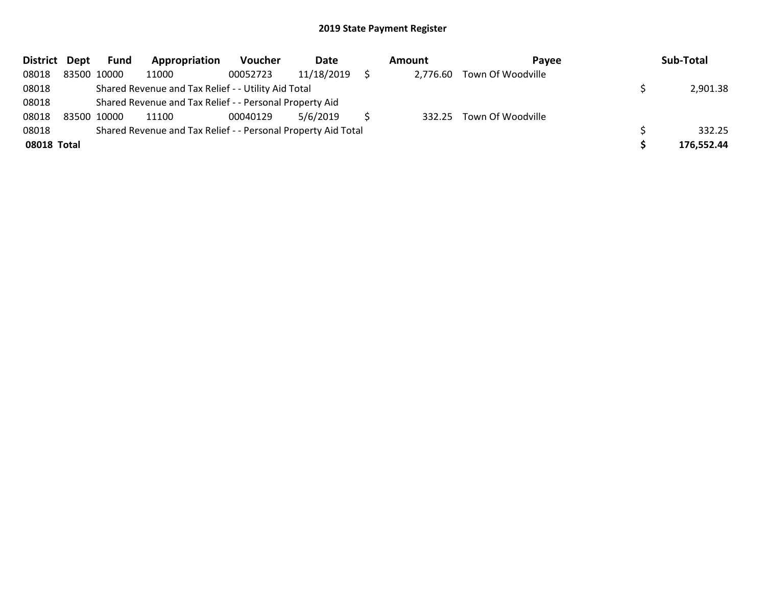# 2019 State Payment Register

| District | Dept | Fund | Appropriation | Voucher | Date | Amount | Payee | Sub-Total |
|---|---|---|---|---|---|---|---|---|
| 08018 | 83500 | 10000 | 11000 | 00052723 | 11/18/2019 | $ 2,776.60 | Town Of Woodville | |
| 08018 | | Shared Revenue and Tax Relief - - Utility Aid Total | | | | | | $ 2,901.38 |
| 08018 | | Shared Revenue and Tax Relief - - Personal Property Aid | | | | | | |
| 08018 | 83500 | 10000 | 11100 | 00040129 | 5/6/2019 | $ 332.25 | Town Of Woodville | |
| 08018 | | Shared Revenue and Tax Relief - - Personal Property Aid Total | | | | | | $ 332.25 |
| **08018** | **Total** | | | | | | | **$ 176,552.44** |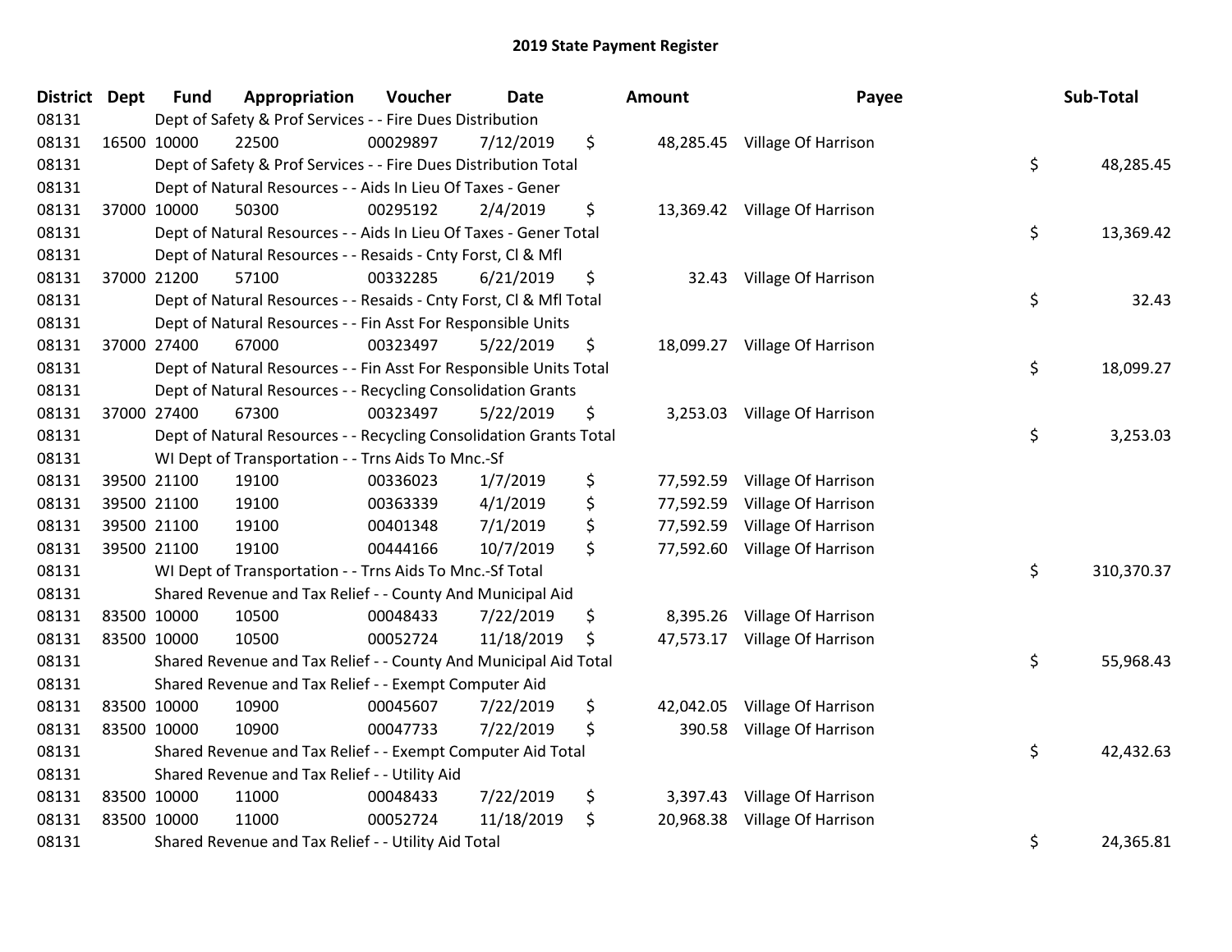# 2019 State Payment Register

| District | Dept | Fund | Appropriation | Voucher | Date | Amount | Payee | Sub-Total |
|---|---|---|---|---|---|---|---|---|
| 08131 | | Dept of Safety & Prof Services - - Fire Dues Distribution | | | | | | |
| 08131 | 16500 | 10000 | 22500 | 00029897 | 7/12/2019 | $ 48,285.45 | Village Of Harrison | |
| 08131 | | Dept of Safety & Prof Services - - Fire Dues Distribution Total | | | | | | $ 48,285.45 |
| 08131 | | Dept of Natural Resources - - Aids In Lieu Of Taxes - Gener | | | | | | |
| 08131 | 37000 | 10000 | 50300 | 00295192 | 2/4/2019 | $ 13,369.42 | Village Of Harrison | |
| 08131 | | Dept of Natural Resources - - Aids In Lieu Of Taxes - Gener Total | | | | | | $ 13,369.42 |
| 08131 | | Dept of Natural Resources - - Resaids - Cnty Forst, Cl & Mfl | | | | | | |
| 08131 | 37000 | 21200 | 57100 | 00332285 | 6/21/2019 | $ 32.43 | Village Of Harrison | |
| 08131 | | Dept of Natural Resources - - Resaids - Cnty Forst, Cl & Mfl Total | | | | | | $ 32.43 |
| 08131 | | Dept of Natural Resources - - Fin Asst For Responsible Units | | | | | | |
| 08131 | 37000 | 27400 | 67000 | 00323497 | 5/22/2019 | $ 18,099.27 | Village Of Harrison | |
| 08131 | | Dept of Natural Resources - - Fin Asst For Responsible Units Total | | | | | | $ 18,099.27 |
| 08131 | | Dept of Natural Resources - - Recycling Consolidation Grants | | | | | | |
| 08131 | 37000 | 27400 | 67300 | 00323497 | 5/22/2019 | $ 3,253.03 | Village Of Harrison | |
| 08131 | | Dept of Natural Resources - - Recycling Consolidation Grants Total | | | | | | $ 3,253.03 |
| 08131 | | WI Dept of Transportation - - Trns Aids To Mnc.-Sf | | | | | | |
| 08131 | 39500 | 21100 | 19100 | 00336023 | 1/7/2019 | $ 77,592.59 | Village Of Harrison | |
| 08131 | 39500 | 21100 | 19100 | 00363339 | 4/1/2019 | $ 77,592.59 | Village Of Harrison | |
| 08131 | 39500 | 21100 | 19100 | 00401348 | 7/1/2019 | $ 77,592.59 | Village Of Harrison | |
| 08131 | 39500 | 21100 | 19100 | 00444166 | 10/7/2019 | $ 77,592.60 | Village Of Harrison | |
| 08131 | | WI Dept of Transportation - - Trns Aids To Mnc.-Sf Total | | | | | | $ 310,370.37 |
| 08131 | | Shared Revenue and Tax Relief - - County And Municipal Aid | | | | | | |
| 08131 | 83500 | 10000 | 10500 | 00048433 | 7/22/2019 | $ 8,395.26 | Village Of Harrison | |
| 08131 | 83500 | 10000 | 10500 | 00052724 | 11/18/2019 | $ 47,573.17 | Village Of Harrison | |
| 08131 | | Shared Revenue and Tax Relief - - County And Municipal Aid Total | | | | | | $ 55,968.43 |
| 08131 | | Shared Revenue and Tax Relief - - Exempt Computer Aid | | | | | | |
| 08131 | 83500 | 10000 | 10900 | 00045607 | 7/22/2019 | $ 42,042.05 | Village Of Harrison | |
| 08131 | 83500 | 10000 | 10900 | 00047733 | 7/22/2019 | $ 390.58 | Village Of Harrison | |
| 08131 | | Shared Revenue and Tax Relief - - Exempt Computer Aid Total | | | | | | $ 42,432.63 |
| 08131 | | Shared Revenue and Tax Relief - - Utility Aid | | | | | | |
| 08131 | 83500 | 10000 | 11000 | 00048433 | 7/22/2019 | $ 3,397.43 | Village Of Harrison | |
| 08131 | 83500 | 10000 | 11000 | 00052724 | 11/18/2019 | $ 20,968.38 | Village Of Harrison | |
| 08131 | | Shared Revenue and Tax Relief - - Utility Aid Total | | | | | | $ 24,365.81 |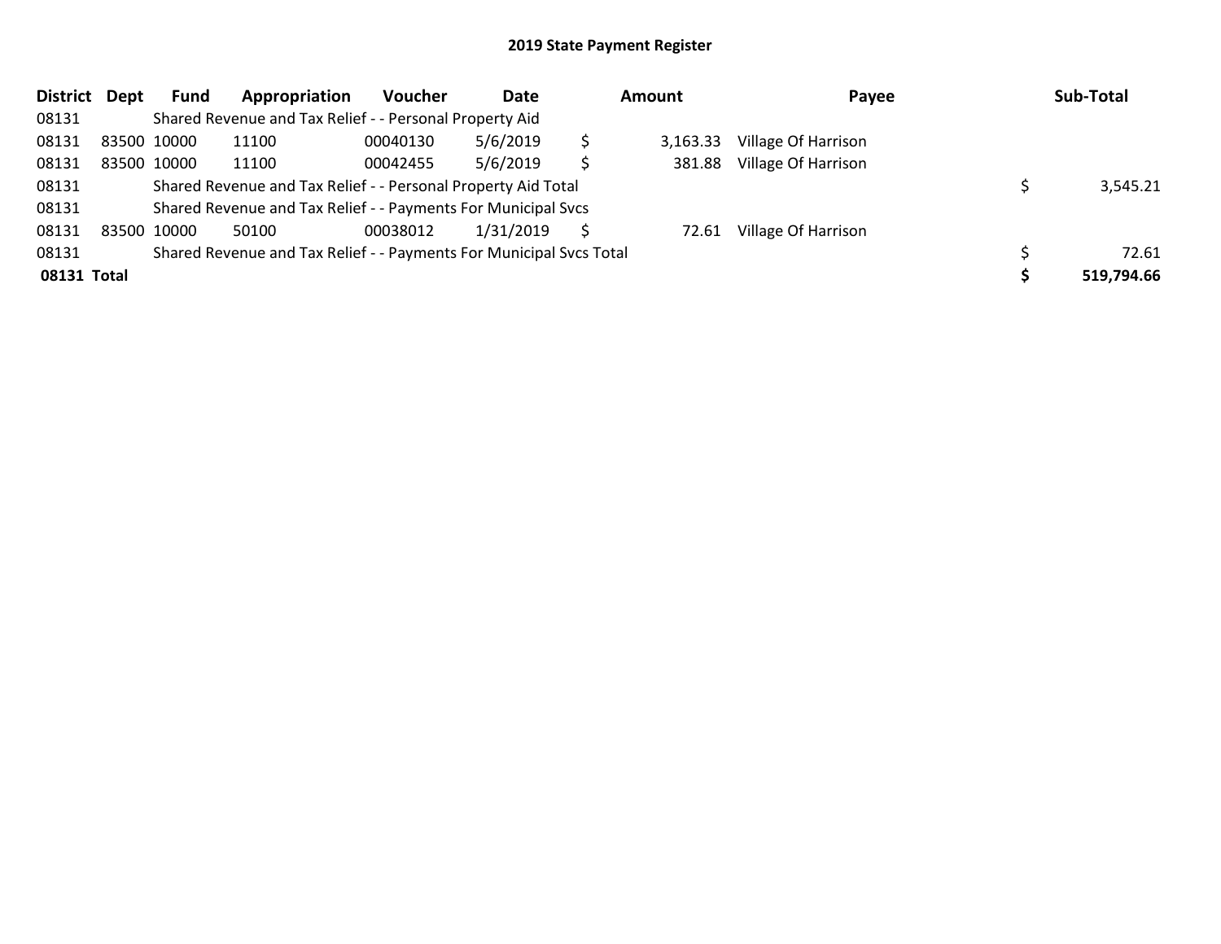# 2019 State Payment Register

| District | Dept | Fund | Appropriation | Voucher | Date | Amount | Payee | Sub-Total |
|---|---|---|---|---|---|---|---|---|
| 08131 | | Shared Revenue and Tax Relief - - Personal Property Aid | | | | | | |
| 08131 | 83500 | 10000 | 11100 | 00040130 | 5/6/2019 | $ 3,163.33 | Village Of Harrison | |
| 08131 | 83500 | 10000 | 11100 | 00042455 | 5/6/2019 | $ 381.88 | Village Of Harrison | |
| 08131 | | Shared Revenue and Tax Relief - - Personal Property Aid Total | | | | | | $ 3,545.21 |
| 08131 | | Shared Revenue and Tax Relief - - Payments For Municipal Svcs | | | | | | |
| 08131 | 83500 | 10000 | 50100 | 00038012 | 1/31/2019 | $ 72.61 | Village Of Harrison | |
| 08131 | | Shared Revenue and Tax Relief - - Payments For Municipal Svcs Total | | | | | | $ 72.61 |
| **08131 Total** | | | | | | | | **$ 519,794.66** |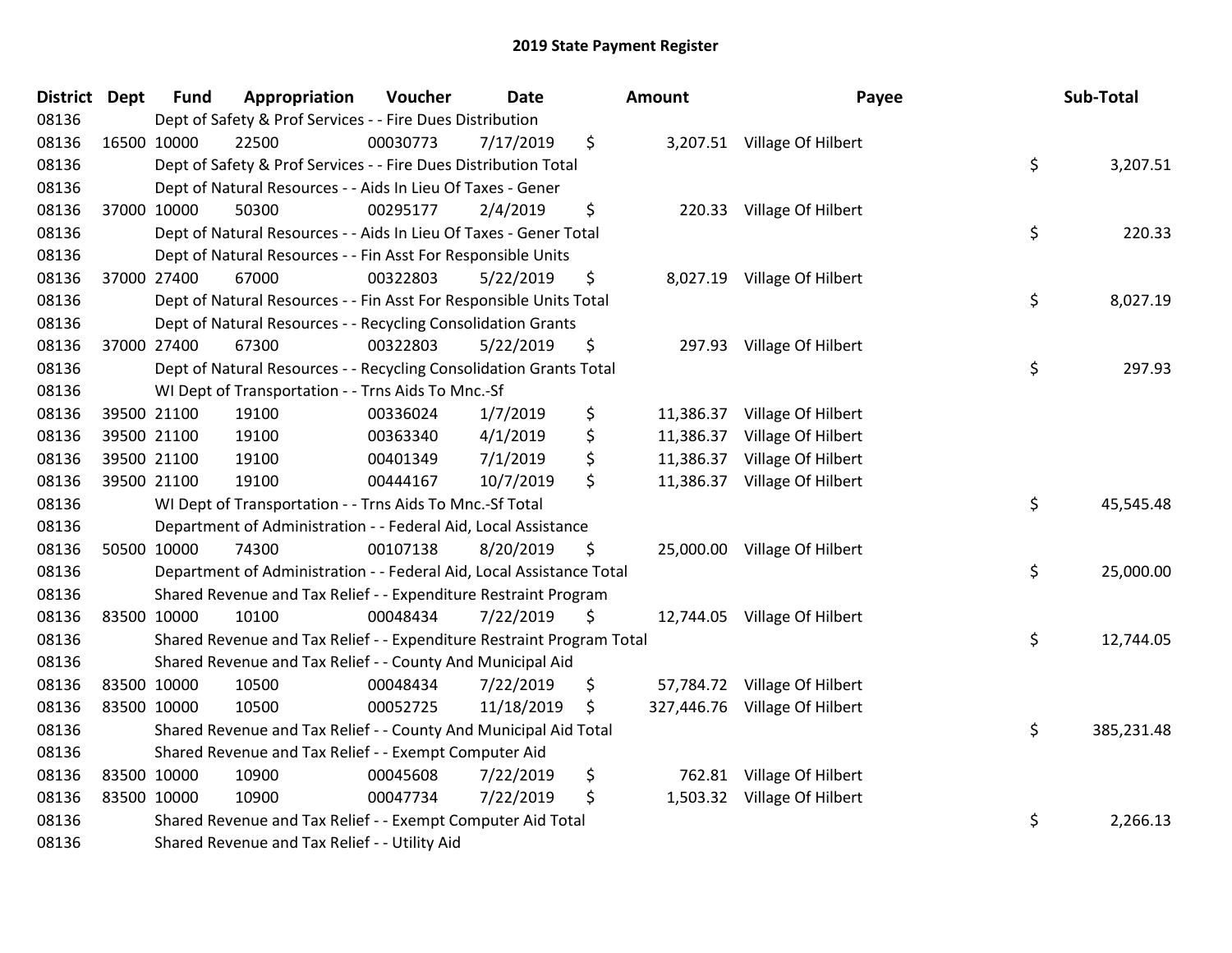# 2019 State Payment Register

| District | Dept | Fund | Appropriation | Voucher | Date | Amount | Payee | Sub-Total |
|---|---|---|---|---|---|---|---|---|
| 08136 | Dept of Safety & Prof Services - - Fire Dues Distribution | | | | | | | |
| 08136 | 16500 | 10000 | 22500 | 00030773 | 7/17/2019 | $ 3,207.51 | Village Of Hilbert | |
| 08136 | Dept of Safety & Prof Services - - Fire Dues Distribution Total | | | | | | | $ 3,207.51 |
| 08136 | Dept of Natural Resources - - Aids In Lieu Of Taxes - Gener | | | | | | | |
| 08136 | 37000 | 10000 | 50300 | 00295177 | 2/4/2019 | $ 220.33 | Village Of Hilbert | |
| 08136 | Dept of Natural Resources - - Aids In Lieu Of Taxes - Gener Total | | | | | | | $ 220.33 |
| 08136 | Dept of Natural Resources - - Fin Asst For Responsible Units | | | | | | | |
| 08136 | 37000 | 27400 | 67000 | 00322803 | 5/22/2019 | $ 8,027.19 | Village Of Hilbert | |
| 08136 | Dept of Natural Resources - - Fin Asst For Responsible Units Total | | | | | | | $ 8,027.19 |
| 08136 | Dept of Natural Resources - - Recycling Consolidation Grants | | | | | | | |
| 08136 | 37000 | 27400 | 67300 | 00322803 | 5/22/2019 | $ 297.93 | Village Of Hilbert | |
| 08136 | Dept of Natural Resources - - Recycling Consolidation Grants Total | | | | | | | $ 297.93 |
| 08136 | WI Dept of Transportation - - Trns Aids To Mnc.-Sf | | | | | | | |
| 08136 | 39500 | 21100 | 19100 | 00336024 | 1/7/2019 | $ 11,386.37 | Village Of Hilbert | |
| 08136 | 39500 | 21100 | 19100 | 00363340 | 4/1/2019 | $ 11,386.37 | Village Of Hilbert | |
| 08136 | 39500 | 21100 | 19100 | 00401349 | 7/1/2019 | $ 11,386.37 | Village Of Hilbert | |
| 08136 | 39500 | 21100 | 19100 | 00444167 | 10/7/2019 | $ 11,386.37 | Village Of Hilbert | |
| 08136 | WI Dept of Transportation - - Trns Aids To Mnc.-Sf Total | | | | | | | $ 45,545.48 |
| 08136 | Department of Administration - - Federal Aid, Local Assistance | | | | | | | |
| 08136 | 50500 | 10000 | 74300 | 00107138 | 8/20/2019 | $ 25,000.00 | Village Of Hilbert | |
| 08136 | Department of Administration - - Federal Aid, Local Assistance Total | | | | | | | $ 25,000.00 |
| 08136 | Shared Revenue and Tax Relief - - Expenditure Restraint Program | | | | | | | |
| 08136 | 83500 | 10000 | 10100 | 00048434 | 7/22/2019 | $ 12,744.05 | Village Of Hilbert | |
| 08136 | Shared Revenue and Tax Relief - - Expenditure Restraint Program Total | | | | | | | $ 12,744.05 |
| 08136 | Shared Revenue and Tax Relief - - County And Municipal Aid | | | | | | | |
| 08136 | 83500 | 10000 | 10500 | 00048434 | 7/22/2019 | $ 57,784.72 | Village Of Hilbert | |
| 08136 | 83500 | 10000 | 10500 | 00052725 | 11/18/2019 | $ 327,446.76 | Village Of Hilbert | |
| 08136 | Shared Revenue and Tax Relief - - County And Municipal Aid Total | | | | | | | $ 385,231.48 |
| 08136 | Shared Revenue and Tax Relief - - Exempt Computer Aid | | | | | | | |
| 08136 | 83500 | 10000 | 10900 | 00045608 | 7/22/2019 | $ 762.81 | Village Of Hilbert | |
| 08136 | 83500 | 10000 | 10900 | 00047734 | 7/22/2019 | $ 1,503.32 | Village Of Hilbert | |
| 08136 | Shared Revenue and Tax Relief - - Exempt Computer Aid Total | | | | | | | $ 2,266.13 |
| 08136 | Shared Revenue and Tax Relief - - Utility Aid | | | | | | | |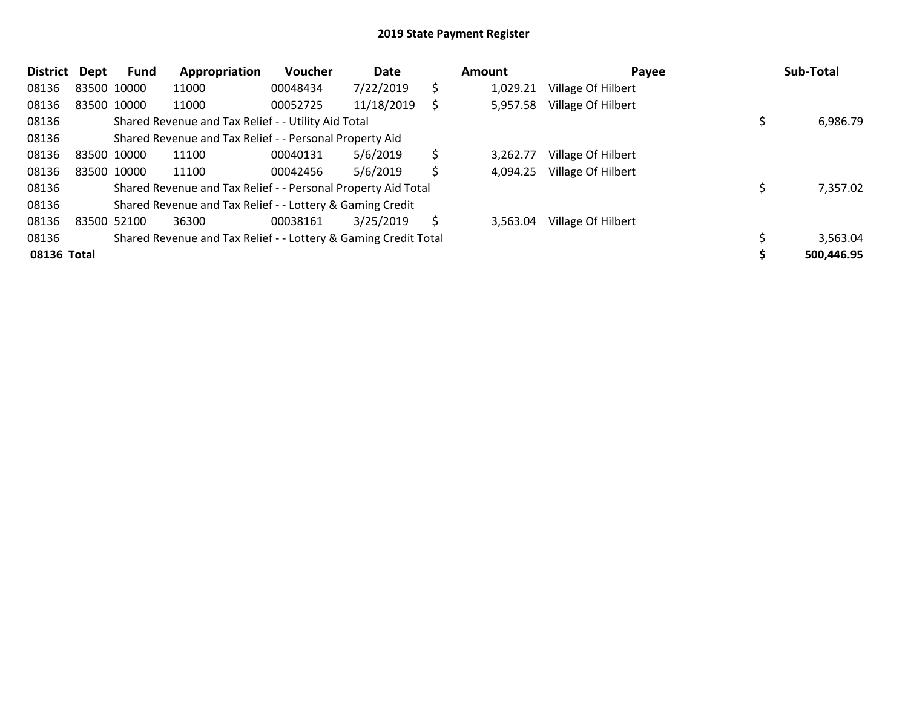## 2019 State Payment Register

| District | Dept | Fund | Appropriation | Voucher | Date | Amount | Payee | Sub-Total |
|---|---|---|---|---|---|---|---|---|
| 08136 | 83500 | 10000 | 11000 | 00048434 | 7/22/2019 | $ 1,029.21 | Village Of Hilbert | |
| 08136 | 83500 | 10000 | 11000 | 00052725 | 11/18/2019 | $ 5,957.58 | Village Of Hilbert | |
| 08136 | | Shared Revenue and Tax Relief - - Utility Aid Total | | | | | | $ 6,986.79 |
| 08136 | | Shared Revenue and Tax Relief - - Personal Property Aid | | | | | | |
| 08136 | 83500 | 10000 | 11100 | 00040131 | 5/6/2019 | $ 3,262.77 | Village Of Hilbert | |
| 08136 | 83500 | 10000 | 11100 | 00042456 | 5/6/2019 | $ 4,094.25 | Village Of Hilbert | |
| 08136 | | Shared Revenue and Tax Relief - - Personal Property Aid Total | | | | | | $ 7,357.02 |
| 08136 | | Shared Revenue and Tax Relief - - Lottery & Gaming Credit | | | | | | |
| 08136 | 83500 | 52100 | 36300 | 00038161 | 3/25/2019 | $ 3,563.04 | Village Of Hilbert | |
| 08136 | | Shared Revenue and Tax Relief - - Lottery & Gaming Credit Total | | | | | | $ 3,563.04 |
| **08136 Total** | | | | | | | | **$ 500,446.95** |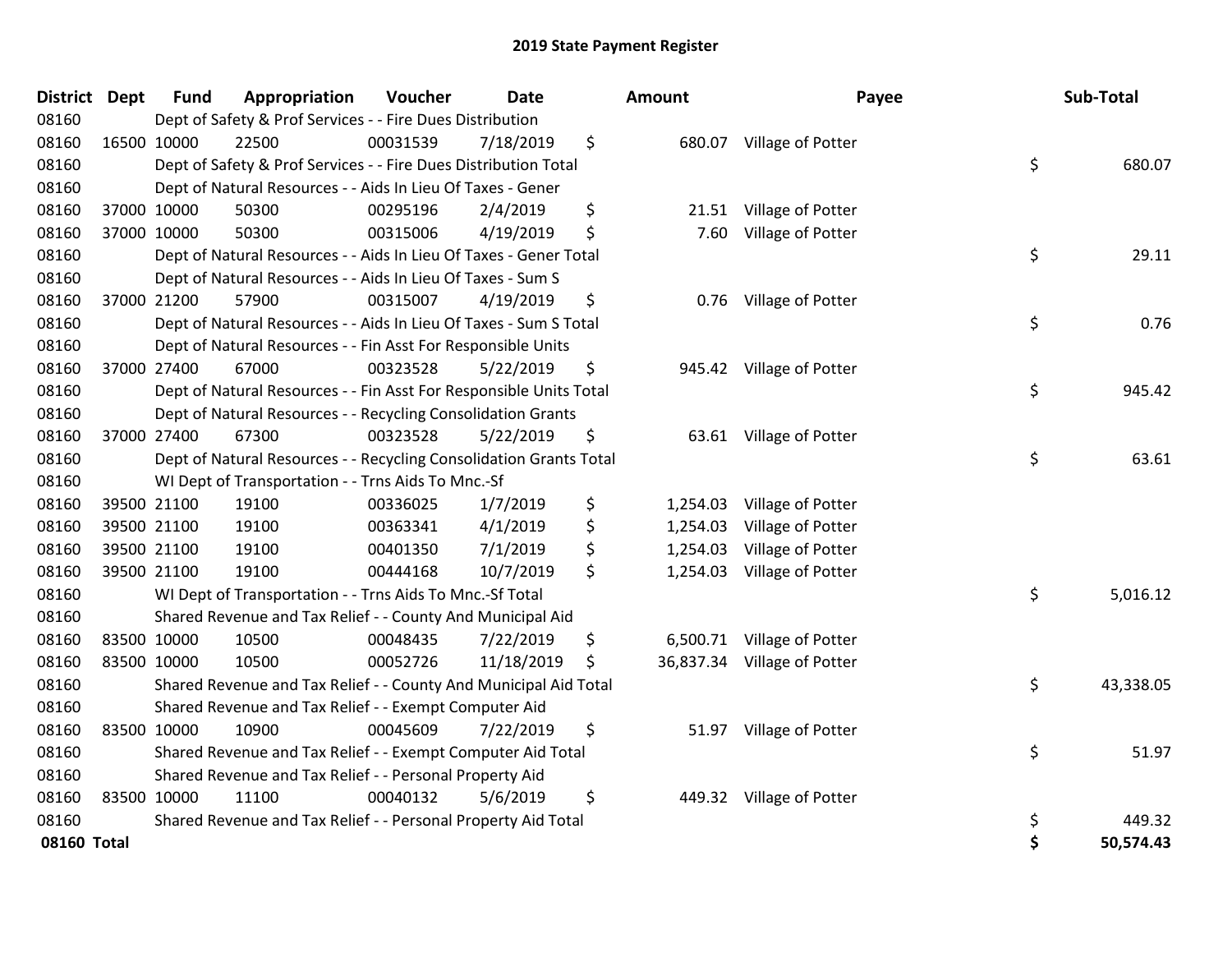# 2019 State Payment Register

| District | Dept | Fund | Appropriation | Voucher | Date | Amount | Payee | Sub-Total |
|---|---|---|---|---|---|---|---|---|
| 08160 | | Dept of Safety & Prof Services - - Fire Dues Distribution | | | | | | |
| 08160 | 16500 | 10000 | 22500 | 00031539 | 7/18/2019 | $ 680.07 | Village of Potter | |
| 08160 | | Dept of Safety & Prof Services - - Fire Dues Distribution Total | | | | | | $ 680.07 |
| 08160 | | Dept of Natural Resources - - Aids In Lieu Of Taxes - Gener | | | | | | |
| 08160 | 37000 | 10000 | 50300 | 00295196 | 2/4/2019 | $ 21.51 | Village of Potter | |
| 08160 | 37000 | 10000 | 50300 | 00315006 | 4/19/2019 | $ 7.60 | Village of Potter | |
| 08160 | | Dept of Natural Resources - - Aids In Lieu Of Taxes - Gener Total | | | | | | $ 29.11 |
| 08160 | | Dept of Natural Resources - - Aids In Lieu Of Taxes - Sum S | | | | | | |
| 08160 | 37000 | 21200 | 57900 | 00315007 | 4/19/2019 | $ 0.76 | Village of Potter | |
| 08160 | | Dept of Natural Resources - - Aids In Lieu Of Taxes - Sum S Total | | | | | | $ 0.76 |
| 08160 | | Dept of Natural Resources - - Fin Asst For Responsible Units | | | | | | |
| 08160 | 37000 | 27400 | 67000 | 00323528 | 5/22/2019 | $ 945.42 | Village of Potter | |
| 08160 | | Dept of Natural Resources - - Fin Asst For Responsible Units Total | | | | | | $ 945.42 |
| 08160 | | Dept of Natural Resources - - Recycling Consolidation Grants | | | | | | |
| 08160 | 37000 | 27400 | 67300 | 00323528 | 5/22/2019 | $ 63.61 | Village of Potter | |
| 08160 | | Dept of Natural Resources - - Recycling Consolidation Grants Total | | | | | | $ 63.61 |
| 08160 | | WI Dept of Transportation - - Trns Aids To Mnc.-Sf | | | | | | |
| 08160 | 39500 | 21100 | 19100 | 00336025 | 1/7/2019 | $ 1,254.03 | Village of Potter | |
| 08160 | 39500 | 21100 | 19100 | 00363341 | 4/1/2019 | $ 1,254.03 | Village of Potter | |
| 08160 | 39500 | 21100 | 19100 | 00401350 | 7/1/2019 | $ 1,254.03 | Village of Potter | |
| 08160 | 39500 | 21100 | 19100 | 00444168 | 10/7/2019 | $ 1,254.03 | Village of Potter | |
| 08160 | | WI Dept of Transportation - - Trns Aids To Mnc.-Sf Total | | | | | | $ 5,016.12 |
| 08160 | | Shared Revenue and Tax Relief - - County And Municipal Aid | | | | | | |
| 08160 | 83500 | 10000 | 10500 | 00048435 | 7/22/2019 | $ 6,500.71 | Village of Potter | |
| 08160 | 83500 | 10000 | 10500 | 00052726 | 11/18/2019 | $ 36,837.34 | Village of Potter | |
| 08160 | | Shared Revenue and Tax Relief - - County And Municipal Aid Total | | | | | | $ 43,338.05 |
| 08160 | | Shared Revenue and Tax Relief - - Exempt Computer Aid | | | | | | |
| 08160 | 83500 | 10000 | 10900 | 00045609 | 7/22/2019 | $ 51.97 | Village of Potter | |
| 08160 | | Shared Revenue and Tax Relief - - Exempt Computer Aid Total | | | | | | $ 51.97 |
| 08160 | | Shared Revenue and Tax Relief - - Personal Property Aid | | | | | | |
| 08160 | 83500 | 10000 | 11100 | 00040132 | 5/6/2019 | $ 449.32 | Village of Potter | |
| 08160 | | Shared Revenue and Tax Relief - - Personal Property Aid Total | | | | | | $ 449.32 |
| **08160 Total** | | | | | | | | **$ 50,574.43** |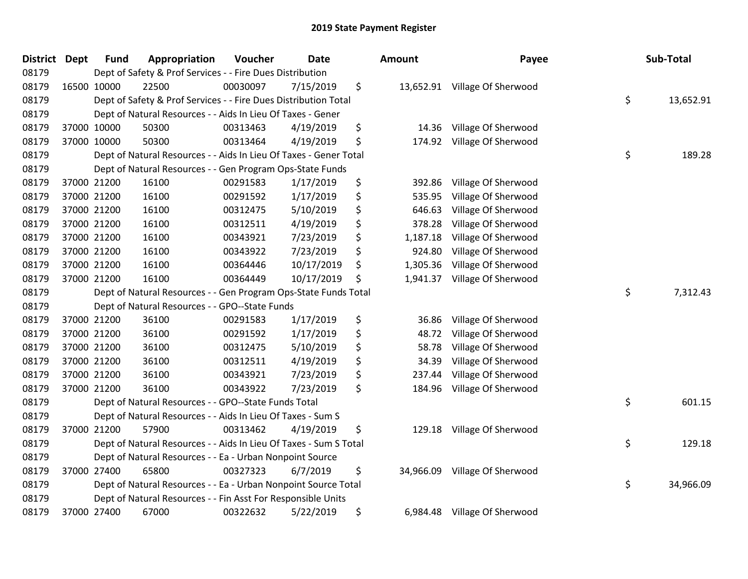# 2019 State Payment Register

| District | Dept | Fund | Appropriation | Voucher | Date | Amount | Payee | Sub-Total |
|---|---|---|---|---|---|---|---|---|
| 08179 | | Dept of Safety & Prof Services - - Fire Dues Distribution | | | | | | |
| 08179 | 16500 | 10000 | 22500 | 00030097 | 7/15/2019 | $ 13,652.91 | Village Of Sherwood | |
| 08179 | | Dept of Safety & Prof Services - - Fire Dues Distribution Total | | | | | | $ 13,652.91 |
| 08179 | | Dept of Natural Resources - - Aids In Lieu Of Taxes - Gener | | | | | | |
| 08179 | 37000 | 10000 | 50300 | 00313463 | 4/19/2019 | $ 14.36 | Village Of Sherwood | |
| 08179 | 37000 | 10000 | 50300 | 00313464 | 4/19/2019 | $ 174.92 | Village Of Sherwood | |
| 08179 | | Dept of Natural Resources - - Aids In Lieu Of Taxes - Gener Total | | | | | | $ 189.28 |
| 08179 | | Dept of Natural Resources - - Gen Program Ops-State Funds | | | | | | |
| 08179 | 37000 | 21200 | 16100 | 00291583 | 1/17/2019 | $ 392.86 | Village Of Sherwood | |
| 08179 | 37000 | 21200 | 16100 | 00291592 | 1/17/2019 | $ 535.95 | Village Of Sherwood | |
| 08179 | 37000 | 21200 | 16100 | 00312475 | 5/10/2019 | $ 646.63 | Village Of Sherwood | |
| 08179 | 37000 | 21200 | 16100 | 00312511 | 4/19/2019 | $ 378.28 | Village Of Sherwood | |
| 08179 | 37000 | 21200 | 16100 | 00343921 | 7/23/2019 | $ 1,187.18 | Village Of Sherwood | |
| 08179 | 37000 | 21200 | 16100 | 00343922 | 7/23/2019 | $ 924.80 | Village Of Sherwood | |
| 08179 | 37000 | 21200 | 16100 | 00364446 | 10/17/2019 | $ 1,305.36 | Village Of Sherwood | |
| 08179 | 37000 | 21200 | 16100 | 00364449 | 10/17/2019 | $ 1,941.37 | Village Of Sherwood | |
| 08179 | | Dept of Natural Resources - - Gen Program Ops-State Funds Total | | | | | | $ 7,312.43 |
| 08179 | | Dept of Natural Resources - - GPO--State Funds | | | | | | |
| 08179 | 37000 | 21200 | 36100 | 00291583 | 1/17/2019 | $ 36.86 | Village Of Sherwood | |
| 08179 | 37000 | 21200 | 36100 | 00291592 | 1/17/2019 | $ 48.72 | Village Of Sherwood | |
| 08179 | 37000 | 21200 | 36100 | 00312475 | 5/10/2019 | $ 58.78 | Village Of Sherwood | |
| 08179 | 37000 | 21200 | 36100 | 00312511 | 4/19/2019 | $ 34.39 | Village Of Sherwood | |
| 08179 | 37000 | 21200 | 36100 | 00343921 | 7/23/2019 | $ 237.44 | Village Of Sherwood | |
| 08179 | 37000 | 21200 | 36100 | 00343922 | 7/23/2019 | $ 184.96 | Village Of Sherwood | |
| 08179 | | Dept of Natural Resources - - GPO--State Funds Total | | | | | | $ 601.15 |
| 08179 | | Dept of Natural Resources - - Aids In Lieu Of Taxes - Sum S | | | | | | |
| 08179 | 37000 | 21200 | 57900 | 00313462 | 4/19/2019 | $ 129.18 | Village Of Sherwood | |
| 08179 | | Dept of Natural Resources - - Aids In Lieu Of Taxes - Sum S Total | | | | | | $ 129.18 |
| 08179 | | Dept of Natural Resources - - Ea - Urban Nonpoint Source | | | | | | |
| 08179 | 37000 | 27400 | 65800 | 00327323 | 6/7/2019 | $ 34,966.09 | Village Of Sherwood | |
| 08179 | | Dept of Natural Resources - - Ea - Urban Nonpoint Source Total | | | | | | $ 34,966.09 |
| 08179 | | Dept of Natural Resources - - Fin Asst For Responsible Units | | | | | | |
| 08179 | 37000 | 27400 | 67000 | 00322632 | 5/22/2019 | $ 6,984.48 | Village Of Sherwood | |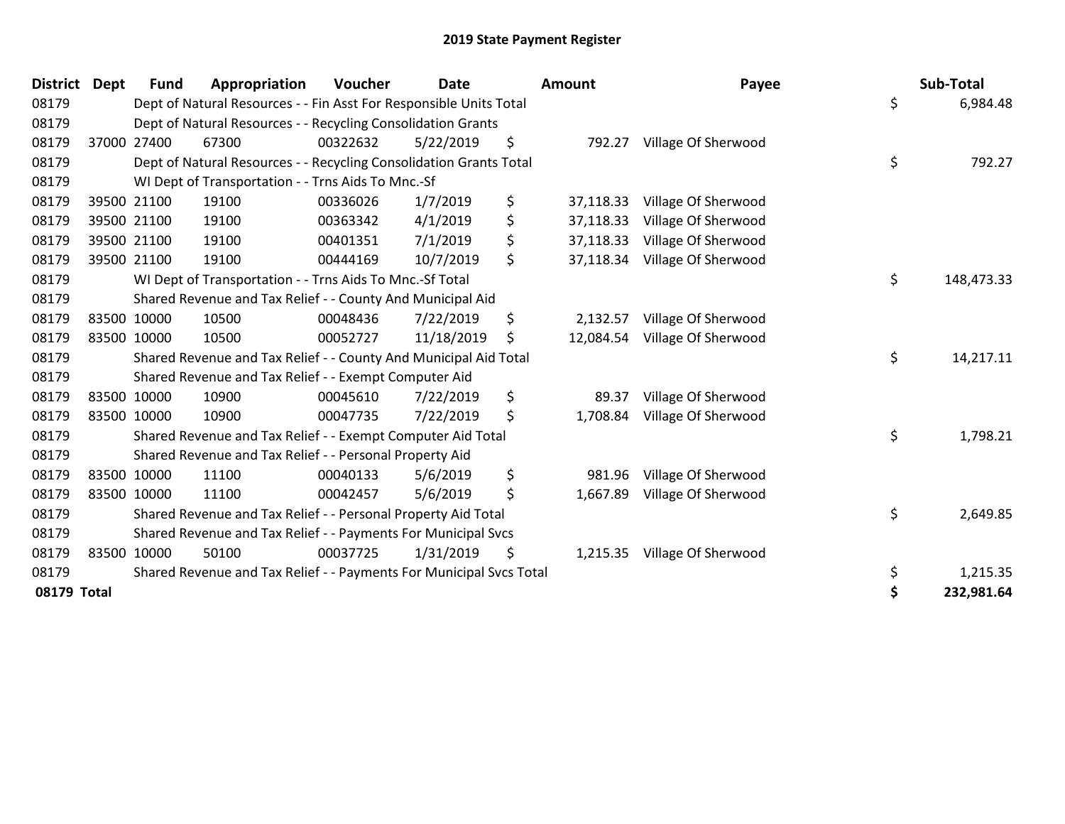## 2019 State Payment Register

| District | Dept | Fund | Appropriation | Voucher | Date | Amount | Payee | Sub-Total |
|---|---|---|---|---|---|---|---|---|
| 08179 | | Dept of Natural Resources - - Fin Asst For Responsible Units Total | | | | | | $ 6,984.48 |
| 08179 | | Dept of Natural Resources - - Recycling Consolidation Grants | | | | | | |
| 08179 | 37000 | 27400 | 67300 | 00322632 | 5/22/2019 | $ 792.27 | Village Of Sherwood | |
| 08179 | | Dept of Natural Resources - - Recycling Consolidation Grants Total | | | | | | $ 792.27 |
| 08179 | | WI Dept of Transportation - - Trns Aids To Mnc.-Sf | | | | | | |
| 08179 | 39500 | 21100 | 19100 | 00336026 | 1/7/2019 | $ 37,118.33 | Village Of Sherwood | |
| 08179 | 39500 | 21100 | 19100 | 00363342 | 4/1/2019 | $ 37,118.33 | Village Of Sherwood | |
| 08179 | 39500 | 21100 | 19100 | 00401351 | 7/1/2019 | $ 37,118.33 | Village Of Sherwood | |
| 08179 | 39500 | 21100 | 19100 | 00444169 | 10/7/2019 | $ 37,118.34 | Village Of Sherwood | |
| 08179 | | WI Dept of Transportation - - Trns Aids To Mnc.-Sf Total | | | | | | $ 148,473.33 |
| 08179 | | Shared Revenue and Tax Relief - - County And Municipal Aid | | | | | | |
| 08179 | 83500 | 10000 | 10500 | 00048436 | 7/22/2019 | $ 2,132.57 | Village Of Sherwood | |
| 08179 | 83500 | 10000 | 10500 | 00052727 | 11/18/2019 | $ 12,084.54 | Village Of Sherwood | |
| 08179 | | Shared Revenue and Tax Relief - - County And Municipal Aid Total | | | | | | $ 14,217.11 |
| 08179 | | Shared Revenue and Tax Relief - - Exempt Computer Aid | | | | | | |
| 08179 | 83500 | 10000 | 10900 | 00045610 | 7/22/2019 | $ 89.37 | Village Of Sherwood | |
| 08179 | 83500 | 10000 | 10900 | 00047735 | 7/22/2019 | $ 1,708.84 | Village Of Sherwood | |
| 08179 | | Shared Revenue and Tax Relief - - Exempt Computer Aid Total | | | | | | $ 1,798.21 |
| 08179 | | Shared Revenue and Tax Relief - - Personal Property Aid | | | | | | |
| 08179 | 83500 | 10000 | 11100 | 00040133 | 5/6/2019 | $ 981.96 | Village Of Sherwood | |
| 08179 | 83500 | 10000 | 11100 | 00042457 | 5/6/2019 | $ 1,667.89 | Village Of Sherwood | |
| 08179 | | Shared Revenue and Tax Relief - - Personal Property Aid Total | | | | | | $ 2,649.85 |
| 08179 | | Shared Revenue and Tax Relief - - Payments For Municipal Svcs | | | | | | |
| 08179 | 83500 | 10000 | 50100 | 00037725 | 1/31/2019 | $ 1,215.35 | Village Of Sherwood | |
| 08179 | | Shared Revenue and Tax Relief - - Payments For Municipal Svcs Total | | | | | | $ 1,215.35 |
| **08179 Total** | | | | | | | | **$ 232,981.64** |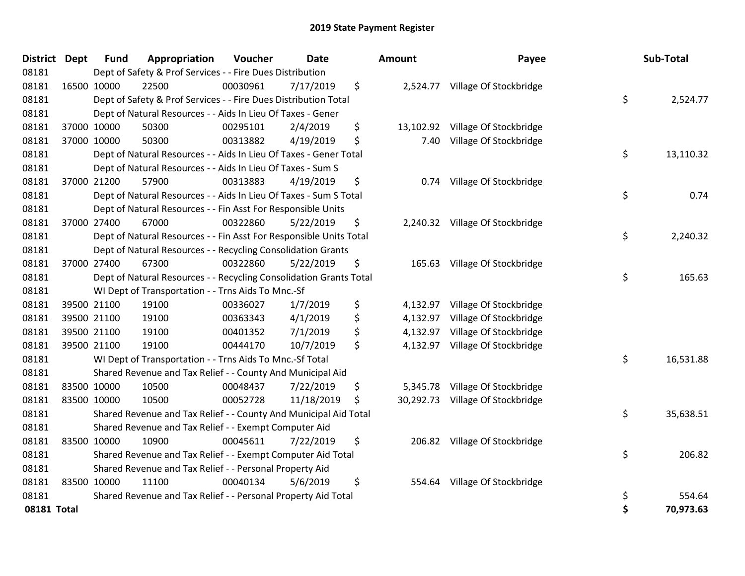## 2019 State Payment Register

| District | Dept | Fund | Appropriation | Voucher | Date | Amount | Payee | Sub-Total |
|---|---|---|---|---|---|---|---|---|
| 08181 | | Dept of Safety & Prof Services - - Fire Dues Distribution | | | | | | |
| 08181 | 16500 | 10000 | 22500 | 00030961 | 7/17/2019 | $ 2,524.77 | Village Of Stockbridge | |
| 08181 | | Dept of Safety & Prof Services - - Fire Dues Distribution Total | | | | | | $ 2,524.77 |
| 08181 | | Dept of Natural Resources - - Aids In Lieu Of Taxes - Gener | | | | | | |
| 08181 | 37000 | 10000 | 50300 | 00295101 | 2/4/2019 | $ 13,102.92 | Village Of Stockbridge | |
| 08181 | 37000 | 10000 | 50300 | 00313882 | 4/19/2019 | $ 7.40 | Village Of Stockbridge | |
| 08181 | | Dept of Natural Resources - - Aids In Lieu Of Taxes - Gener Total | | | | | | $ 13,110.32 |
| 08181 | | Dept of Natural Resources - - Aids In Lieu Of Taxes - Sum S | | | | | | |
| 08181 | 37000 | 21200 | 57900 | 00313883 | 4/19/2019 | $ 0.74 | Village Of Stockbridge | |
| 08181 | | Dept of Natural Resources - - Aids In Lieu Of Taxes - Sum S Total | | | | | | $ 0.74 |
| 08181 | | Dept of Natural Resources - - Fin Asst For Responsible Units | | | | | | |
| 08181 | 37000 | 27400 | 67000 | 00322860 | 5/22/2019 | $ 2,240.32 | Village Of Stockbridge | |
| 08181 | | Dept of Natural Resources - - Fin Asst For Responsible Units Total | | | | | | $ 2,240.32 |
| 08181 | | Dept of Natural Resources - - Recycling Consolidation Grants | | | | | | |
| 08181 | 37000 | 27400 | 67300 | 00322860 | 5/22/2019 | $ 165.63 | Village Of Stockbridge | |
| 08181 | | Dept of Natural Resources - - Recycling Consolidation Grants Total | | | | | | $ 165.63 |
| 08181 | | WI Dept of Transportation - - Trns Aids To Mnc.-Sf | | | | | | |
| 08181 | 39500 | 21100 | 19100 | 00336027 | 1/7/2019 | $ 4,132.97 | Village Of Stockbridge | |
| 08181 | 39500 | 21100 | 19100 | 00363343 | 4/1/2019 | $ 4,132.97 | Village Of Stockbridge | |
| 08181 | 39500 | 21100 | 19100 | 00401352 | 7/1/2019 | $ 4,132.97 | Village Of Stockbridge | |
| 08181 | 39500 | 21100 | 19100 | 00444170 | 10/7/2019 | $ 4,132.97 | Village Of Stockbridge | |
| 08181 | | WI Dept of Transportation - - Trns Aids To Mnc.-Sf Total | | | | | | $ 16,531.88 |
| 08181 | | Shared Revenue and Tax Relief - - County And Municipal Aid | | | | | | |
| 08181 | 83500 | 10000 | 10500 | 00048437 | 7/22/2019 | $ 5,345.78 | Village Of Stockbridge | |
| 08181 | 83500 | 10000 | 10500 | 00052728 | 11/18/2019 | $ 30,292.73 | Village Of Stockbridge | |
| 08181 | | Shared Revenue and Tax Relief - - County And Municipal Aid Total | | | | | | $ 35,638.51 |
| 08181 | | Shared Revenue and Tax Relief - - Exempt Computer Aid | | | | | | |
| 08181 | 83500 | 10000 | 10900 | 00045611 | 7/22/2019 | $ 206.82 | Village Of Stockbridge | |
| 08181 | | Shared Revenue and Tax Relief - - Exempt Computer Aid Total | | | | | | $ 206.82 |
| 08181 | | Shared Revenue and Tax Relief - - Personal Property Aid | | | | | | |
| 08181 | 83500 | 10000 | 11100 | 00040134 | 5/6/2019 | $ 554.64 | Village Of Stockbridge | |
| 08181 | | Shared Revenue and Tax Relief - - Personal Property Aid Total | | | | | | $ 554.64 |
| **08181 Total** | | | | | | | | **$ 70,973.63** |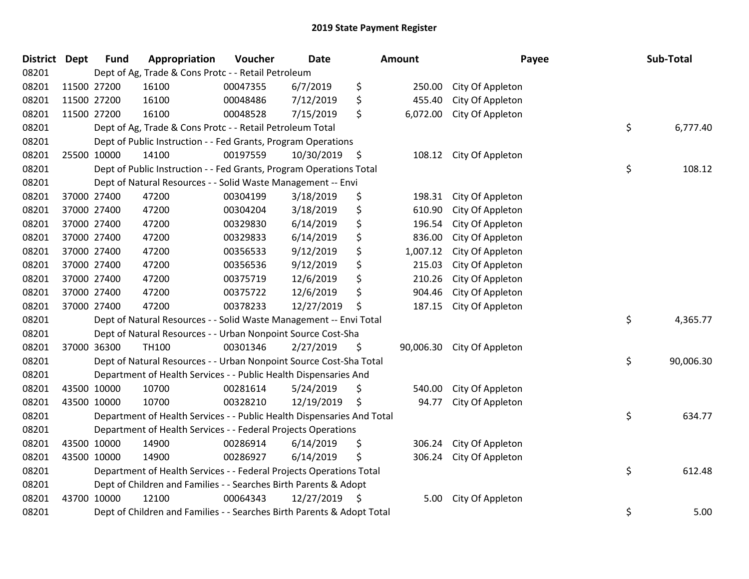# 2019 State Payment Register

| District | Dept | Fund | Appropriation | Voucher | Date | Amount | Payee | Sub-Total |
|---|---|---|---|---|---|---|---|---|
| 08201 | | Dept of Ag, Trade & Cons Protc - - Retail Petroleum | | | | | | |
| 08201 | 11500 | 27200 | 16100 | 00047355 | 6/7/2019 | $ 250.00 | City Of Appleton | |
| 08201 | 11500 | 27200 | 16100 | 00048486 | 7/12/2019 | $ 455.40 | City Of Appleton | |
| 08201 | 11500 | 27200 | 16100 | 00048528 | 7/15/2019 | $ 6,072.00 | City Of Appleton | |
| 08201 | | Dept of Ag, Trade & Cons Protc - - Retail Petroleum Total | | | | | | $ 6,777.40 |
| 08201 | | Dept of Public Instruction - - Fed Grants, Program Operations | | | | | | |
| 08201 | 25500 | 10000 | 14100 | 00197559 | 10/30/2019 | $ 108.12 | City Of Appleton | |
| 08201 | | Dept of Public Instruction - - Fed Grants, Program Operations Total | | | | | | $ 108.12 |
| 08201 | | Dept of Natural Resources - - Solid Waste Management -- Envi | | | | | | |
| 08201 | 37000 | 27400 | 47200 | 00304199 | 3/18/2019 | $ 198.31 | City Of Appleton | |
| 08201 | 37000 | 27400 | 47200 | 00304204 | 3/18/2019 | $ 610.90 | City Of Appleton | |
| 08201 | 37000 | 27400 | 47200 | 00329830 | 6/14/2019 | $ 196.54 | City Of Appleton | |
| 08201 | 37000 | 27400 | 47200 | 00329833 | 6/14/2019 | $ 836.00 | City Of Appleton | |
| 08201 | 37000 | 27400 | 47200 | 00356533 | 9/12/2019 | $ 1,007.12 | City Of Appleton | |
| 08201 | 37000 | 27400 | 47200 | 00356536 | 9/12/2019 | $ 215.03 | City Of Appleton | |
| 08201 | 37000 | 27400 | 47200 | 00375719 | 12/6/2019 | $ 210.26 | City Of Appleton | |
| 08201 | 37000 | 27400 | 47200 | 00375722 | 12/6/2019 | $ 904.46 | City Of Appleton | |
| 08201 | 37000 | 27400 | 47200 | 00378233 | 12/27/2019 | $ 187.15 | City Of Appleton | |
| 08201 | | Dept of Natural Resources - - Solid Waste Management -- Envi Total | | | | | | $ 4,365.77 |
| 08201 | | Dept of Natural Resources - - Urban Nonpoint Source Cost-Sha | | | | | | |
| 08201 | 37000 | 36300 | TH100 | 00301346 | 2/27/2019 | $ 90,006.30 | City Of Appleton | |
| 08201 | | Dept of Natural Resources - - Urban Nonpoint Source Cost-Sha Total | | | | | | $ 90,006.30 |
| 08201 | | Department of Health Services - - Public Health Dispensaries And | | | | | | |
| 08201 | 43500 | 10000 | 10700 | 00281614 | 5/24/2019 | $ 540.00 | City Of Appleton | |
| 08201 | 43500 | 10000 | 10700 | 00328210 | 12/19/2019 | $ 94.77 | City Of Appleton | |
| 08201 | | Department of Health Services - - Public Health Dispensaries And Total | | | | | | $ 634.77 |
| 08201 | | Department of Health Services - - Federal Projects Operations | | | | | | |
| 08201 | 43500 | 10000 | 14900 | 00286914 | 6/14/2019 | $ 306.24 | City Of Appleton | |
| 08201 | 43500 | 10000 | 14900 | 00286927 | 6/14/2019 | $ 306.24 | City Of Appleton | |
| 08201 | | Department of Health Services - - Federal Projects Operations Total | | | | | | $ 612.48 |
| 08201 | | Dept of Children and Families - - Searches Birth Parents & Adopt | | | | | | |
| 08201 | 43700 | 10000 | 12100 | 00064343 | 12/27/2019 | $ 5.00 | City Of Appleton | |
| 08201 | | Dept of Children and Families - - Searches Birth Parents & Adopt Total | | | | | | $ 5.00 |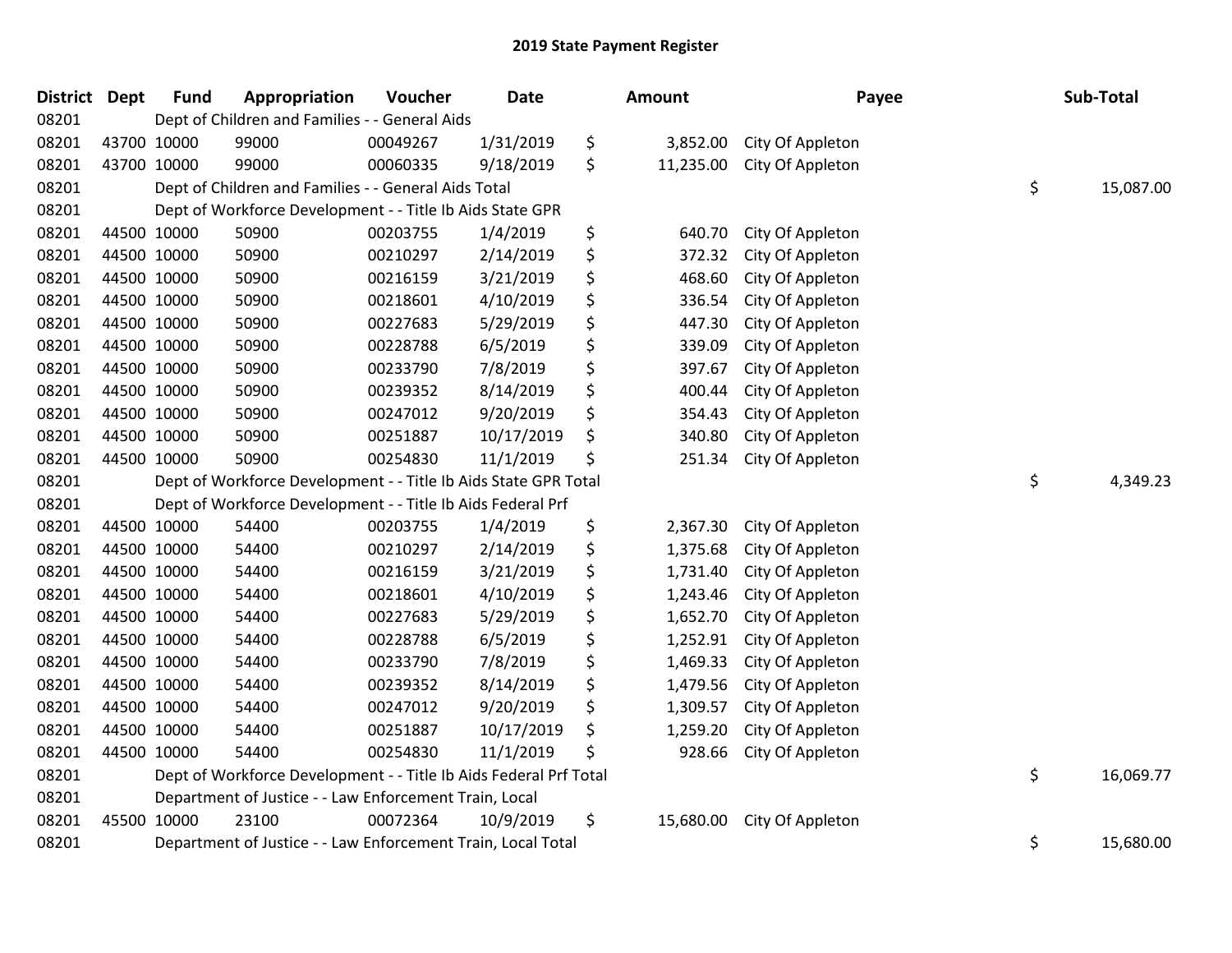# 2019 State Payment Register

| District | Dept | Fund | Appropriation | Voucher | Date | Amount | Payee | Sub-Total |
|---|---|---|---|---|---|---|---|---|
| 08201 | | Dept of Children and Families - - General Aids | | | | | | |
| 08201 | 43700 | 10000 | 99000 | 00049267 | 1/31/2019 | $ 3,852.00 | City Of Appleton | |
| 08201 | 43700 | 10000 | 99000 | 00060335 | 9/18/2019 | $ 11,235.00 | City Of Appleton | |
| 08201 | | Dept of Children and Families - - General Aids Total | | | | | | $ 15,087.00 |
| 08201 | | Dept of Workforce Development - - Title Ib Aids State GPR | | | | | | |
| 08201 | 44500 | 10000 | 50900 | 00203755 | 1/4/2019 | $ 640.70 | City Of Appleton | |
| 08201 | 44500 | 10000 | 50900 | 00210297 | 2/14/2019 | $ 372.32 | City Of Appleton | |
| 08201 | 44500 | 10000 | 50900 | 00216159 | 3/21/2019 | $ 468.60 | City Of Appleton | |
| 08201 | 44500 | 10000 | 50900 | 00218601 | 4/10/2019 | $ 336.54 | City Of Appleton | |
| 08201 | 44500 | 10000 | 50900 | 00227683 | 5/29/2019 | $ 447.30 | City Of Appleton | |
| 08201 | 44500 | 10000 | 50900 | 00228788 | 6/5/2019 | $ 339.09 | City Of Appleton | |
| 08201 | 44500 | 10000 | 50900 | 00233790 | 7/8/2019 | $ 397.67 | City Of Appleton | |
| 08201 | 44500 | 10000 | 50900 | 00239352 | 8/14/2019 | $ 400.44 | City Of Appleton | |
| 08201 | 44500 | 10000 | 50900 | 00247012 | 9/20/2019 | $ 354.43 | City Of Appleton | |
| 08201 | 44500 | 10000 | 50900 | 00251887 | 10/17/2019 | $ 340.80 | City Of Appleton | |
| 08201 | 44500 | 10000 | 50900 | 00254830 | 11/1/2019 | $ 251.34 | City Of Appleton | |
| 08201 | | Dept of Workforce Development - - Title Ib Aids State GPR Total | | | | | | $ 4,349.23 |
| 08201 | | Dept of Workforce Development - - Title Ib Aids Federal Prf | | | | | | |
| 08201 | 44500 | 10000 | 54400 | 00203755 | 1/4/2019 | $ 2,367.30 | City Of Appleton | |
| 08201 | 44500 | 10000 | 54400 | 00210297 | 2/14/2019 | $ 1,375.68 | City Of Appleton | |
| 08201 | 44500 | 10000 | 54400 | 00216159 | 3/21/2019 | $ 1,731.40 | City Of Appleton | |
| 08201 | 44500 | 10000 | 54400 | 00218601 | 4/10/2019 | $ 1,243.46 | City Of Appleton | |
| 08201 | 44500 | 10000 | 54400 | 00227683 | 5/29/2019 | $ 1,652.70 | City Of Appleton | |
| 08201 | 44500 | 10000 | 54400 | 00228788 | 6/5/2019 | $ 1,252.91 | City Of Appleton | |
| 08201 | 44500 | 10000 | 54400 | 00233790 | 7/8/2019 | $ 1,469.33 | City Of Appleton | |
| 08201 | 44500 | 10000 | 54400 | 00239352 | 8/14/2019 | $ 1,479.56 | City Of Appleton | |
| 08201 | 44500 | 10000 | 54400 | 00247012 | 9/20/2019 | $ 1,309.57 | City Of Appleton | |
| 08201 | 44500 | 10000 | 54400 | 00251887 | 10/17/2019 | $ 1,259.20 | City Of Appleton | |
| 08201 | 44500 | 10000 | 54400 | 00254830 | 11/1/2019 | $ 928.66 | City Of Appleton | |
| 08201 | | Dept of Workforce Development - - Title Ib Aids Federal Prf Total | | | | | | $ 16,069.77 |
| 08201 | | Department of Justice - - Law Enforcement Train, Local | | | | | | |
| 08201 | 45500 | 10000 | 23100 | 00072364 | 10/9/2019 | $ 15,680.00 | City Of Appleton | |
| 08201 | | Department of Justice - - Law Enforcement Train, Local Total | | | | | | $ 15,680.00 |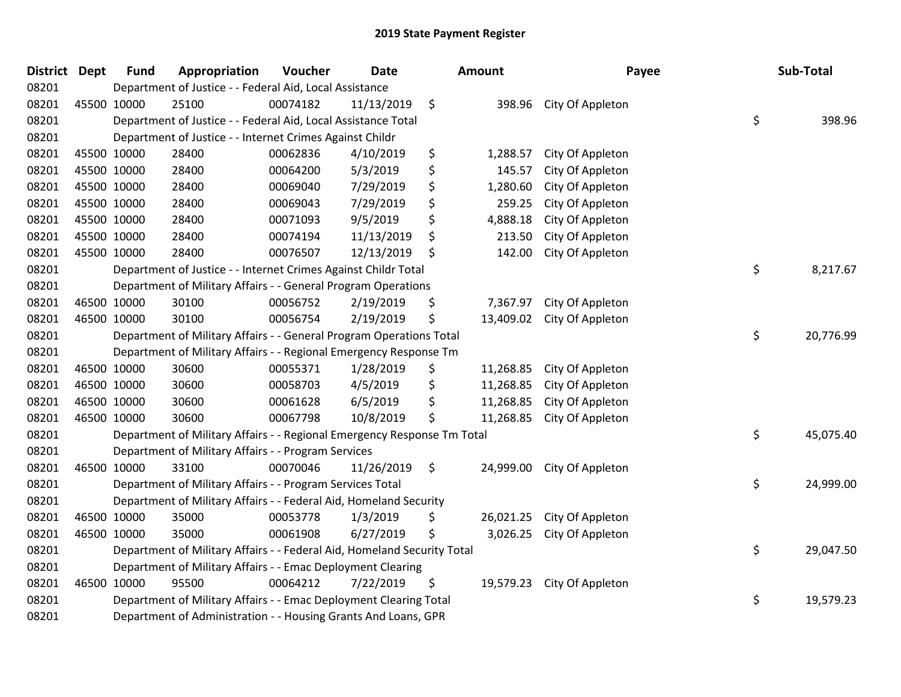## 2019 State Payment Register

| District | Dept | Fund | Appropriation | Voucher | Date | Amount | Payee | Sub-Total |
|---|---|---|---|---|---|---|---|---|
| 08201 | | Department of Justice - - Federal Aid, Local Assistance | | | | | | |
| 08201 | 45500 | 10000 | 25100 | 00074182 | 11/13/2019 | $ 398.96 | City Of Appleton | |
| 08201 | | Department of Justice - - Federal Aid, Local Assistance Total | | | | | | $ 398.96 |
| 08201 | | Department of Justice - - Internet Crimes Against Childr | | | | | | |
| 08201 | 45500 | 10000 | 28400 | 00062836 | 4/10/2019 | $ 1,288.57 | City Of Appleton | |
| 08201 | 45500 | 10000 | 28400 | 00064200 | 5/3/2019 | $ 145.57 | City Of Appleton | |
| 08201 | 45500 | 10000 | 28400 | 00069040 | 7/29/2019 | $ 1,280.60 | City Of Appleton | |
| 08201 | 45500 | 10000 | 28400 | 00069043 | 7/29/2019 | $ 259.25 | City Of Appleton | |
| 08201 | 45500 | 10000 | 28400 | 00071093 | 9/5/2019 | $ 4,888.18 | City Of Appleton | |
| 08201 | 45500 | 10000 | 28400 | 00074194 | 11/13/2019 | $ 213.50 | City Of Appleton | |
| 08201 | 45500 | 10000 | 28400 | 00076507 | 12/13/2019 | $ 142.00 | City Of Appleton | |
| 08201 | | Department of Justice - - Internet Crimes Against Childr Total | | | | | | $ 8,217.67 |
| 08201 | | Department of Military Affairs - - General Program Operations | | | | | | |
| 08201 | 46500 | 10000 | 30100 | 00056752 | 2/19/2019 | $ 7,367.97 | City Of Appleton | |
| 08201 | 46500 | 10000 | 30100 | 00056754 | 2/19/2019 | $ 13,409.02 | City Of Appleton | |
| 08201 | | Department of Military Affairs - - General Program Operations Total | | | | | | $ 20,776.99 |
| 08201 | | Department of Military Affairs - - Regional Emergency Response Tm | | | | | | |
| 08201 | 46500 | 10000 | 30600 | 00055371 | 1/28/2019 | $ 11,268.85 | City Of Appleton | |
| 08201 | 46500 | 10000 | 30600 | 00058703 | 4/5/2019 | $ 11,268.85 | City Of Appleton | |
| 08201 | 46500 | 10000 | 30600 | 00061628 | 6/5/2019 | $ 11,268.85 | City Of Appleton | |
| 08201 | 46500 | 10000 | 30600 | 00067798 | 10/8/2019 | $ 11,268.85 | City Of Appleton | |
| 08201 | | Department of Military Affairs - - Regional Emergency Response Tm Total | | | | | | $ 45,075.40 |
| 08201 | | Department of Military Affairs - - Program Services | | | | | | |
| 08201 | 46500 | 10000 | 33100 | 00070046 | 11/26/2019 | $ 24,999.00 | City Of Appleton | |
| 08201 | | Department of Military Affairs - - Program Services Total | | | | | | $ 24,999.00 |
| 08201 | | Department of Military Affairs - - Federal Aid, Homeland Security | | | | | | |
| 08201 | 46500 | 10000 | 35000 | 00053778 | 1/3/2019 | $ 26,021.25 | City Of Appleton | |
| 08201 | 46500 | 10000 | 35000 | 00061908 | 6/27/2019 | $ 3,026.25 | City Of Appleton | |
| 08201 | | Department of Military Affairs - - Federal Aid, Homeland Security Total | | | | | | $ 29,047.50 |
| 08201 | | Department of Military Affairs - - Emac Deployment Clearing | | | | | | |
| 08201 | 46500 | 10000 | 95500 | 00064212 | 7/22/2019 | $ 19,579.23 | City Of Appleton | |
| 08201 | | Department of Military Affairs - - Emac Deployment Clearing Total | | | | | | $ 19,579.23 |
| 08201 | | Department of Administration - - Housing Grants And Loans, GPR | | | | | | |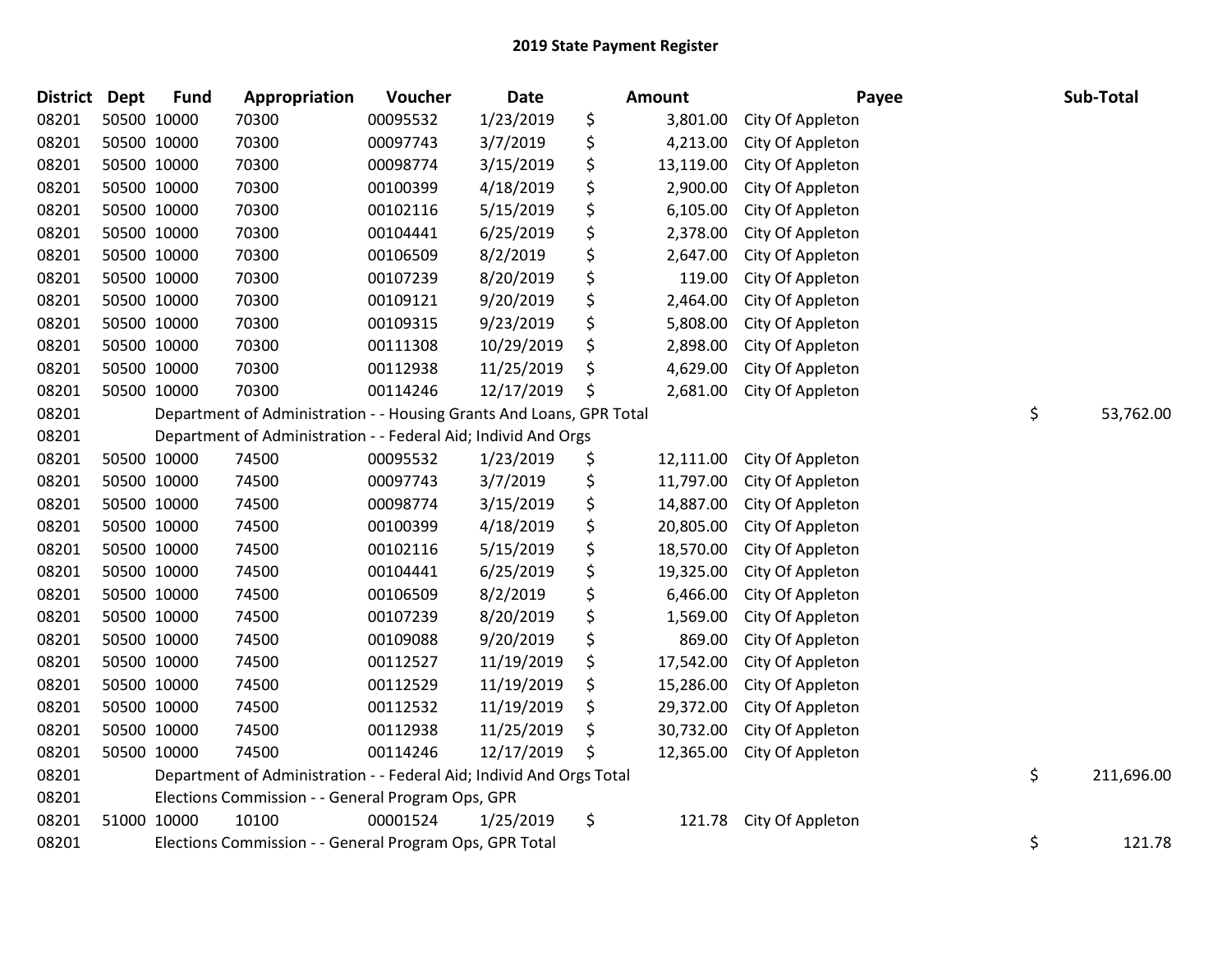# 2019 State Payment Register

| District | Dept | Fund | Appropriation | Voucher | Date | Amount | Payee | Sub-Total |
|---|---|---|---|---|---|---|---|---|
| 08201 | 50500 | 10000 | 70300 | 00095532 | 1/23/2019 | $ 3,801.00 | City Of Appleton | |
| 08201 | 50500 | 10000 | 70300 | 00097743 | 3/7/2019 | $ 4,213.00 | City Of Appleton | |
| 08201 | 50500 | 10000 | 70300 | 00098774 | 3/15/2019 | $ 13,119.00 | City Of Appleton | |
| 08201 | 50500 | 10000 | 70300 | 00100399 | 4/18/2019 | $ 2,900.00 | City Of Appleton | |
| 08201 | 50500 | 10000 | 70300 | 00102116 | 5/15/2019 | $ 6,105.00 | City Of Appleton | |
| 08201 | 50500 | 10000 | 70300 | 00104441 | 6/25/2019 | $ 2,378.00 | City Of Appleton | |
| 08201 | 50500 | 10000 | 70300 | 00106509 | 8/2/2019 | $ 2,647.00 | City Of Appleton | |
| 08201 | 50500 | 10000 | 70300 | 00107239 | 8/20/2019 | $ 119.00 | City Of Appleton | |
| 08201 | 50500 | 10000 | 70300 | 00109121 | 9/20/2019 | $ 2,464.00 | City Of Appleton | |
| 08201 | 50500 | 10000 | 70300 | 00109315 | 9/23/2019 | $ 5,808.00 | City Of Appleton | |
| 08201 | 50500 | 10000 | 70300 | 00111308 | 10/29/2019 | $ 2,898.00 | City Of Appleton | |
| 08201 | 50500 | 10000 | 70300 | 00112938 | 11/25/2019 | $ 4,629.00 | City Of Appleton | |
| 08201 | 50500 | 10000 | 70300 | 00114246 | 12/17/2019 | $ 2,681.00 | City Of Appleton | |
| 08201 | | Department of Administration - - Housing Grants And Loans, GPR Total | | | | | | $ 53,762.00 |
| 08201 | | Department of Administration - - Federal Aid; Individ And Orgs | | | | | | |
| 08201 | 50500 | 10000 | 74500 | 00095532 | 1/23/2019 | $ 12,111.00 | City Of Appleton | |
| 08201 | 50500 | 10000 | 74500 | 00097743 | 3/7/2019 | $ 11,797.00 | City Of Appleton | |
| 08201 | 50500 | 10000 | 74500 | 00098774 | 3/15/2019 | $ 14,887.00 | City Of Appleton | |
| 08201 | 50500 | 10000 | 74500 | 00100399 | 4/18/2019 | $ 20,805.00 | City Of Appleton | |
| 08201 | 50500 | 10000 | 74500 | 00102116 | 5/15/2019 | $ 18,570.00 | City Of Appleton | |
| 08201 | 50500 | 10000 | 74500 | 00104441 | 6/25/2019 | $ 19,325.00 | City Of Appleton | |
| 08201 | 50500 | 10000 | 74500 | 00106509 | 8/2/2019 | $ 6,466.00 | City Of Appleton | |
| 08201 | 50500 | 10000 | 74500 | 00107239 | 8/20/2019 | $ 1,569.00 | City Of Appleton | |
| 08201 | 50500 | 10000 | 74500 | 00109088 | 9/20/2019 | $ 869.00 | City Of Appleton | |
| 08201 | 50500 | 10000 | 74500 | 00112527 | 11/19/2019 | $ 17,542.00 | City Of Appleton | |
| 08201 | 50500 | 10000 | 74500 | 00112529 | 11/19/2019 | $ 15,286.00 | City Of Appleton | |
| 08201 | 50500 | 10000 | 74500 | 00112532 | 11/19/2019 | $ 29,372.00 | City Of Appleton | |
| 08201 | 50500 | 10000 | 74500 | 00112938 | 11/25/2019 | $ 30,732.00 | City Of Appleton | |
| 08201 | 50500 | 10000 | 74500 | 00114246 | 12/17/2019 | $ 12,365.00 | City Of Appleton | |
| 08201 | | Department of Administration - - Federal Aid; Individ And Orgs Total | | | | | | $ 211,696.00 |
| 08201 | | Elections Commission - - General Program Ops, GPR | | | | | | |
| 08201 | 51000 | 10000 | 10100 | 00001524 | 1/25/2019 | $ 121.78 | City Of Appleton | |
| 08201 | | Elections Commission - - General Program Ops, GPR Total | | | | | | $ 121.78 |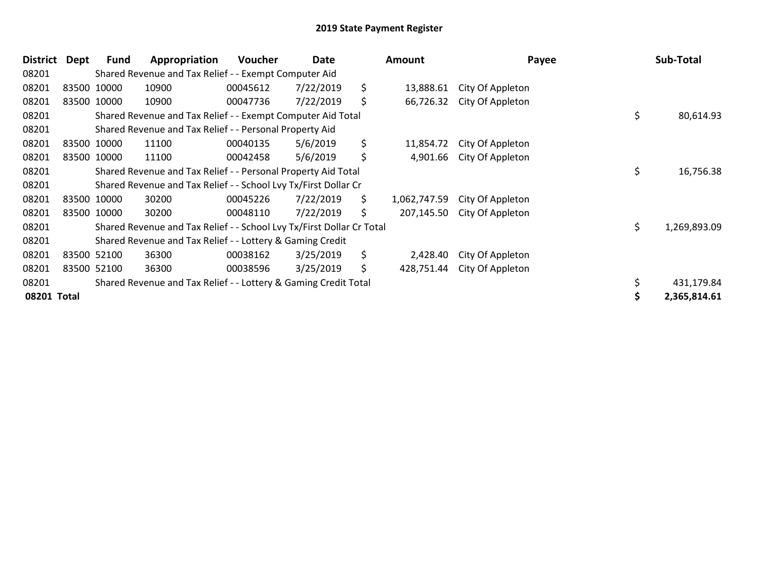# 2019 State Payment Register

| District | Dept | Fund | Appropriation | Voucher | Date | Amount | Payee | Sub-Total |
|---|---|---|---|---|---|---|---|---|
| 08201 | | Shared Revenue and Tax Relief - - Exempt Computer Aid | | | | | | |
| 08201 | 83500 | 10000 | 10900 | 00045612 | 7/22/2019 | $ 13,888.61 | City Of Appleton | |
| 08201 | 83500 | 10000 | 10900 | 00047736 | 7/22/2019 | $ 66,726.32 | City Of Appleton | |
| 08201 | | Shared Revenue and Tax Relief - - Exempt Computer Aid Total | | | | | | $ 80,614.93 |
| 08201 | | Shared Revenue and Tax Relief - - Personal Property Aid | | | | | | |
| 08201 | 83500 | 10000 | 11100 | 00040135 | 5/6/2019 | $ 11,854.72 | City Of Appleton | |
| 08201 | 83500 | 10000 | 11100 | 00042458 | 5/6/2019 | $ 4,901.66 | City Of Appleton | |
| 08201 | | Shared Revenue and Tax Relief - - Personal Property Aid Total | | | | | | $ 16,756.38 |
| 08201 | | Shared Revenue and Tax Relief - - School Lvy Tx/First Dollar Cr | | | | | | |
| 08201 | 83500 | 10000 | 30200 | 00045226 | 7/22/2019 | $ 1,062,747.59 | City Of Appleton | |
| 08201 | 83500 | 10000 | 30200 | 00048110 | 7/22/2019 | $ 207,145.50 | City Of Appleton | |
| 08201 | | Shared Revenue and Tax Relief - - School Lvy Tx/First Dollar Cr Total | | | | | | $ 1,269,893.09 |
| 08201 | | Shared Revenue and Tax Relief - - Lottery & Gaming Credit | | | | | | |
| 08201 | 83500 | 52100 | 36300 | 00038162 | 3/25/2019 | $ 2,428.40 | City Of Appleton | |
| 08201 | 83500 | 52100 | 36300 | 00038596 | 3/25/2019 | $ 428,751.44 | City Of Appleton | |
| 08201 | | Shared Revenue and Tax Relief - - Lottery & Gaming Credit Total | | | | | | $ 431,179.84 |
| **08201 Total** | | | | | | | | **$ 2,365,814.61** |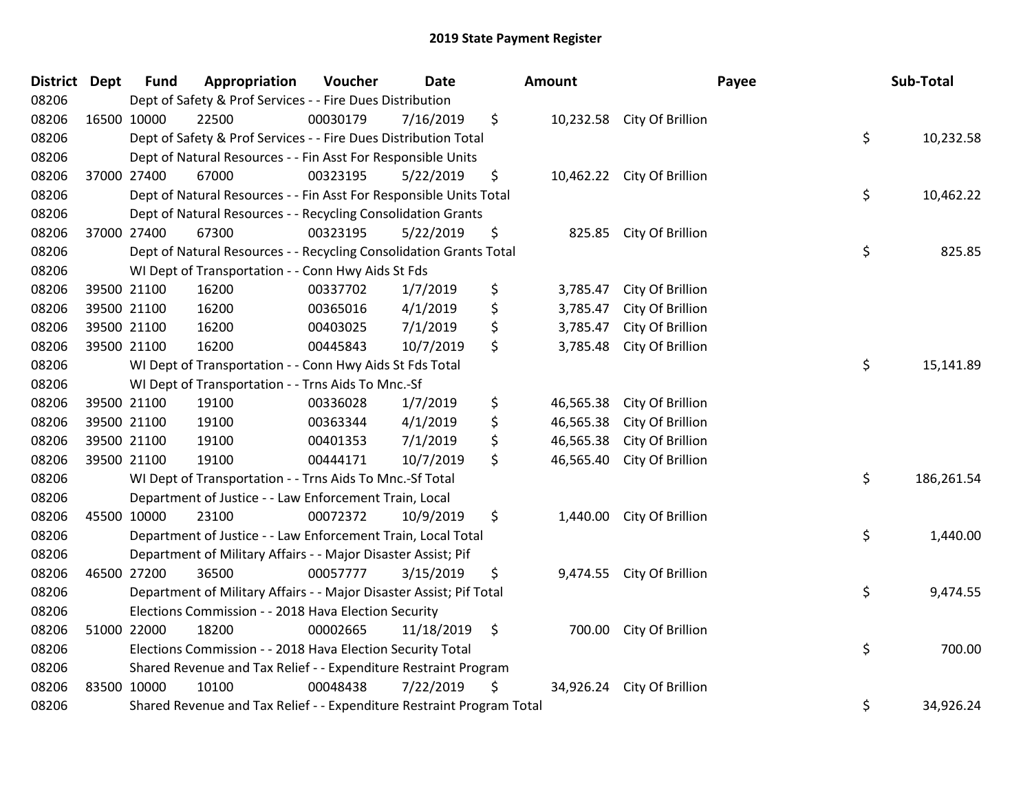# 2019 State Payment Register

| District | Dept | Fund | Appropriation | Voucher | Date | Amount | Payee | Sub-Total |
|---|---|---|---|---|---|---|---|---|
| 08206 | | Dept of Safety & Prof Services - - Fire Dues Distribution | | | | | | |
| 08206 | 16500 | 10000 | 22500 | 00030179 | 7/16/2019 | $ 10,232.58 | City Of Brillion | |
| 08206 | | Dept of Safety & Prof Services - - Fire Dues Distribution Total | | | | | | $ 10,232.58 |
| 08206 | | Dept of Natural Resources - - Fin Asst For Responsible Units | | | | | | |
| 08206 | 37000 | 27400 | 67000 | 00323195 | 5/22/2019 | $ 10,462.22 | City Of Brillion | |
| 08206 | | Dept of Natural Resources - - Fin Asst For Responsible Units Total | | | | | | $ 10,462.22 |
| 08206 | | Dept of Natural Resources - - Recycling Consolidation Grants | | | | | | |
| 08206 | 37000 | 27400 | 67300 | 00323195 | 5/22/2019 | $ 825.85 | City Of Brillion | |
| 08206 | | Dept of Natural Resources - - Recycling Consolidation Grants Total | | | | | | $ 825.85 |
| 08206 | | WI Dept of Transportation - - Conn Hwy Aids St Fds | | | | | | |
| 08206 | 39500 | 21100 | 16200 | 00337702 | 1/7/2019 | $ 3,785.47 | City Of Brillion | |
| 08206 | 39500 | 21100 | 16200 | 00365016 | 4/1/2019 | $ 3,785.47 | City Of Brillion | |
| 08206 | 39500 | 21100 | 16200 | 00403025 | 7/1/2019 | $ 3,785.47 | City Of Brillion | |
| 08206 | 39500 | 21100 | 16200 | 00445843 | 10/7/2019 | $ 3,785.48 | City Of Brillion | |
| 08206 | | WI Dept of Transportation - - Conn Hwy Aids St Fds Total | | | | | | $ 15,141.89 |
| 08206 | | WI Dept of Transportation - - Trns Aids To Mnc.-Sf | | | | | | |
| 08206 | 39500 | 21100 | 19100 | 00336028 | 1/7/2019 | $ 46,565.38 | City Of Brillion | |
| 08206 | 39500 | 21100 | 19100 | 00363344 | 4/1/2019 | $ 46,565.38 | City Of Brillion | |
| 08206 | 39500 | 21100 | 19100 | 00401353 | 7/1/2019 | $ 46,565.38 | City Of Brillion | |
| 08206 | 39500 | 21100 | 19100 | 00444171 | 10/7/2019 | $ 46,565.40 | City Of Brillion | |
| 08206 | | WI Dept of Transportation - - Trns Aids To Mnc.-Sf Total | | | | | | $ 186,261.54 |
| 08206 | | Department of Justice - - Law Enforcement Train, Local | | | | | | |
| 08206 | 45500 | 10000 | 23100 | 00072372 | 10/9/2019 | $ 1,440.00 | City Of Brillion | |
| 08206 | | Department of Justice - - Law Enforcement Train, Local Total | | | | | | $ 1,440.00 |
| 08206 | | Department of Military Affairs - - Major Disaster Assist; Pif | | | | | | |
| 08206 | 46500 | 27200 | 36500 | 00057777 | 3/15/2019 | $ 9,474.55 | City Of Brillion | |
| 08206 | | Department of Military Affairs - - Major Disaster Assist; Pif Total | | | | | | $ 9,474.55 |
| 08206 | | Elections Commission - - 2018 Hava Election Security | | | | | | |
| 08206 | 51000 | 22000 | 18200 | 00002665 | 11/18/2019 | $ 700.00 | City Of Brillion | |
| 08206 | | Elections Commission - - 2018 Hava Election Security Total | | | | | | $ 700.00 |
| 08206 | | Shared Revenue and Tax Relief - - Expenditure Restraint Program | | | | | | |
| 08206 | 83500 | 10000 | 10100 | 00048438 | 7/22/2019 | $ 34,926.24 | City Of Brillion | |
| 08206 | | Shared Revenue and Tax Relief - - Expenditure Restraint Program Total | | | | | | $ 34,926.24 |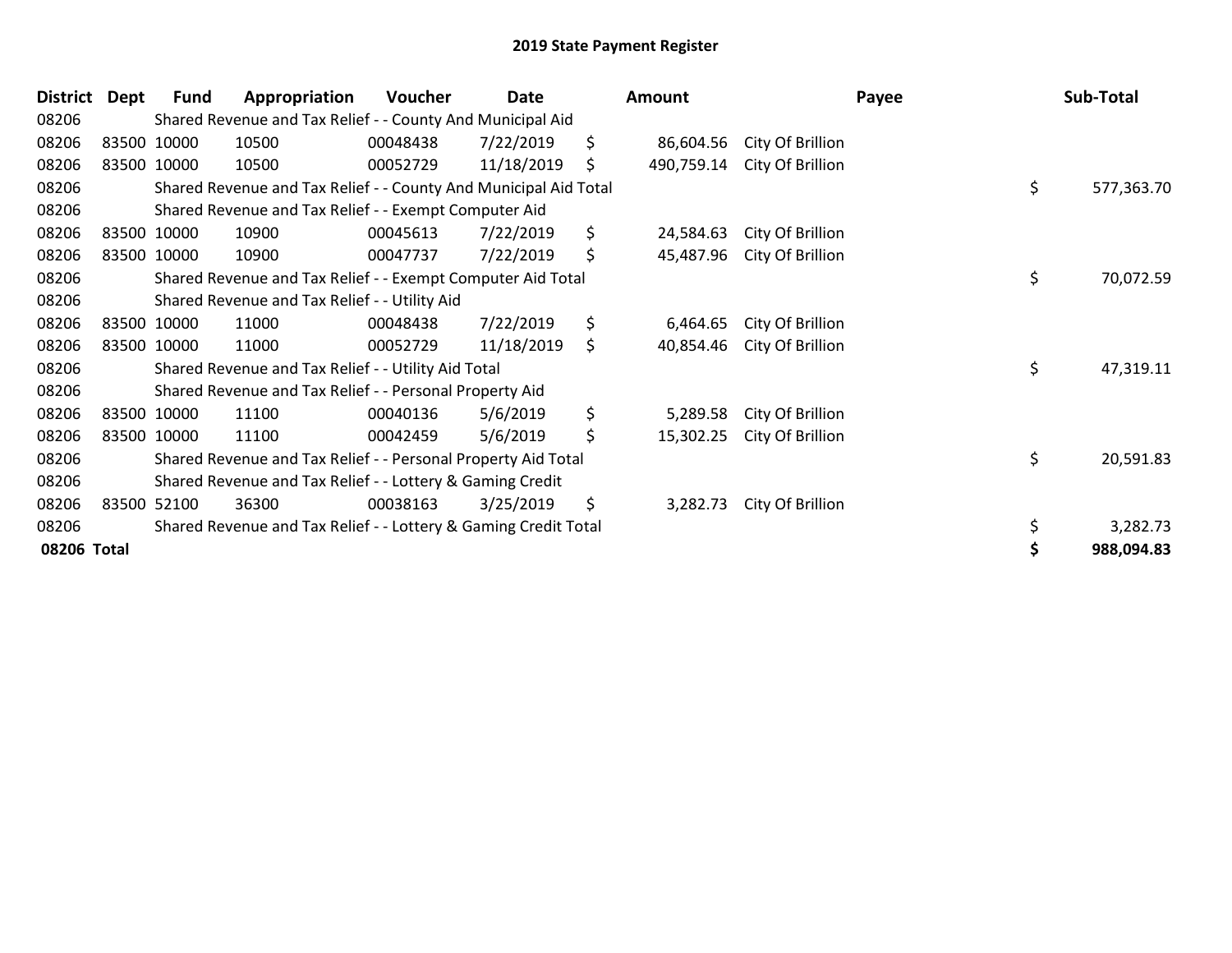# 2019 State Payment Register

| District | Dept | Fund | Appropriation | Voucher | Date | Amount | Payee | Sub-Total |
|---|---|---|---|---|---|---|---|---|
| 08206 | | Shared Revenue and Tax Relief - - County And Municipal Aid | | | | | | |
| 08206 | 83500 | 10000 | 10500 | 00048438 | 7/22/2019 | $ 86,604.56 | City Of Brillion | |
| 08206 | 83500 | 10000 | 10500 | 00052729 | 11/18/2019 | $ 490,759.14 | City Of Brillion | |
| 08206 | | Shared Revenue and Tax Relief - - County And Municipal Aid Total | | | | | | $ 577,363.70 |
| 08206 | | Shared Revenue and Tax Relief - - Exempt Computer Aid | | | | | | |
| 08206 | 83500 | 10000 | 10900 | 00045613 | 7/22/2019 | $ 24,584.63 | City Of Brillion | |
| 08206 | 83500 | 10000 | 10900 | 00047737 | 7/22/2019 | $ 45,487.96 | City Of Brillion | |
| 08206 | | Shared Revenue and Tax Relief - - Exempt Computer Aid Total | | | | | | $ 70,072.59 |
| 08206 | | Shared Revenue and Tax Relief - - Utility Aid | | | | | | |
| 08206 | 83500 | 10000 | 11000 | 00048438 | 7/22/2019 | $ 6,464.65 | City Of Brillion | |
| 08206 | 83500 | 10000 | 11000 | 00052729 | 11/18/2019 | $ 40,854.46 | City Of Brillion | |
| 08206 | | Shared Revenue and Tax Relief - - Utility Aid Total | | | | | | $ 47,319.11 |
| 08206 | | Shared Revenue and Tax Relief - - Personal Property Aid | | | | | | |
| 08206 | 83500 | 10000 | 11100 | 00040136 | 5/6/2019 | $ 5,289.58 | City Of Brillion | |
| 08206 | 83500 | 10000 | 11100 | 00042459 | 5/6/2019 | $ 15,302.25 | City Of Brillion | |
| 08206 | | Shared Revenue and Tax Relief - - Personal Property Aid Total | | | | | | $ 20,591.83 |
| 08206 | | Shared Revenue and Tax Relief - - Lottery & Gaming Credit | | | | | | |
| 08206 | 83500 | 52100 | 36300 | 00038163 | 3/25/2019 | $ 3,282.73 | City Of Brillion | |
| 08206 | | Shared Revenue and Tax Relief - - Lottery & Gaming Credit Total | | | | | | $ 3,282.73 |
| **08206 Total** | | | | | | | | **$ 988,094.83** |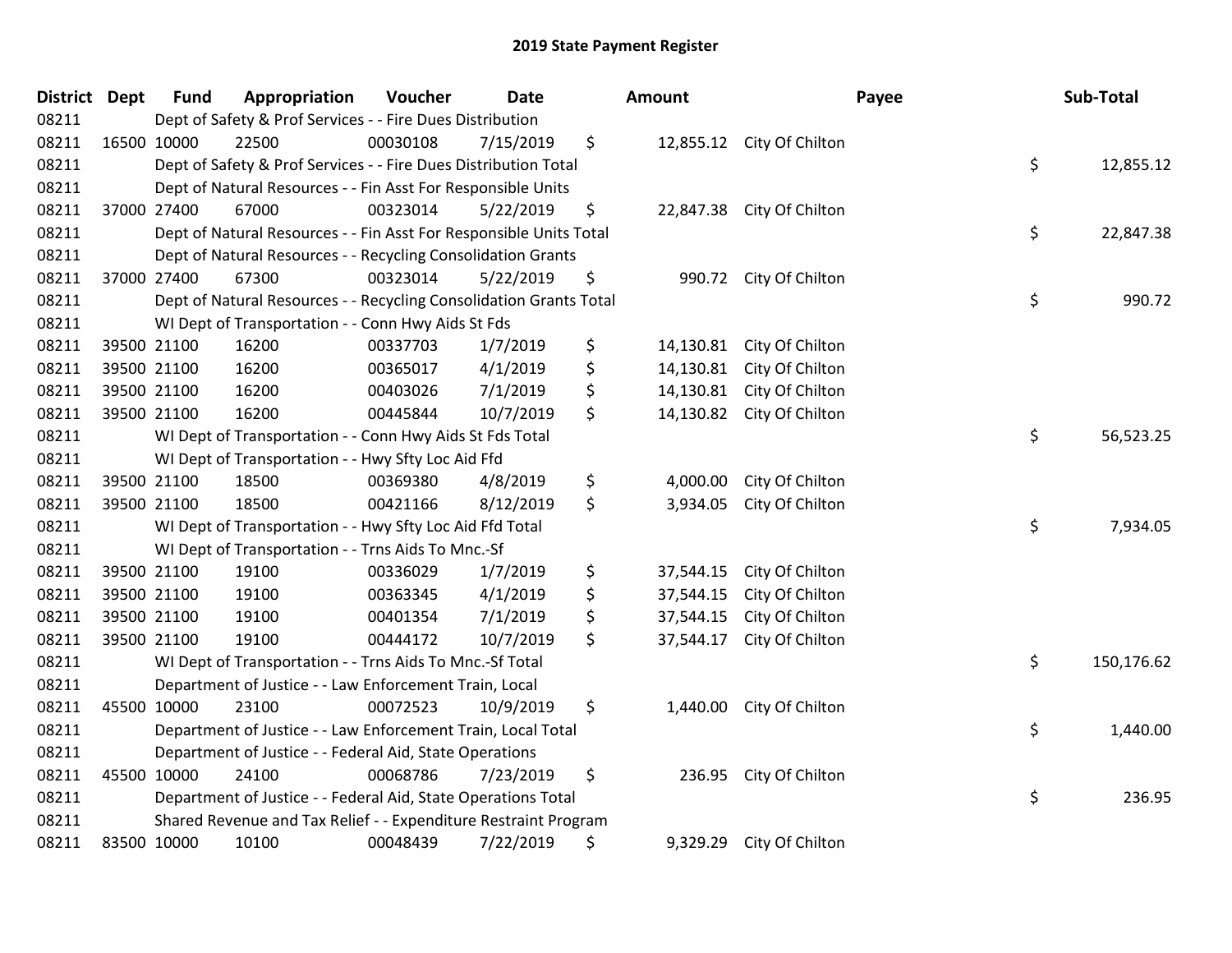# 2019 State Payment Register

| District | Dept | Fund | Appropriation | Voucher | Date | Amount | Payee | Sub-Total |
|---|---|---|---|---|---|---|---|---|
| 08211 | | Dept of Safety & Prof Services - - Fire Dues Distribution | | | | | | |
| 08211 | 16500 | 10000 | 22500 | 00030108 | 7/15/2019 | $ 12,855.12 | City Of Chilton | |
| 08211 | | Dept of Safety & Prof Services - - Fire Dues Distribution Total | | | | | | $ 12,855.12 |
| 08211 | | Dept of Natural Resources - - Fin Asst For Responsible Units | | | | | | |
| 08211 | 37000 | 27400 | 67000 | 00323014 | 5/22/2019 | $ 22,847.38 | City Of Chilton | |
| 08211 | | Dept of Natural Resources - - Fin Asst For Responsible Units Total | | | | | | $ 22,847.38 |
| 08211 | | Dept of Natural Resources - - Recycling Consolidation Grants | | | | | | |
| 08211 | 37000 | 27400 | 67300 | 00323014 | 5/22/2019 | $ 990.72 | City Of Chilton | |
| 08211 | | Dept of Natural Resources - - Recycling Consolidation Grants Total | | | | | | $ 990.72 |
| 08211 | | WI Dept of Transportation - - Conn Hwy Aids St Fds | | | | | | |
| 08211 | 39500 | 21100 | 16200 | 00337703 | 1/7/2019 | $ 14,130.81 | City Of Chilton | |
| 08211 | 39500 | 21100 | 16200 | 00365017 | 4/1/2019 | $ 14,130.81 | City Of Chilton | |
| 08211 | 39500 | 21100 | 16200 | 00403026 | 7/1/2019 | $ 14,130.81 | City Of Chilton | |
| 08211 | 39500 | 21100 | 16200 | 00445844 | 10/7/2019 | $ 14,130.82 | City Of Chilton | |
| 08211 | | WI Dept of Transportation - - Conn Hwy Aids St Fds Total | | | | | | $ 56,523.25 |
| 08211 | | WI Dept of Transportation - - Hwy Sfty Loc Aid Ffd | | | | | | |
| 08211 | 39500 | 21100 | 18500 | 00369380 | 4/8/2019 | $ 4,000.00 | City Of Chilton | |
| 08211 | 39500 | 21100 | 18500 | 00421166 | 8/12/2019 | $ 3,934.05 | City Of Chilton | |
| 08211 | | WI Dept of Transportation - - Hwy Sfty Loc Aid Ffd Total | | | | | | $ 7,934.05 |
| 08211 | | WI Dept of Transportation - - Trns Aids To Mnc.-Sf | | | | | | |
| 08211 | 39500 | 21100 | 19100 | 00336029 | 1/7/2019 | $ 37,544.15 | City Of Chilton | |
| 08211 | 39500 | 21100 | 19100 | 00363345 | 4/1/2019 | $ 37,544.15 | City Of Chilton | |
| 08211 | 39500 | 21100 | 19100 | 00401354 | 7/1/2019 | $ 37,544.15 | City Of Chilton | |
| 08211 | 39500 | 21100 | 19100 | 00444172 | 10/7/2019 | $ 37,544.17 | City Of Chilton | |
| 08211 | | WI Dept of Transportation - - Trns Aids To Mnc.-Sf Total | | | | | | $ 150,176.62 |
| 08211 | | Department of Justice - - Law Enforcement Train, Local | | | | | | |
| 08211 | 45500 | 10000 | 23100 | 00072523 | 10/9/2019 | $ 1,440.00 | City Of Chilton | |
| 08211 | | Department of Justice - - Law Enforcement Train, Local Total | | | | | | $ 1,440.00 |
| 08211 | | Department of Justice - - Federal Aid, State Operations | | | | | | |
| 08211 | 45500 | 10000 | 24100 | 00068786 | 7/23/2019 | $ 236.95 | City Of Chilton | |
| 08211 | | Department of Justice - - Federal Aid, State Operations Total | | | | | | $ 236.95 |
| 08211 | | Shared Revenue and Tax Relief - - Expenditure Restraint Program | | | | | | |
| 08211 | 83500 | 10000 | 10100 | 00048439 | 7/22/2019 | $ 9,329.29 | City Of Chilton | |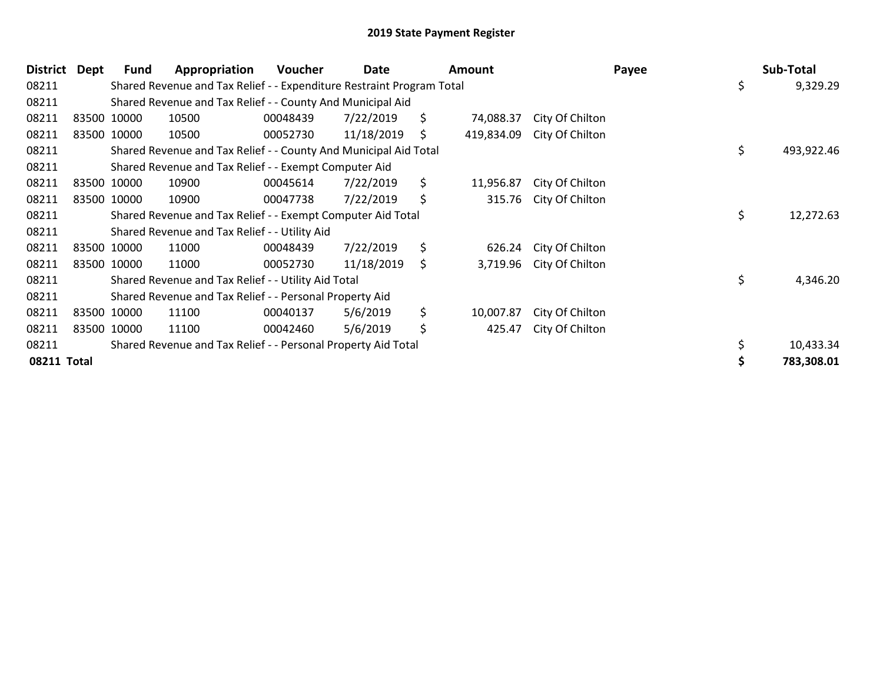# 2019 State Payment Register

| District | Dept | Fund | Appropriation | Voucher | Date | Amount | Payee | Sub-Total |
|---|---|---|---|---|---|---|---|---|
| 08211 | | Shared Revenue and Tax Relief - - Expenditure Restraint Program Total | | | | | | $ 9,329.29 |
| 08211 | | Shared Revenue and Tax Relief - - County And Municipal Aid | | | | | | |
| 08211 | 83500 | 10000 | 10500 | 00048439 | 7/22/2019 | $ 74,088.37 | City Of Chilton | |
| 08211 | 83500 | 10000 | 10500 | 00052730 | 11/18/2019 | $ 419,834.09 | City Of Chilton | |
| 08211 | | Shared Revenue and Tax Relief - - County And Municipal Aid Total | | | | | | $ 493,922.46 |
| 08211 | | Shared Revenue and Tax Relief - - Exempt Computer Aid | | | | | | |
| 08211 | 83500 | 10000 | 10900 | 00045614 | 7/22/2019 | $ 11,956.87 | City Of Chilton | |
| 08211 | 83500 | 10000 | 10900 | 00047738 | 7/22/2019 | $ 315.76 | City Of Chilton | |
| 08211 | | Shared Revenue and Tax Relief - - Exempt Computer Aid Total | | | | | | $ 12,272.63 |
| 08211 | | Shared Revenue and Tax Relief - - Utility Aid | | | | | | |
| 08211 | 83500 | 10000 | 11000 | 00048439 | 7/22/2019 | $ 626.24 | City Of Chilton | |
| 08211 | 83500 | 10000 | 11000 | 00052730 | 11/18/2019 | $ 3,719.96 | City Of Chilton | |
| 08211 | | Shared Revenue and Tax Relief - - Utility Aid Total | | | | | | $ 4,346.20 |
| 08211 | | Shared Revenue and Tax Relief - - Personal Property Aid | | | | | | |
| 08211 | 83500 | 10000 | 11100 | 00040137 | 5/6/2019 | $ 10,007.87 | City Of Chilton | |
| 08211 | 83500 | 10000 | 11100 | 00042460 | 5/6/2019 | $ 425.47 | City Of Chilton | |
| 08211 | | Shared Revenue and Tax Relief - - Personal Property Aid Total | | | | | | $ 10,433.34 |
| **08211 Total** | | | | | | | | **$ 783,308.01** |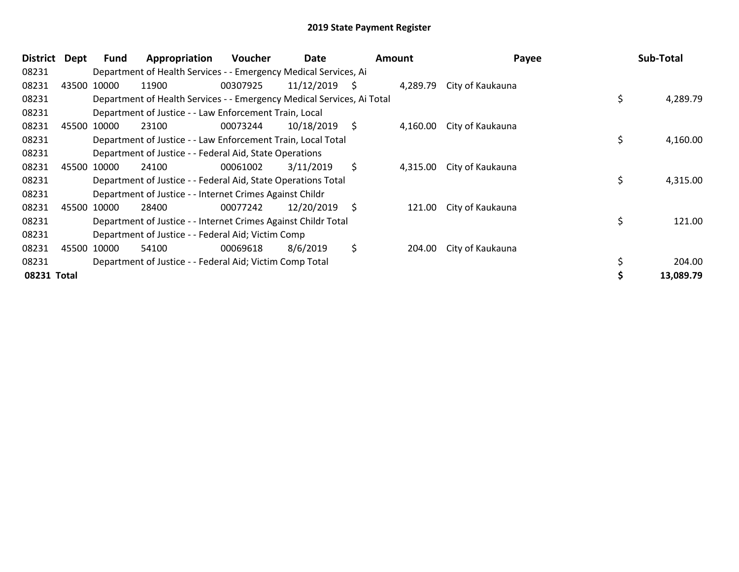# 2019 State Payment Register

| District | Dept | Fund | Appropriation | Voucher | Date | Amount | Payee | Sub-Total |
|---|---|---|---|---|---|---|---|---|
| 08231 | | Department of Health Services - - Emergency Medical Services, Ai | | | | | | |
| 08231 | 43500 | 10000 | 11900 | 00307925 | 11/12/2019 | $ 4,289.79 | City of Kaukauna | |
| 08231 | | Department of Health Services - - Emergency Medical Services, Ai Total | | | | | | $ 4,289.79 |
| 08231 | | Department of Justice - - Law Enforcement Train, Local | | | | | | |
| 08231 | 45500 | 10000 | 23100 | 00073244 | 10/18/2019 | $ 4,160.00 | City of Kaukauna | |
| 08231 | | Department of Justice - - Law Enforcement Train, Local Total | | | | | | $ 4,160.00 |
| 08231 | | Department of Justice - - Federal Aid, State Operations | | | | | | |
| 08231 | 45500 | 10000 | 24100 | 00061002 | 3/11/2019 | $ 4,315.00 | City of Kaukauna | |
| 08231 | | Department of Justice - - Federal Aid, State Operations Total | | | | | | $ 4,315.00 |
| 08231 | | Department of Justice - - Internet Crimes Against Childr | | | | | | |
| 08231 | 45500 | 10000 | 28400 | 00077242 | 12/20/2019 | $ 121.00 | City of Kaukauna | |
| 08231 | | Department of Justice - - Internet Crimes Against Childr Total | | | | | | $ 121.00 |
| 08231 | | Department of Justice - - Federal Aid; Victim Comp | | | | | | |
| 08231 | 45500 | 10000 | 54100 | 00069618 | 8/6/2019 | $ 204.00 | City of Kaukauna | |
| 08231 | | Department of Justice - - Federal Aid; Victim Comp Total | | | | | | $ 204.00 |
| **08231 Total** | | | | | | | | **$ 13,089.79** |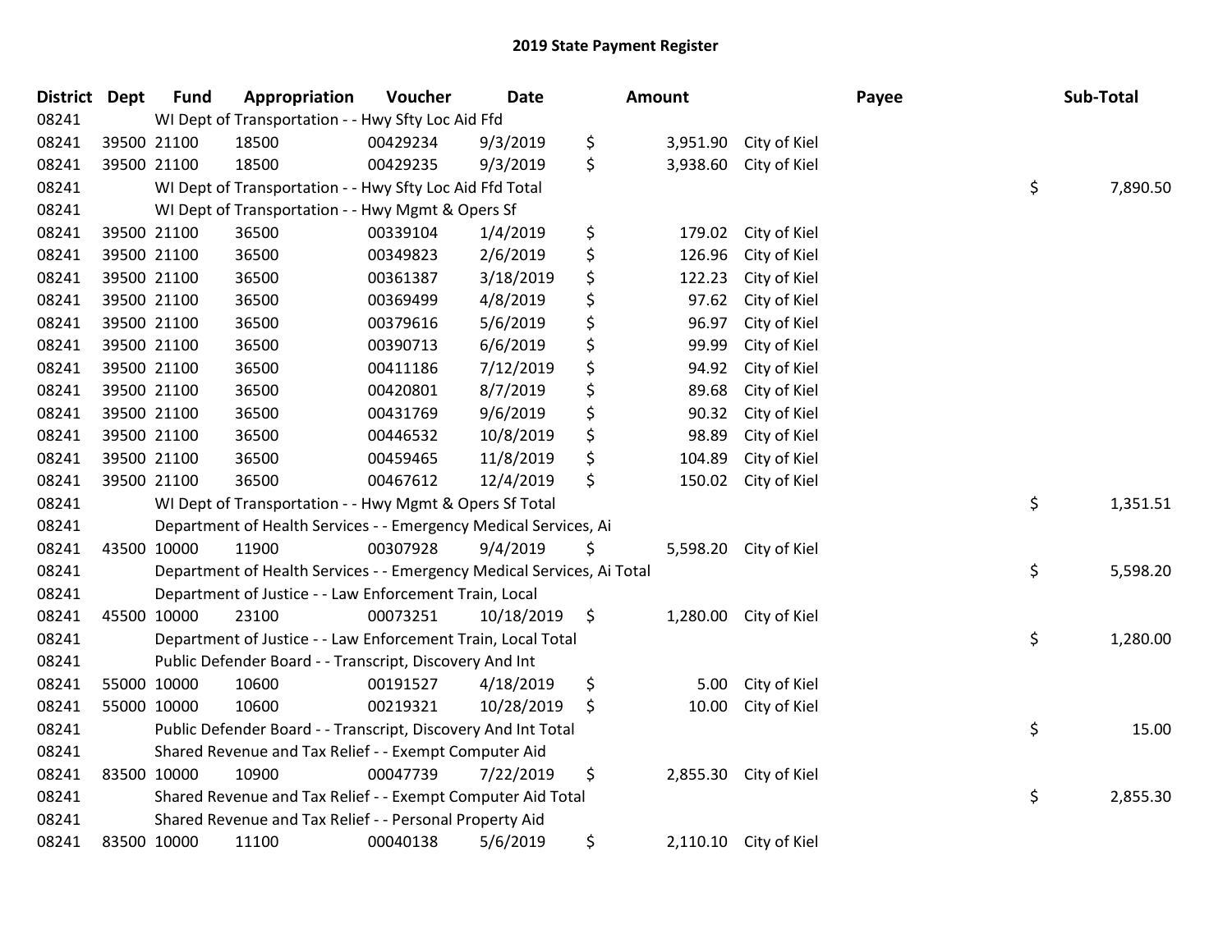# 2019 State Payment Register

| District | Dept | Fund | Appropriation | Voucher | Date | Amount | Payee | Sub-Total |
|---|---|---|---|---|---|---|---|---|
| 08241 | | WI Dept of Transportation - - Hwy Sfty Loc Aid Ffd | | | | | | |
| 08241 | 39500 | 21100 | 18500 | 00429234 | 9/3/2019 | $ 3,951.90 | City of Kiel | |
| 08241 | 39500 | 21100 | 18500 | 00429235 | 9/3/2019 | $ 3,938.60 | City of Kiel | |
| 08241 | | WI Dept of Transportation - - Hwy Sfty Loc Aid Ffd Total | | | | | | $ 7,890.50 |
| 08241 | | WI Dept of Transportation - - Hwy Mgmt & Opers Sf | | | | | | |
| 08241 | 39500 | 21100 | 36500 | 00339104 | 1/4/2019 | $ 179.02 | City of Kiel | |
| 08241 | 39500 | 21100 | 36500 | 00349823 | 2/6/2019 | $ 126.96 | City of Kiel | |
| 08241 | 39500 | 21100 | 36500 | 00361387 | 3/18/2019 | $ 122.23 | City of Kiel | |
| 08241 | 39500 | 21100 | 36500 | 00369499 | 4/8/2019 | $ 97.62 | City of Kiel | |
| 08241 | 39500 | 21100 | 36500 | 00379616 | 5/6/2019 | $ 96.97 | City of Kiel | |
| 08241 | 39500 | 21100 | 36500 | 00390713 | 6/6/2019 | $ 99.99 | City of Kiel | |
| 08241 | 39500 | 21100 | 36500 | 00411186 | 7/12/2019 | $ 94.92 | City of Kiel | |
| 08241 | 39500 | 21100 | 36500 | 00420801 | 8/7/2019 | $ 89.68 | City of Kiel | |
| 08241 | 39500 | 21100 | 36500 | 00431769 | 9/6/2019 | $ 90.32 | City of Kiel | |
| 08241 | 39500 | 21100 | 36500 | 00446532 | 10/8/2019 | $ 98.89 | City of Kiel | |
| 08241 | 39500 | 21100 | 36500 | 00459465 | 11/8/2019 | $ 104.89 | City of Kiel | |
| 08241 | 39500 | 21100 | 36500 | 00467612 | 12/4/2019 | $ 150.02 | City of Kiel | |
| 08241 | | WI Dept of Transportation - - Hwy Mgmt & Opers Sf Total | | | | | | $ 1,351.51 |
| 08241 | | Department of Health Services - - Emergency Medical Services, Ai | | | | | | |
| 08241 | 43500 | 10000 | 11900 | 00307928 | 9/4/2019 | $ 5,598.20 | City of Kiel | |
| 08241 | | Department of Health Services - - Emergency Medical Services, Ai Total | | | | | | $ 5,598.20 |
| 08241 | | Department of Justice - - Law Enforcement Train, Local | | | | | | |
| 08241 | 45500 | 10000 | 23100 | 00073251 | 10/18/2019 | $ 1,280.00 | City of Kiel | |
| 08241 | | Department of Justice - - Law Enforcement Train, Local Total | | | | | | $ 1,280.00 |
| 08241 | | Public Defender Board - - Transcript, Discovery And Int | | | | | | |
| 08241 | 55000 | 10000 | 10600 | 00191527 | 4/18/2019 | $ 5.00 | City of Kiel | |
| 08241 | 55000 | 10000 | 10600 | 00219321 | 10/28/2019 | $ 10.00 | City of Kiel | |
| 08241 | | Public Defender Board - - Transcript, Discovery And Int Total | | | | | | $ 15.00 |
| 08241 | | Shared Revenue and Tax Relief - - Exempt Computer Aid | | | | | | |
| 08241 | 83500 | 10000 | 10900 | 00047739 | 7/22/2019 | $ 2,855.30 | City of Kiel | |
| 08241 | | Shared Revenue and Tax Relief - - Exempt Computer Aid Total | | | | | | $ 2,855.30 |
| 08241 | | Shared Revenue and Tax Relief - - Personal Property Aid | | | | | | |
| 08241 | 83500 | 10000 | 11100 | 00040138 | 5/6/2019 | $ 2,110.10 | City of Kiel | |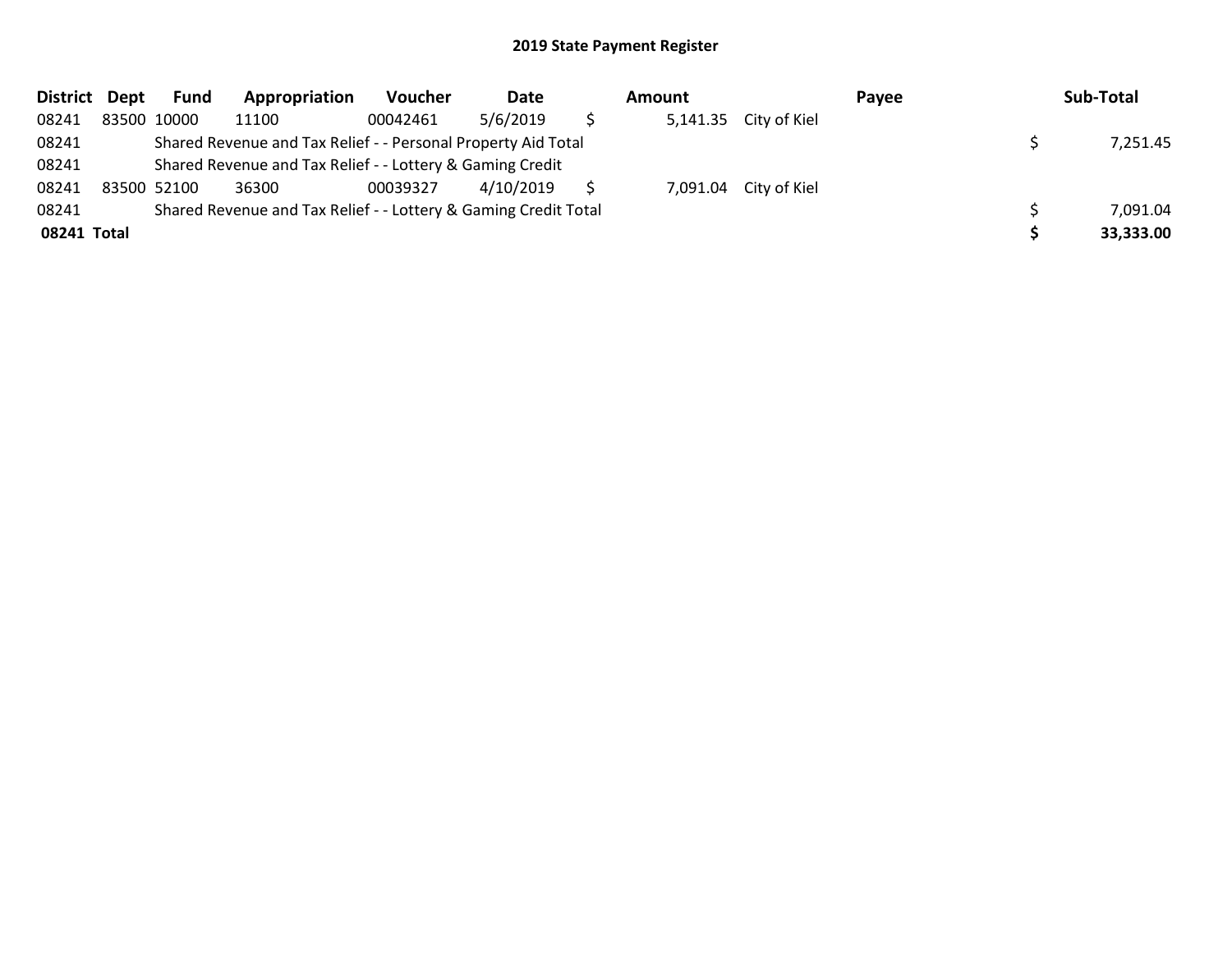## 2019 State Payment Register

| District | Dept | Fund | Appropriation | Voucher | Date | Amount | Payee | Sub-Total |
|---|---|---|---|---|---|---|---|---|
| 08241 | 83500 | 10000 | 11100 | 00042461 | 5/6/2019 | $ 5,141.35 | City of Kiel | |
| 08241 | | Shared Revenue and Tax Relief - - Personal Property Aid Total | | | | | | $ 7,251.45 |
| 08241 | | Shared Revenue and Tax Relief - - Lottery & Gaming Credit | | | | | | |
| 08241 | 83500 | 52100 | 36300 | 00039327 | 4/10/2019 | $ 7,091.04 | City of Kiel | |
| 08241 | | Shared Revenue and Tax Relief - - Lottery & Gaming Credit Total | | | | | | $ 7,091.04 |
| **08241 Total** | | | | | | | | **$ 33,333.00** |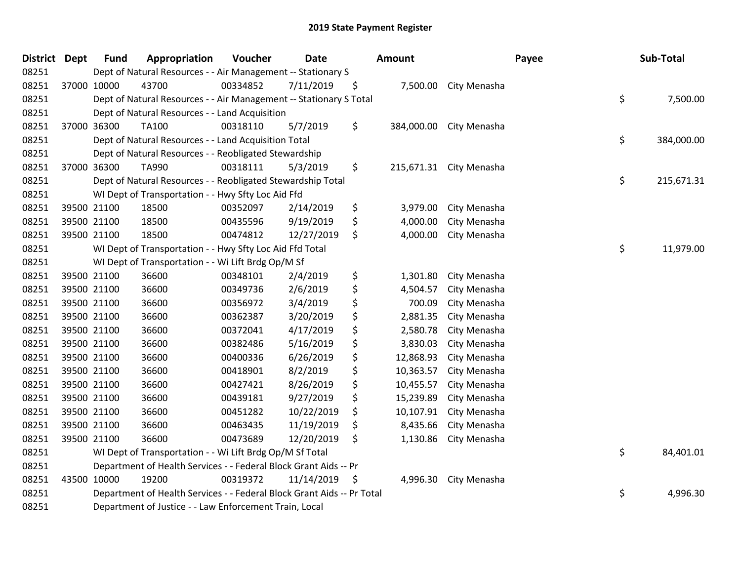# 2019 State Payment Register

| District | Dept | Fund | Appropriation | Voucher | Date | Amount | Payee | Sub-Total |
|---|---|---|---|---|---|---|---|---|
| 08251 | | Dept of Natural Resources - - Air Management -- Stationary S | | | | | | |
| 08251 | 37000 | 10000 | 43700 | 00334852 | 7/11/2019 | $ 7,500.00 | City Menasha | |
| 08251 | | Dept of Natural Resources - - Air Management -- Stationary S Total | | | | | | $ 7,500.00 |
| 08251 | | Dept of Natural Resources - - Land Acquisition | | | | | | |
| 08251 | 37000 | 36300 | TA100 | 00318110 | 5/7/2019 | $ 384,000.00 | City Menasha | |
| 08251 | | Dept of Natural Resources - - Land Acquisition Total | | | | | | $ 384,000.00 |
| 08251 | | Dept of Natural Resources - - Reobligated Stewardship | | | | | | |
| 08251 | 37000 | 36300 | TA990 | 00318111 | 5/3/2019 | $ 215,671.31 | City Menasha | |
| 08251 | | Dept of Natural Resources - - Reobligated Stewardship Total | | | | | | $ 215,671.31 |
| 08251 | | WI Dept of Transportation - - Hwy Sfty Loc Aid Ffd | | | | | | |
| 08251 | 39500 | 21100 | 18500 | 00352097 | 2/14/2019 | $ 3,979.00 | City Menasha | |
| 08251 | 39500 | 21100 | 18500 | 00435596 | 9/19/2019 | $ 4,000.00 | City Menasha | |
| 08251 | 39500 | 21100 | 18500 | 00474812 | 12/27/2019 | $ 4,000.00 | City Menasha | |
| 08251 | | WI Dept of Transportation - - Hwy Sfty Loc Aid Ffd Total | | | | | | $ 11,979.00 |
| 08251 | | WI Dept of Transportation - - Wi Lift Brdg Op/M Sf | | | | | | |
| 08251 | 39500 | 21100 | 36600 | 00348101 | 2/4/2019 | $ 1,301.80 | City Menasha | |
| 08251 | 39500 | 21100 | 36600 | 00349736 | 2/6/2019 | $ 4,504.57 | City Menasha | |
| 08251 | 39500 | 21100 | 36600 | 00356972 | 3/4/2019 | $ 700.09 | City Menasha | |
| 08251 | 39500 | 21100 | 36600 | 00362387 | 3/20/2019 | $ 2,881.35 | City Menasha | |
| 08251 | 39500 | 21100 | 36600 | 00372041 | 4/17/2019 | $ 2,580.78 | City Menasha | |
| 08251 | 39500 | 21100 | 36600 | 00382486 | 5/16/2019 | $ 3,830.03 | City Menasha | |
| 08251 | 39500 | 21100 | 36600 | 00400336 | 6/26/2019 | $ 12,868.93 | City Menasha | |
| 08251 | 39500 | 21100 | 36600 | 00418901 | 8/2/2019 | $ 10,363.57 | City Menasha | |
| 08251 | 39500 | 21100 | 36600 | 00427421 | 8/26/2019 | $ 10,455.57 | City Menasha | |
| 08251 | 39500 | 21100 | 36600 | 00439181 | 9/27/2019 | $ 15,239.89 | City Menasha | |
| 08251 | 39500 | 21100 | 36600 | 00451282 | 10/22/2019 | $ 10,107.91 | City Menasha | |
| 08251 | 39500 | 21100 | 36600 | 00463435 | 11/19/2019 | $ 8,435.66 | City Menasha | |
| 08251 | 39500 | 21100 | 36600 | 00473689 | 12/20/2019 | $ 1,130.86 | City Menasha | |
| 08251 | | WI Dept of Transportation - - Wi Lift Brdg Op/M Sf Total | | | | | | $ 84,401.01 |
| 08251 | | Department of Health Services - - Federal Block Grant Aids -- Pr | | | | | | |
| 08251 | 43500 | 10000 | 19200 | 00319372 | 11/14/2019 | $ 4,996.30 | City Menasha | |
| 08251 | | Department of Health Services - - Federal Block Grant Aids -- Pr Total | | | | | | $ 4,996.30 |
| 08251 | | Department of Justice - - Law Enforcement Train, Local | | | | | | |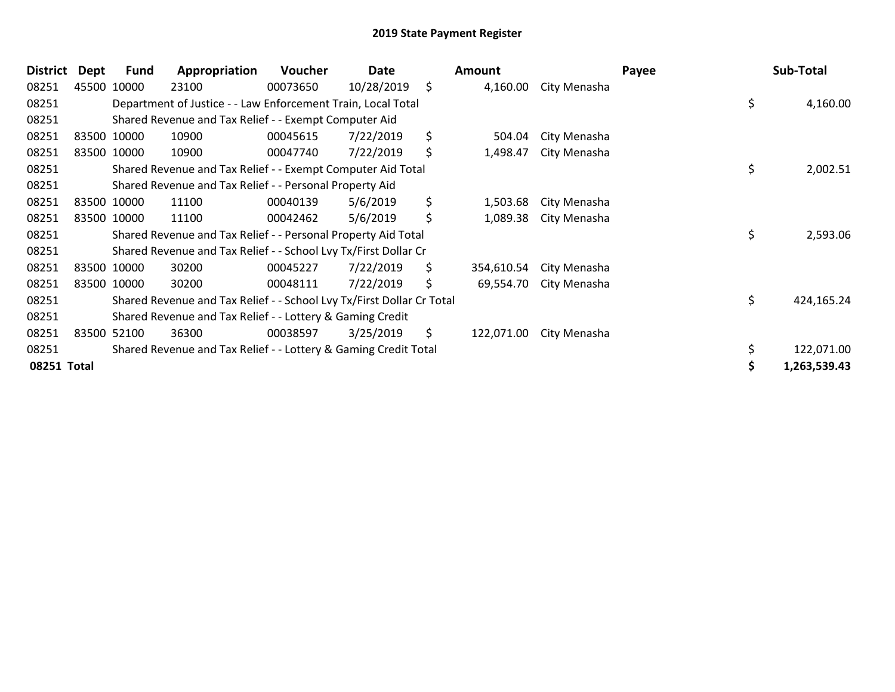# 2019 State Payment Register

| District | Dept | Fund | Appropriation | Voucher | Date | Amount | Payee | Sub-Total |
|---|---|---|---|---|---|---|---|---|
| 08251 | 45500 | 10000 | 23100 | 00073650 | 10/28/2019 | $ 4,160.00 | City Menasha | |
| 08251 | | Department of Justice - - Law Enforcement Train, Local Total | | | | | | $ 4,160.00 |
| 08251 | | Shared Revenue and Tax Relief - - Exempt Computer Aid | | | | | | |
| 08251 | 83500 | 10000 | 10900 | 00045615 | 7/22/2019 | $ 504.04 | City Menasha | |
| 08251 | 83500 | 10000 | 10900 | 00047740 | 7/22/2019 | $ 1,498.47 | City Menasha | |
| 08251 | | Shared Revenue and Tax Relief - - Exempt Computer Aid Total | | | | | | $ 2,002.51 |
| 08251 | | Shared Revenue and Tax Relief - - Personal Property Aid | | | | | | |
| 08251 | 83500 | 10000 | 11100 | 00040139 | 5/6/2019 | $ 1,503.68 | City Menasha | |
| 08251 | 83500 | 10000 | 11100 | 00042462 | 5/6/2019 | $ 1,089.38 | City Menasha | |
| 08251 | | Shared Revenue and Tax Relief - - Personal Property Aid Total | | | | | | $ 2,593.06 |
| 08251 | | Shared Revenue and Tax Relief - - School Lvy Tx/First Dollar Cr | | | | | | |
| 08251 | 83500 | 10000 | 30200 | 00045227 | 7/22/2019 | $ 354,610.54 | City Menasha | |
| 08251 | 83500 | 10000 | 30200 | 00048111 | 7/22/2019 | $ 69,554.70 | City Menasha | |
| 08251 | | Shared Revenue and Tax Relief - - School Lvy Tx/First Dollar Cr Total | | | | | | $ 424,165.24 |
| 08251 | | Shared Revenue and Tax Relief - - Lottery & Gaming Credit | | | | | | |
| 08251 | 83500 | 52100 | 36300 | 00038597 | 3/25/2019 | $ 122,071.00 | City Menasha | |
| 08251 | | Shared Revenue and Tax Relief - - Lottery & Gaming Credit Total | | | | | | $ 122,071.00 |
| **08251 Total** | | | | | | | | **$ 1,263,539.43** |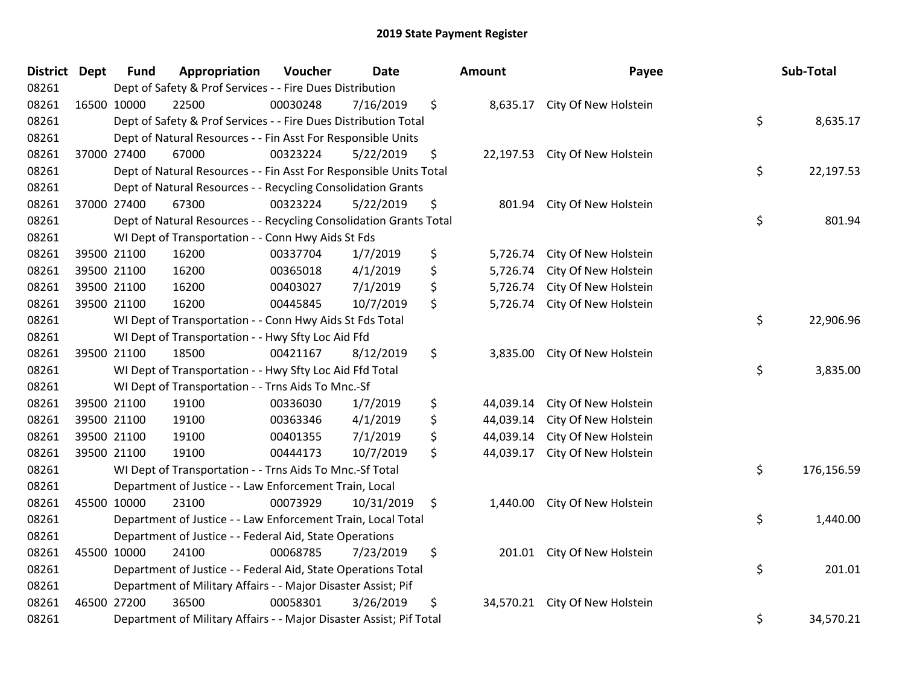# 2019 State Payment Register

| District | Dept | Fund | Appropriation | Voucher | Date | Amount | Payee | Sub-Total |
|---|---|---|---|---|---|---|---|---|
| 08261 | | Dept of Safety & Prof Services - - Fire Dues Distribution | | | | | | |
| 08261 | 16500 | 10000 | 22500 | 00030248 | 7/16/2019 | $ 8,635.17 | City Of New Holstein | |
| 08261 | | Dept of Safety & Prof Services - - Fire Dues Distribution Total | | | | | | $ 8,635.17 |
| 08261 | | Dept of Natural Resources - - Fin Asst For Responsible Units | | | | | | |
| 08261 | 37000 | 27400 | 67000 | 00323224 | 5/22/2019 | $ 22,197.53 | City Of New Holstein | |
| 08261 | | Dept of Natural Resources - - Fin Asst For Responsible Units Total | | | | | | $ 22,197.53 |
| 08261 | | Dept of Natural Resources - - Recycling Consolidation Grants | | | | | | |
| 08261 | 37000 | 27400 | 67300 | 00323224 | 5/22/2019 | $ 801.94 | City Of New Holstein | |
| 08261 | | Dept of Natural Resources - - Recycling Consolidation Grants Total | | | | | | $ 801.94 |
| 08261 | | WI Dept of Transportation - - Conn Hwy Aids St Fds | | | | | | |
| 08261 | 39500 | 21100 | 16200 | 00337704 | 1/7/2019 | $ 5,726.74 | City Of New Holstein | |
| 08261 | 39500 | 21100 | 16200 | 00365018 | 4/1/2019 | $ 5,726.74 | City Of New Holstein | |
| 08261 | 39500 | 21100 | 16200 | 00403027 | 7/1/2019 | $ 5,726.74 | City Of New Holstein | |
| 08261 | 39500 | 21100 | 16200 | 00445845 | 10/7/2019 | $ 5,726.74 | City Of New Holstein | |
| 08261 | | WI Dept of Transportation - - Conn Hwy Aids St Fds Total | | | | | | $ 22,906.96 |
| 08261 | | WI Dept of Transportation - - Hwy Sfty Loc Aid Ffd | | | | | | |
| 08261 | 39500 | 21100 | 18500 | 00421167 | 8/12/2019 | $ 3,835.00 | City Of New Holstein | |
| 08261 | | WI Dept of Transportation - - Hwy Sfty Loc Aid Ffd Total | | | | | | $ 3,835.00 |
| 08261 | | WI Dept of Transportation - - Trns Aids To Mnc.-Sf | | | | | | |
| 08261 | 39500 | 21100 | 19100 | 00336030 | 1/7/2019 | $ 44,039.14 | City Of New Holstein | |
| 08261 | 39500 | 21100 | 19100 | 00363346 | 4/1/2019 | $ 44,039.14 | City Of New Holstein | |
| 08261 | 39500 | 21100 | 19100 | 00401355 | 7/1/2019 | $ 44,039.14 | City Of New Holstein | |
| 08261 | 39500 | 21100 | 19100 | 00444173 | 10/7/2019 | $ 44,039.17 | City Of New Holstein | |
| 08261 | | WI Dept of Transportation - - Trns Aids To Mnc.-Sf Total | | | | | | $ 176,156.59 |
| 08261 | | Department of Justice - - Law Enforcement Train, Local | | | | | | |
| 08261 | 45500 | 10000 | 23100 | 00073929 | 10/31/2019 | $ 1,440.00 | City Of New Holstein | |
| 08261 | | Department of Justice - - Law Enforcement Train, Local Total | | | | | | $ 1,440.00 |
| 08261 | | Department of Justice - - Federal Aid, State Operations | | | | | | |
| 08261 | 45500 | 10000 | 24100 | 00068785 | 7/23/2019 | $ 201.01 | City Of New Holstein | |
| 08261 | | Department of Justice - - Federal Aid, State Operations Total | | | | | | $ 201.01 |
| 08261 | | Department of Military Affairs - - Major Disaster Assist; Pif | | | | | | |
| 08261 | 46500 | 27200 | 36500 | 00058301 | 3/26/2019 | $ 34,570.21 | City Of New Holstein | |
| 08261 | | Department of Military Affairs - - Major Disaster Assist; Pif Total | | | | | | $ 34,570.21 |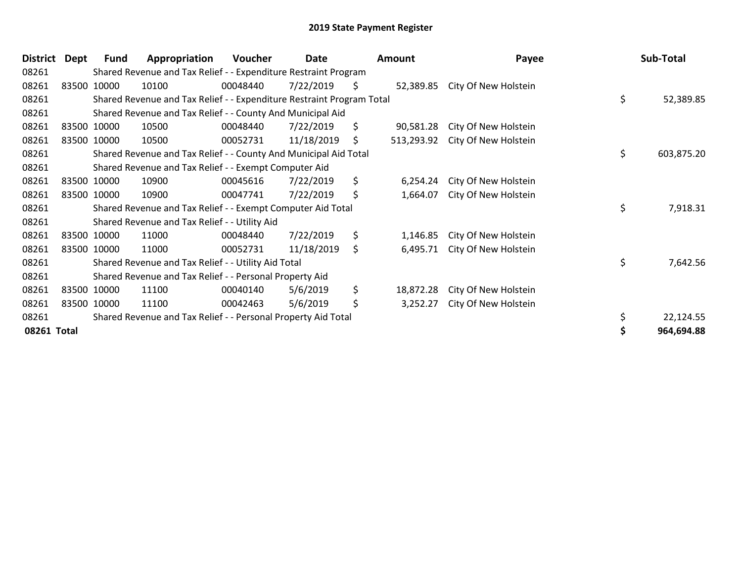# 2019 State Payment Register

| District | Dept | Fund | Appropriation | Voucher | Date | Amount | Payee | Sub-Total |
|---|---|---|---|---|---|---|---|---|
| 08261 | | Shared Revenue and Tax Relief - - Expenditure Restraint Program | | | | | | |
| 08261 | 83500 | 10000 | 10100 | 00048440 | 7/22/2019 | $ 52,389.85 | City Of New Holstein | |
| 08261 | | Shared Revenue and Tax Relief - - Expenditure Restraint Program Total | | | | | | $ 52,389.85 |
| 08261 | | Shared Revenue and Tax Relief - - County And Municipal Aid | | | | | | |
| 08261 | 83500 | 10000 | 10500 | 00048440 | 7/22/2019 | $ 90,581.28 | City Of New Holstein | |
| 08261 | 83500 | 10000 | 10500 | 00052731 | 11/18/2019 | $ 513,293.92 | City Of New Holstein | |
| 08261 | | Shared Revenue and Tax Relief - - County And Municipal Aid Total | | | | | | $ 603,875.20 |
| 08261 | | Shared Revenue and Tax Relief - - Exempt Computer Aid | | | | | | |
| 08261 | 83500 | 10000 | 10900 | 00045616 | 7/22/2019 | $ 6,254.24 | City Of New Holstein | |
| 08261 | 83500 | 10000 | 10900 | 00047741 | 7/22/2019 | $ 1,664.07 | City Of New Holstein | |
| 08261 | | Shared Revenue and Tax Relief - - Exempt Computer Aid Total | | | | | | $ 7,918.31 |
| 08261 | | Shared Revenue and Tax Relief - - Utility Aid | | | | | | |
| 08261 | 83500 | 10000 | 11000 | 00048440 | 7/22/2019 | $ 1,146.85 | City Of New Holstein | |
| 08261 | 83500 | 10000 | 11000 | 00052731 | 11/18/2019 | $ 6,495.71 | City Of New Holstein | |
| 08261 | | Shared Revenue and Tax Relief - - Utility Aid Total | | | | | | $ 7,642.56 |
| 08261 | | Shared Revenue and Tax Relief - - Personal Property Aid | | | | | | |
| 08261 | 83500 | 10000 | 11100 | 00040140 | 5/6/2019 | $ 18,872.28 | City Of New Holstein | |
| 08261 | 83500 | 10000 | 11100 | 00042463 | 5/6/2019 | $ 3,252.27 | City Of New Holstein | |
| 08261 | | Shared Revenue and Tax Relief - - Personal Property Aid Total | | | | | | $ 22,124.55 |
| **08261 Total** | | | | | | | | **$ 964,694.88** |